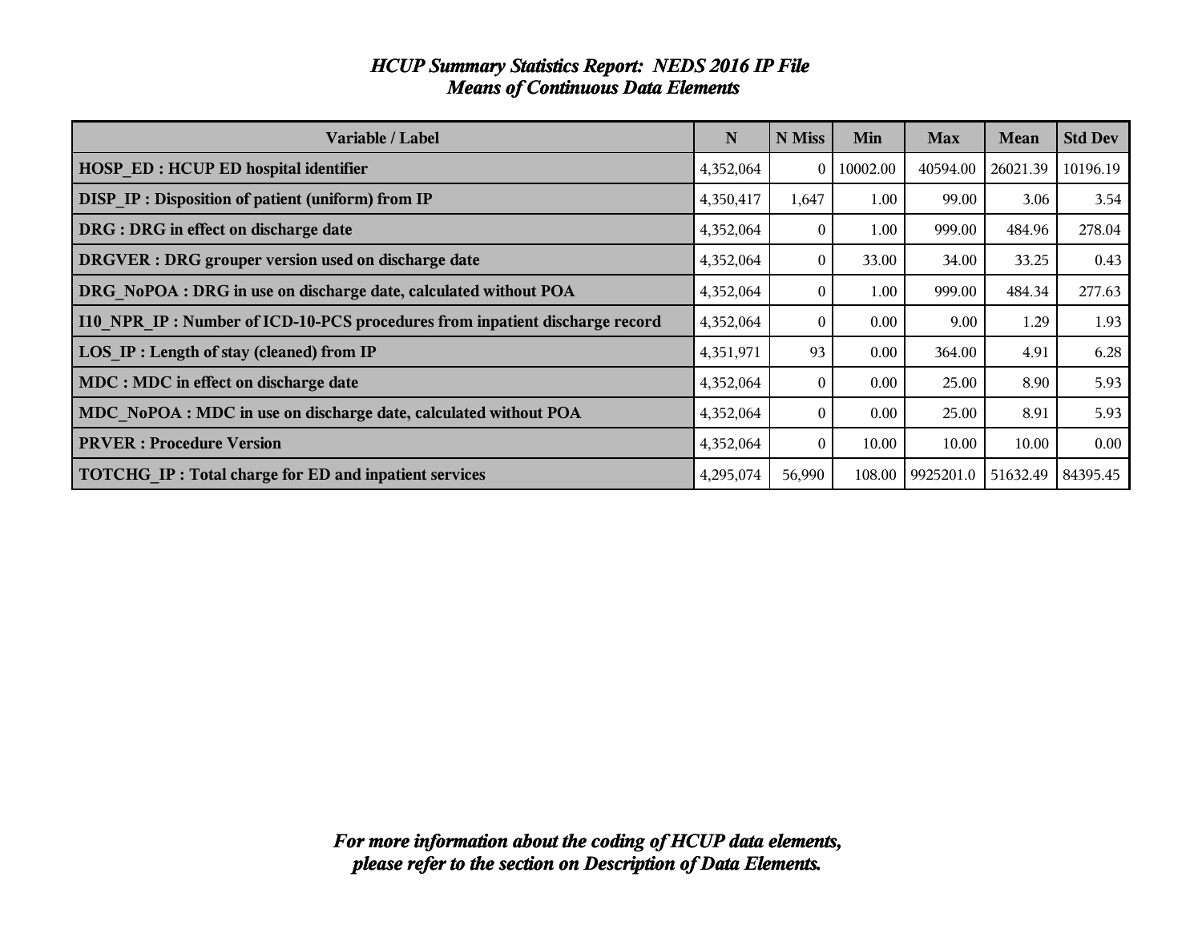# *HCUP Summary Statistics Report: NEDS 2016 IP File*
## *Means of Continuous Data Elements*

| Variable / Label | N | N Miss | Min | Max | Mean | Std Dev |
|---|---|---|---|---|---|---|
| **HOSP_ED : HCUP ED hospital identifier** | 4,352,064 | 0 | 10002.00 | 40594.00 | 26021.39 | 10196.19 |
| **DISP_IP : Disposition of patient (uniform) from IP** | 4,350,417 | 1,647 | 1.00 | 99.00 | 3.06 | 3.54 |
| **DRG : DRG in effect on discharge date** | 4,352,064 | 0 | 1.00 | 999.00 | 484.96 | 278.04 |
| **DRGVER : DRG grouper version used on discharge date** | 4,352,064 | 0 | 33.00 | 34.00 | 33.25 | 0.43 |
| **DRG_NoPOA : DRG in use on discharge date, calculated without POA** | 4,352,064 | 0 | 1.00 | 999.00 | 484.34 | 277.63 |
| **I10_NPR_IP : Number of ICD-10-PCS procedures from inpatient discharge record** | 4,352,064 | 0 | 0.00 | 9.00 | 1.29 | 1.93 |
| **LOS_IP : Length of stay (cleaned) from IP** | 4,351,971 | 93 | 0.00 | 364.00 | 4.91 | 6.28 |
| **MDC : MDC in effect on discharge date** | 4,352,064 | 0 | 0.00 | 25.00 | 8.90 | 5.93 |
| **MDC_NoPOA : MDC in use on discharge date, calculated without POA** | 4,352,064 | 0 | 0.00 | 25.00 | 8.91 | 5.93 |
| **PRVER : Procedure Version** | 4,352,064 | 0 | 10.00 | 10.00 | 10.00 | 0.00 |
| **TOTCHG_IP : Total charge for ED and inpatient services** | 4,295,074 | 56,990 | 108.00 | 9925201.0 | 51632.49 | 84395.45 |

***For more information about the coding of HCUP data elements, please refer to the section on Description of Data Elements.***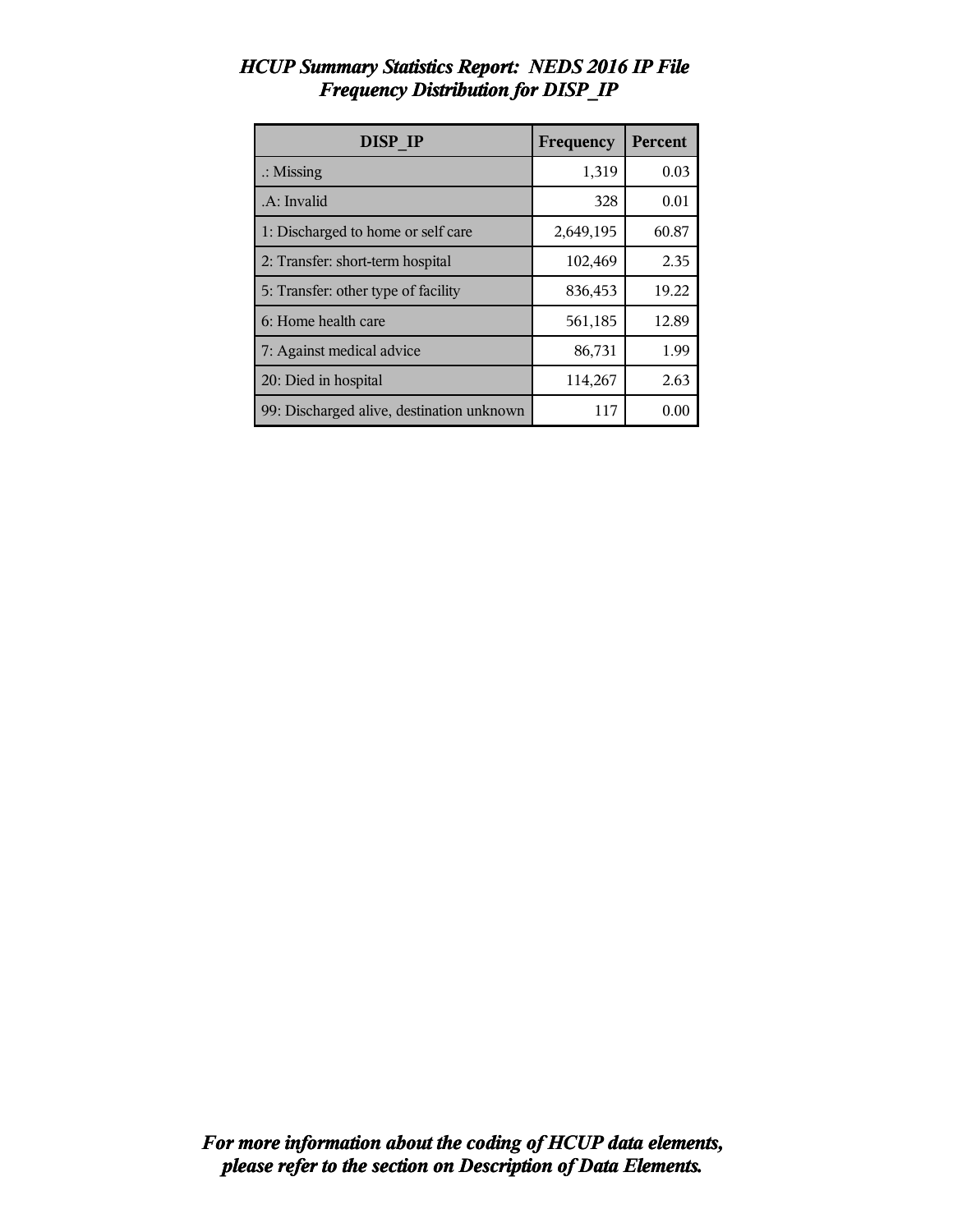# *HCUP Summary Statistics Report: NEDS 2016 IP File*
## *Frequency Distribution for DISP_IP*

| DISP_IP | Frequency | Percent |
|---|---|---|
| .: Missing | 1,319 | 0.03 |
| .A: Invalid | 328 | 0.01 |
| 1: Discharged to home or self care | 2,649,195 | 60.87 |
| 2: Transfer: short-term hospital | 102,469 | 2.35 |
| 5: Transfer: other type of facility | 836,453 | 19.22 |
| 6: Home health care | 561,185 | 12.89 |
| 7: Against medical advice | 86,731 | 1.99 |
| 20: Died in hospital | 114,267 | 2.63 |
| 99: Discharged alive, destination unknown | 117 | 0.00 |

***For more information about the coding of HCUP data elements, please refer to the section on Description of Data Elements.***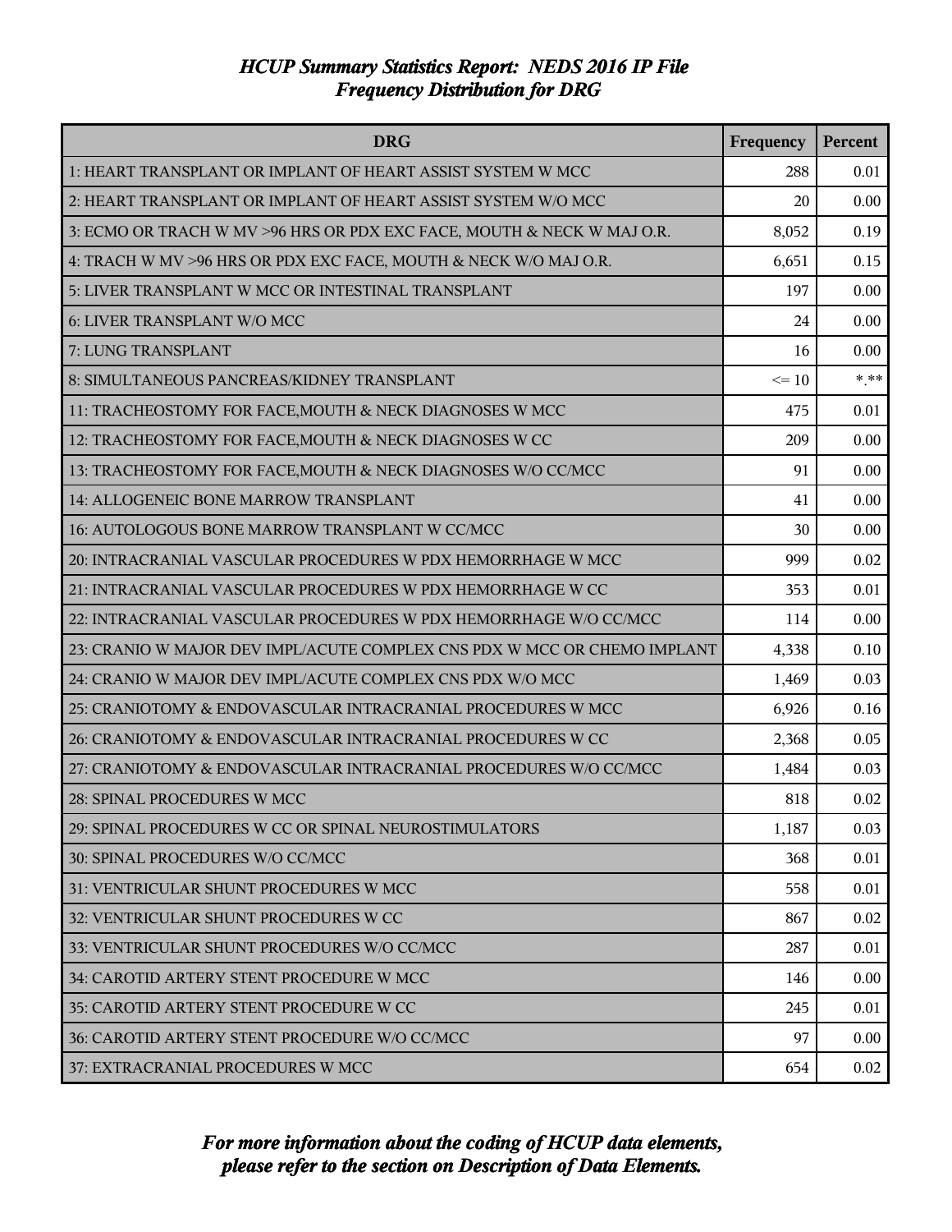# *HCUP Summary Statistics Report: NEDS 2016 IP File*
## *Frequency Distribution for DRG*

| DRG | Frequency | Percent |
|---|---|---|
| 1: HEART TRANSPLANT OR IMPLANT OF HEART ASSIST SYSTEM W MCC | 288 | 0.01 |
| 2: HEART TRANSPLANT OR IMPLANT OF HEART ASSIST SYSTEM W/O MCC | 20 | 0.00 |
| 3: ECMO OR TRACH W MV >96 HRS OR PDX EXC FACE, MOUTH & NECK W MAJ O.R. | 8,052 | 0.19 |
| 4: TRACH W MV >96 HRS OR PDX EXC FACE, MOUTH & NECK W/O MAJ O.R. | 6,651 | 0.15 |
| 5: LIVER TRANSPLANT W MCC OR INTESTINAL TRANSPLANT | 197 | 0.00 |
| 6: LIVER TRANSPLANT W/O MCC | 24 | 0.00 |
| 7: LUNG TRANSPLANT | 16 | 0.00 |
| 8: SIMULTANEOUS PANCREAS/KIDNEY TRANSPLANT | <= 10 | *.** |
| 11: TRACHEOSTOMY FOR FACE,MOUTH & NECK DIAGNOSES W MCC | 475 | 0.01 |
| 12: TRACHEOSTOMY FOR FACE,MOUTH & NECK DIAGNOSES W CC | 209 | 0.00 |
| 13: TRACHEOSTOMY FOR FACE,MOUTH & NECK DIAGNOSES W/O CC/MCC | 91 | 0.00 |
| 14: ALLOGENEIC BONE MARROW TRANSPLANT | 41 | 0.00 |
| 16: AUTOLOGOUS BONE MARROW TRANSPLANT W CC/MCC | 30 | 0.00 |
| 20: INTRACRANIAL VASCULAR PROCEDURES W PDX HEMORRHAGE W MCC | 999 | 0.02 |
| 21: INTRACRANIAL VASCULAR PROCEDURES W PDX HEMORRHAGE W CC | 353 | 0.01 |
| 22: INTRACRANIAL VASCULAR PROCEDURES W PDX HEMORRHAGE W/O CC/MCC | 114 | 0.00 |
| 23: CRANIO W MAJOR DEV IMPL/ACUTE COMPLEX CNS PDX W MCC OR CHEMO IMPLANT | 4,338 | 0.10 |
| 24: CRANIO W MAJOR DEV IMPL/ACUTE COMPLEX CNS PDX W/O MCC | 1,469 | 0.03 |
| 25: CRANIOTOMY & ENDOVASCULAR INTRACRANIAL PROCEDURES W MCC | 6,926 | 0.16 |
| 26: CRANIOTOMY & ENDOVASCULAR INTRACRANIAL PROCEDURES W CC | 2,368 | 0.05 |
| 27: CRANIOTOMY & ENDOVASCULAR INTRACRANIAL PROCEDURES W/O CC/MCC | 1,484 | 0.03 |
| 28: SPINAL PROCEDURES W MCC | 818 | 0.02 |
| 29: SPINAL PROCEDURES W CC OR SPINAL NEUROSTIMULATORS | 1,187 | 0.03 |
| 30: SPINAL PROCEDURES W/O CC/MCC | 368 | 0.01 |
| 31: VENTRICULAR SHUNT PROCEDURES W MCC | 558 | 0.01 |
| 32: VENTRICULAR SHUNT PROCEDURES W CC | 867 | 0.02 |
| 33: VENTRICULAR SHUNT PROCEDURES W/O CC/MCC | 287 | 0.01 |
| 34: CAROTID ARTERY STENT PROCEDURE W MCC | 146 | 0.00 |
| 35: CAROTID ARTERY STENT PROCEDURE W CC | 245 | 0.01 |
| 36: CAROTID ARTERY STENT PROCEDURE W/O CC/MCC | 97 | 0.00 |
| 37: EXTRACRANIAL PROCEDURES W MCC | 654 | 0.02 |

*For more information about the coding of HCUP data elements, please refer to the section on Description of Data Elements.*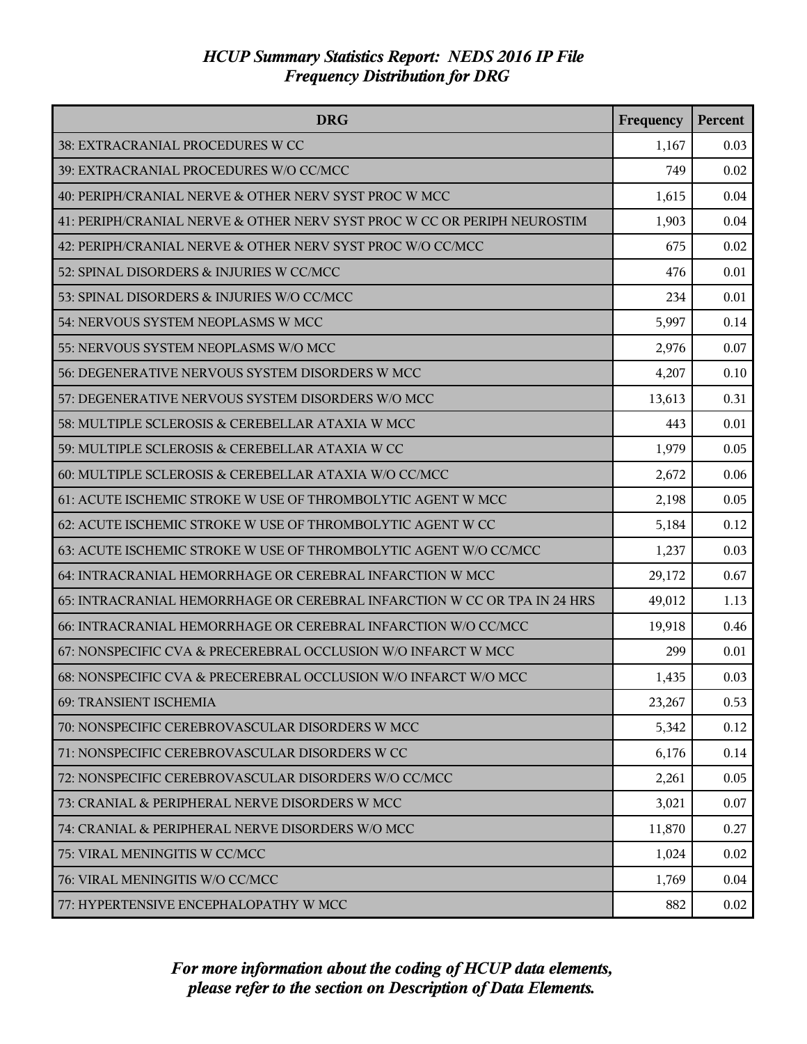*HCUP Summary Statistics Report: NEDS 2016 IP File*
*Frequency Distribution for DRG*

| DRG | Frequency | Percent |
|---|---|---|
| 38: EXTRACRANIAL PROCEDURES W CC | 1,167 | 0.03 |
| 39: EXTRACRANIAL PROCEDURES W/O CC/MCC | 749 | 0.02 |
| 40: PERIPH/CRANIAL NERVE & OTHER NERV SYST PROC W MCC | 1,615 | 0.04 |
| 41: PERIPH/CRANIAL NERVE & OTHER NERV SYST PROC W CC OR PERIPH NEUROSTIM | 1,903 | 0.04 |
| 42: PERIPH/CRANIAL NERVE & OTHER NERV SYST PROC W/O CC/MCC | 675 | 0.02 |
| 52: SPINAL DISORDERS & INJURIES W CC/MCC | 476 | 0.01 |
| 53: SPINAL DISORDERS & INJURIES W/O CC/MCC | 234 | 0.01 |
| 54: NERVOUS SYSTEM NEOPLASMS W MCC | 5,997 | 0.14 |
| 55: NERVOUS SYSTEM NEOPLASMS W/O MCC | 2,976 | 0.07 |
| 56: DEGENERATIVE NERVOUS SYSTEM DISORDERS W MCC | 4,207 | 0.10 |
| 57: DEGENERATIVE NERVOUS SYSTEM DISORDERS W/O MCC | 13,613 | 0.31 |
| 58: MULTIPLE SCLEROSIS & CEREBELLAR ATAXIA W MCC | 443 | 0.01 |
| 59: MULTIPLE SCLEROSIS & CEREBELLAR ATAXIA W CC | 1,979 | 0.05 |
| 60: MULTIPLE SCLEROSIS & CEREBELLAR ATAXIA W/O CC/MCC | 2,672 | 0.06 |
| 61: ACUTE ISCHEMIC STROKE W USE OF THROMBOLYTIC AGENT W MCC | 2,198 | 0.05 |
| 62: ACUTE ISCHEMIC STROKE W USE OF THROMBOLYTIC AGENT W CC | 5,184 | 0.12 |
| 63: ACUTE ISCHEMIC STROKE W USE OF THROMBOLYTIC AGENT W/O CC/MCC | 1,237 | 0.03 |
| 64: INTRACRANIAL HEMORRHAGE OR CEREBRAL INFARCTION W MCC | 29,172 | 0.67 |
| 65: INTRACRANIAL HEMORRHAGE OR CEREBRAL INFARCTION W CC OR TPA IN 24 HRS | 49,012 | 1.13 |
| 66: INTRACRANIAL HEMORRHAGE OR CEREBRAL INFARCTION W/O CC/MCC | 19,918 | 0.46 |
| 67: NONSPECIFIC CVA & PRECEREBRAL OCCLUSION W/O INFARCT W MCC | 299 | 0.01 |
| 68: NONSPECIFIC CVA & PRECEREBRAL OCCLUSION W/O INFARCT W/O MCC | 1,435 | 0.03 |
| 69: TRANSIENT ISCHEMIA | 23,267 | 0.53 |
| 70: NONSPECIFIC CEREBROVASCULAR DISORDERS W MCC | 5,342 | 0.12 |
| 71: NONSPECIFIC CEREBROVASCULAR DISORDERS W CC | 6,176 | 0.14 |
| 72: NONSPECIFIC CEREBROVASCULAR DISORDERS W/O CC/MCC | 2,261 | 0.05 |
| 73: CRANIAL & PERIPHERAL NERVE DISORDERS W MCC | 3,021 | 0.07 |
| 74: CRANIAL & PERIPHERAL NERVE DISORDERS W/O MCC | 11,870 | 0.27 |
| 75: VIRAL MENINGITIS W CC/MCC | 1,024 | 0.02 |
| 76: VIRAL MENINGITIS W/O CC/MCC | 1,769 | 0.04 |
| 77: HYPERTENSIVE ENCEPHALOPATHY W MCC | 882 | 0.02 |

*For more information about the coding of HCUP data elements, please refer to the section on Description of Data Elements.*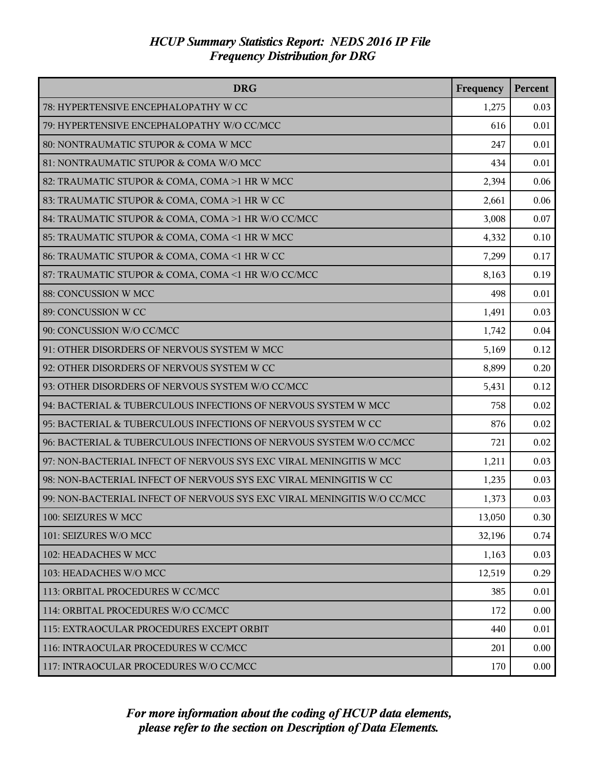*HCUP Summary Statistics Report: NEDS 2016 IP File*
*Frequency Distribution for DRG*

| DRG | Frequency | Percent |
|---|---|---|
| 78: HYPERTENSIVE ENCEPHALOPATHY W CC | 1,275 | 0.03 |
| 79: HYPERTENSIVE ENCEPHALOPATHY W/O CC/MCC | 616 | 0.01 |
| 80: NONTRAUMATIC STUPOR & COMA W MCC | 247 | 0.01 |
| 81: NONTRAUMATIC STUPOR & COMA W/O MCC | 434 | 0.01 |
| 82: TRAUMATIC STUPOR & COMA, COMA >1 HR W MCC | 2,394 | 0.06 |
| 83: TRAUMATIC STUPOR & COMA, COMA >1 HR W CC | 2,661 | 0.06 |
| 84: TRAUMATIC STUPOR & COMA, COMA >1 HR W/O CC/MCC | 3,008 | 0.07 |
| 85: TRAUMATIC STUPOR & COMA, COMA <1 HR W MCC | 4,332 | 0.10 |
| 86: TRAUMATIC STUPOR & COMA, COMA <1 HR W CC | 7,299 | 0.17 |
| 87: TRAUMATIC STUPOR & COMA, COMA <1 HR W/O CC/MCC | 8,163 | 0.19 |
| 88: CONCUSSION W MCC | 498 | 0.01 |
| 89: CONCUSSION W CC | 1,491 | 0.03 |
| 90: CONCUSSION W/O CC/MCC | 1,742 | 0.04 |
| 91: OTHER DISORDERS OF NERVOUS SYSTEM W MCC | 5,169 | 0.12 |
| 92: OTHER DISORDERS OF NERVOUS SYSTEM W CC | 8,899 | 0.20 |
| 93: OTHER DISORDERS OF NERVOUS SYSTEM W/O CC/MCC | 5,431 | 0.12 |
| 94: BACTERIAL & TUBERCULOUS INFECTIONS OF NERVOUS SYSTEM W MCC | 758 | 0.02 |
| 95: BACTERIAL & TUBERCULOUS INFECTIONS OF NERVOUS SYSTEM W CC | 876 | 0.02 |
| 96: BACTERIAL & TUBERCULOUS INFECTIONS OF NERVOUS SYSTEM W/O CC/MCC | 721 | 0.02 |
| 97: NON-BACTERIAL INFECT OF NERVOUS SYS EXC VIRAL MENINGITIS W MCC | 1,211 | 0.03 |
| 98: NON-BACTERIAL INFECT OF NERVOUS SYS EXC VIRAL MENINGITIS W CC | 1,235 | 0.03 |
| 99: NON-BACTERIAL INFECT OF NERVOUS SYS EXC VIRAL MENINGITIS W/O CC/MCC | 1,373 | 0.03 |
| 100: SEIZURES W MCC | 13,050 | 0.30 |
| 101: SEIZURES W/O MCC | 32,196 | 0.74 |
| 102: HEADACHES W MCC | 1,163 | 0.03 |
| 103: HEADACHES W/O MCC | 12,519 | 0.29 |
| 113: ORBITAL PROCEDURES W CC/MCC | 385 | 0.01 |
| 114: ORBITAL PROCEDURES W/O CC/MCC | 172 | 0.00 |
| 115: EXTRAOCULAR PROCEDURES EXCEPT ORBIT | 440 | 0.01 |
| 116: INTRAOCULAR PROCEDURES W CC/MCC | 201 | 0.00 |
| 117: INTRAOCULAR PROCEDURES W/O CC/MCC | 170 | 0.00 |

*For more information about the coding of HCUP data elements, please refer to the section on Description of Data Elements.*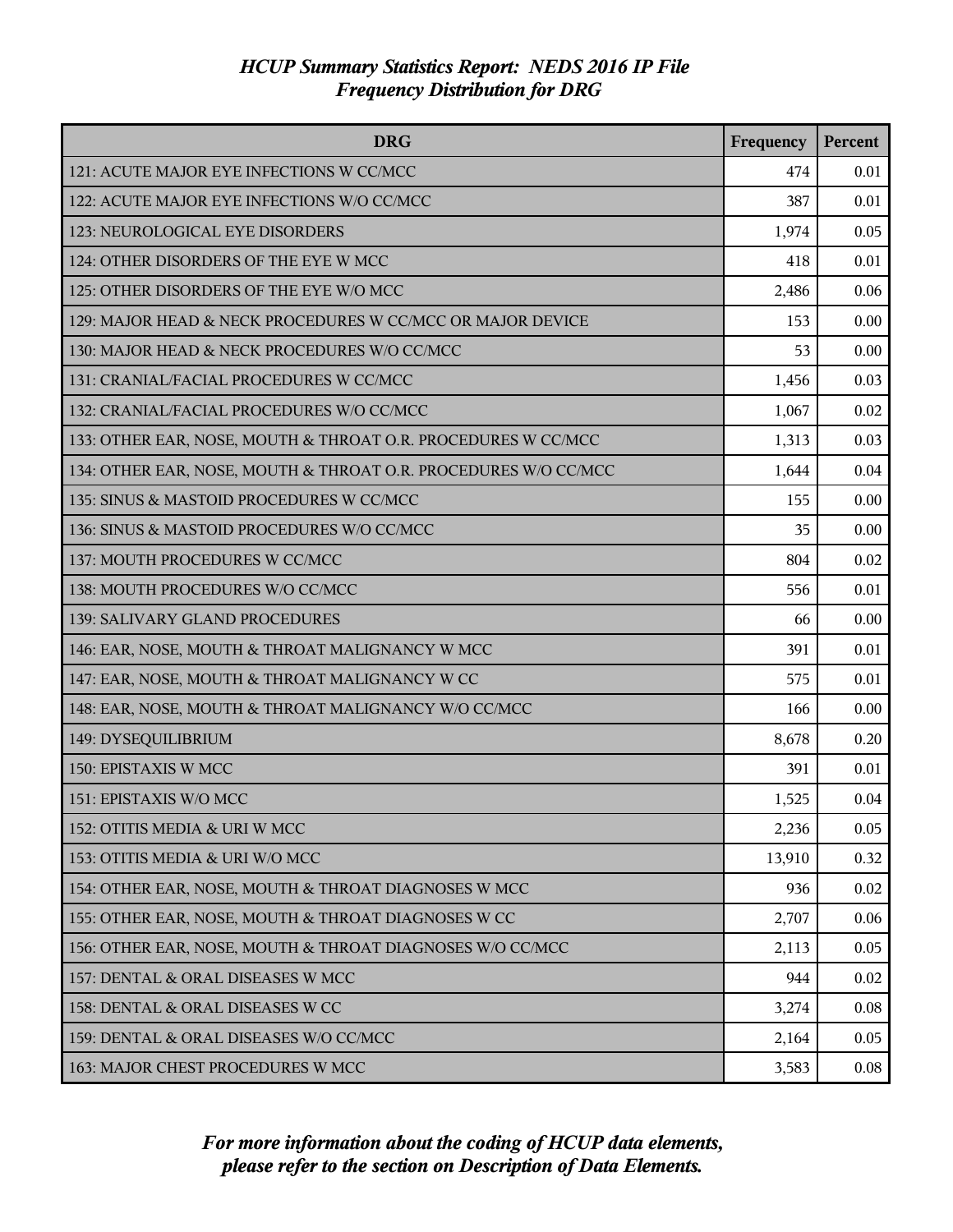*HCUP Summary Statistics Report: NEDS 2016 IP File*
*Frequency Distribution for DRG*

| DRG | Frequency | Percent |
|---|---|---|
| 121: ACUTE MAJOR EYE INFECTIONS W CC/MCC | 474 | 0.01 |
| 122: ACUTE MAJOR EYE INFECTIONS W/O CC/MCC | 387 | 0.01 |
| 123: NEUROLOGICAL EYE DISORDERS | 1,974 | 0.05 |
| 124: OTHER DISORDERS OF THE EYE W MCC | 418 | 0.01 |
| 125: OTHER DISORDERS OF THE EYE W/O MCC | 2,486 | 0.06 |
| 129: MAJOR HEAD & NECK PROCEDURES W CC/MCC OR MAJOR DEVICE | 153 | 0.00 |
| 130: MAJOR HEAD & NECK PROCEDURES W/O CC/MCC | 53 | 0.00 |
| 131: CRANIAL/FACIAL PROCEDURES W CC/MCC | 1,456 | 0.03 |
| 132: CRANIAL/FACIAL PROCEDURES W/O CC/MCC | 1,067 | 0.02 |
| 133: OTHER EAR, NOSE, MOUTH & THROAT O.R. PROCEDURES W CC/MCC | 1,313 | 0.03 |
| 134: OTHER EAR, NOSE, MOUTH & THROAT O.R. PROCEDURES W/O CC/MCC | 1,644 | 0.04 |
| 135: SINUS & MASTOID PROCEDURES W CC/MCC | 155 | 0.00 |
| 136: SINUS & MASTOID PROCEDURES W/O CC/MCC | 35 | 0.00 |
| 137: MOUTH PROCEDURES W CC/MCC | 804 | 0.02 |
| 138: MOUTH PROCEDURES W/O CC/MCC | 556 | 0.01 |
| 139: SALIVARY GLAND PROCEDURES | 66 | 0.00 |
| 146: EAR, NOSE, MOUTH & THROAT MALIGNANCY W MCC | 391 | 0.01 |
| 147: EAR, NOSE, MOUTH & THROAT MALIGNANCY W CC | 575 | 0.01 |
| 148: EAR, NOSE, MOUTH & THROAT MALIGNANCY W/O CC/MCC | 166 | 0.00 |
| 149: DYSEQUILIBRIUM | 8,678 | 0.20 |
| 150: EPISTAXIS W MCC | 391 | 0.01 |
| 151: EPISTAXIS W/O MCC | 1,525 | 0.04 |
| 152: OTITIS MEDIA & URI W MCC | 2,236 | 0.05 |
| 153: OTITIS MEDIA & URI W/O MCC | 13,910 | 0.32 |
| 154: OTHER EAR, NOSE, MOUTH & THROAT DIAGNOSES W MCC | 936 | 0.02 |
| 155: OTHER EAR, NOSE, MOUTH & THROAT DIAGNOSES W CC | 2,707 | 0.06 |
| 156: OTHER EAR, NOSE, MOUTH & THROAT DIAGNOSES W/O CC/MCC | 2,113 | 0.05 |
| 157: DENTAL & ORAL DISEASES W MCC | 944 | 0.02 |
| 158: DENTAL & ORAL DISEASES W CC | 3,274 | 0.08 |
| 159: DENTAL & ORAL DISEASES W/O CC/MCC | 2,164 | 0.05 |
| 163: MAJOR CHEST PROCEDURES W MCC | 3,583 | 0.08 |

*For more information about the coding of HCUP data elements, please refer to the section on Description of Data Elements.*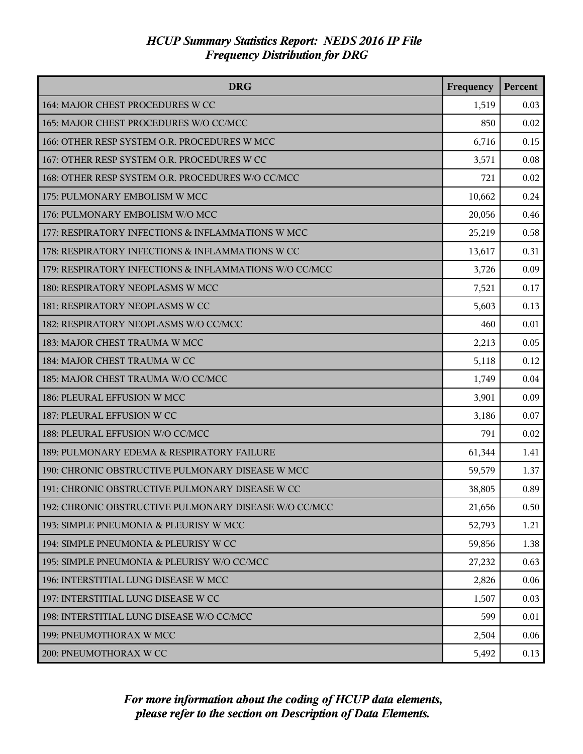# HCUP Summary Statistics Report: NEDS 2016 IP File
## Frequency Distribution for DRG

| DRG | Frequency | Percent |
|---|---|---|
| 164: MAJOR CHEST PROCEDURES W CC | 1,519 | 0.03 |
| 165: MAJOR CHEST PROCEDURES W/O CC/MCC | 850 | 0.02 |
| 166: OTHER RESP SYSTEM O.R. PROCEDURES W MCC | 6,716 | 0.15 |
| 167: OTHER RESP SYSTEM O.R. PROCEDURES W CC | 3,571 | 0.08 |
| 168: OTHER RESP SYSTEM O.R. PROCEDURES W/O CC/MCC | 721 | 0.02 |
| 175: PULMONARY EMBOLISM W MCC | 10,662 | 0.24 |
| 176: PULMONARY EMBOLISM W/O MCC | 20,056 | 0.46 |
| 177: RESPIRATORY INFECTIONS & INFLAMMATIONS W MCC | 25,219 | 0.58 |
| 178: RESPIRATORY INFECTIONS & INFLAMMATIONS W CC | 13,617 | 0.31 |
| 179: RESPIRATORY INFECTIONS & INFLAMMATIONS W/O CC/MCC | 3,726 | 0.09 |
| 180: RESPIRATORY NEOPLASMS W MCC | 7,521 | 0.17 |
| 181: RESPIRATORY NEOPLASMS W CC | 5,603 | 0.13 |
| 182: RESPIRATORY NEOPLASMS W/O CC/MCC | 460 | 0.01 |
| 183: MAJOR CHEST TRAUMA W MCC | 2,213 | 0.05 |
| 184: MAJOR CHEST TRAUMA W CC | 5,118 | 0.12 |
| 185: MAJOR CHEST TRAUMA W/O CC/MCC | 1,749 | 0.04 |
| 186: PLEURAL EFFUSION W MCC | 3,901 | 0.09 |
| 187: PLEURAL EFFUSION W CC | 3,186 | 0.07 |
| 188: PLEURAL EFFUSION W/O CC/MCC | 791 | 0.02 |
| 189: PULMONARY EDEMA & RESPIRATORY FAILURE | 61,344 | 1.41 |
| 190: CHRONIC OBSTRUCTIVE PULMONARY DISEASE W MCC | 59,579 | 1.37 |
| 191: CHRONIC OBSTRUCTIVE PULMONARY DISEASE W CC | 38,805 | 0.89 |
| 192: CHRONIC OBSTRUCTIVE PULMONARY DISEASE W/O CC/MCC | 21,656 | 0.50 |
| 193: SIMPLE PNEUMONIA & PLEURISY W MCC | 52,793 | 1.21 |
| 194: SIMPLE PNEUMONIA & PLEURISY W CC | 59,856 | 1.38 |
| 195: SIMPLE PNEUMONIA & PLEURISY W/O CC/MCC | 27,232 | 0.63 |
| 196: INTERSTITIAL LUNG DISEASE W MCC | 2,826 | 0.06 |
| 197: INTERSTITIAL LUNG DISEASE W CC | 1,507 | 0.03 |
| 198: INTERSTITIAL LUNG DISEASE W/O CC/MCC | 599 | 0.01 |
| 199: PNEUMOTHORAX W MCC | 2,504 | 0.06 |
| 200: PNEUMOTHORAX W CC | 5,492 | 0.13 |

*For more information about the coding of HCUP data elements, please refer to the section on Description of Data Elements.*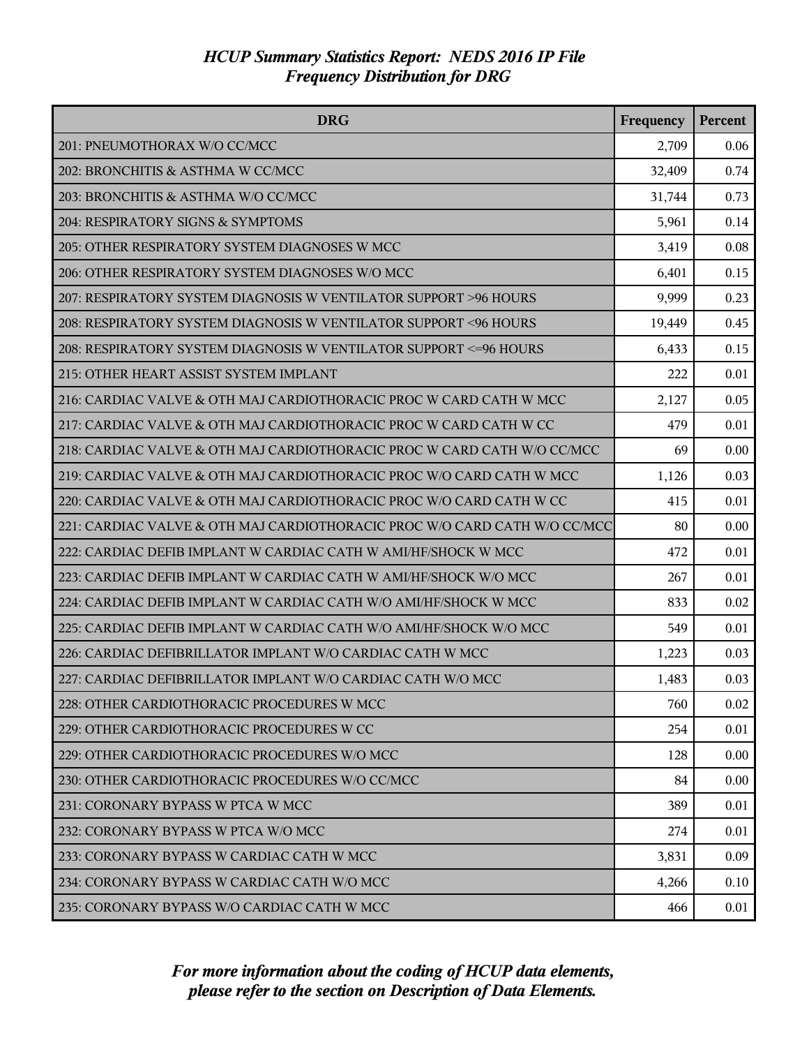# *HCUP Summary Statistics Report: NEDS 2016 IP File*
## *Frequency Distribution for DRG*

| DRG | Frequency | Percent |
|---|---|---|
| 201: PNEUMOTHORAX W/O CC/MCC | 2,709 | 0.06 |
| 202: BRONCHITIS & ASTHMA W CC/MCC | 32,409 | 0.74 |
| 203: BRONCHITIS & ASTHMA W/O CC/MCC | 31,744 | 0.73 |
| 204: RESPIRATORY SIGNS & SYMPTOMS | 5,961 | 0.14 |
| 205: OTHER RESPIRATORY SYSTEM DIAGNOSES W MCC | 3,419 | 0.08 |
| 206: OTHER RESPIRATORY SYSTEM DIAGNOSES W/O MCC | 6,401 | 0.15 |
| 207: RESPIRATORY SYSTEM DIAGNOSIS W VENTILATOR SUPPORT >96 HOURS | 9,999 | 0.23 |
| 208: RESPIRATORY SYSTEM DIAGNOSIS W VENTILATOR SUPPORT <96 HOURS | 19,449 | 0.45 |
| 208: RESPIRATORY SYSTEM DIAGNOSIS W VENTILATOR SUPPORT <=96 HOURS | 6,433 | 0.15 |
| 215: OTHER HEART ASSIST SYSTEM IMPLANT | 222 | 0.01 |
| 216: CARDIAC VALVE & OTH MAJ CARDIOTHORACIC PROC W CARD CATH W MCC | 2,127 | 0.05 |
| 217: CARDIAC VALVE & OTH MAJ CARDIOTHORACIC PROC W CARD CATH W CC | 479 | 0.01 |
| 218: CARDIAC VALVE & OTH MAJ CARDIOTHORACIC PROC W CARD CATH W/O CC/MCC | 69 | 0.00 |
| 219: CARDIAC VALVE & OTH MAJ CARDIOTHORACIC PROC W/O CARD CATH W MCC | 1,126 | 0.03 |
| 220: CARDIAC VALVE & OTH MAJ CARDIOTHORACIC PROC W/O CARD CATH W CC | 415 | 0.01 |
| 221: CARDIAC VALVE & OTH MAJ CARDIOTHORACIC PROC W/O CARD CATH W/O CC/MCC | 80 | 0.00 |
| 222: CARDIAC DEFIB IMPLANT W CARDIAC CATH W AMI/HF/SHOCK W MCC | 472 | 0.01 |
| 223: CARDIAC DEFIB IMPLANT W CARDIAC CATH W AMI/HF/SHOCK W/O MCC | 267 | 0.01 |
| 224: CARDIAC DEFIB IMPLANT W CARDIAC CATH W/O AMI/HF/SHOCK W MCC | 833 | 0.02 |
| 225: CARDIAC DEFIB IMPLANT W CARDIAC CATH W/O AMI/HF/SHOCK W/O MCC | 549 | 0.01 |
| 226: CARDIAC DEFIBRILLATOR IMPLANT W/O CARDIAC CATH W MCC | 1,223 | 0.03 |
| 227: CARDIAC DEFIBRILLATOR IMPLANT W/O CARDIAC CATH W/O MCC | 1,483 | 0.03 |
| 228: OTHER CARDIOTHORACIC PROCEDURES W MCC | 760 | 0.02 |
| 229: OTHER CARDIOTHORACIC PROCEDURES W CC | 254 | 0.01 |
| 229: OTHER CARDIOTHORACIC PROCEDURES W/O MCC | 128 | 0.00 |
| 230: OTHER CARDIOTHORACIC PROCEDURES W/O CC/MCC | 84 | 0.00 |
| 231: CORONARY BYPASS W PTCA W MCC | 389 | 0.01 |
| 232: CORONARY BYPASS W PTCA W/O MCC | 274 | 0.01 |
| 233: CORONARY BYPASS W CARDIAC CATH W MCC | 3,831 | 0.09 |
| 234: CORONARY BYPASS W CARDIAC CATH W/O MCC | 4,266 | 0.10 |
| 235: CORONARY BYPASS W/O CARDIAC CATH W MCC | 466 | 0.01 |

*For more information about the coding of HCUP data elements, please refer to the section on Description of Data Elements.*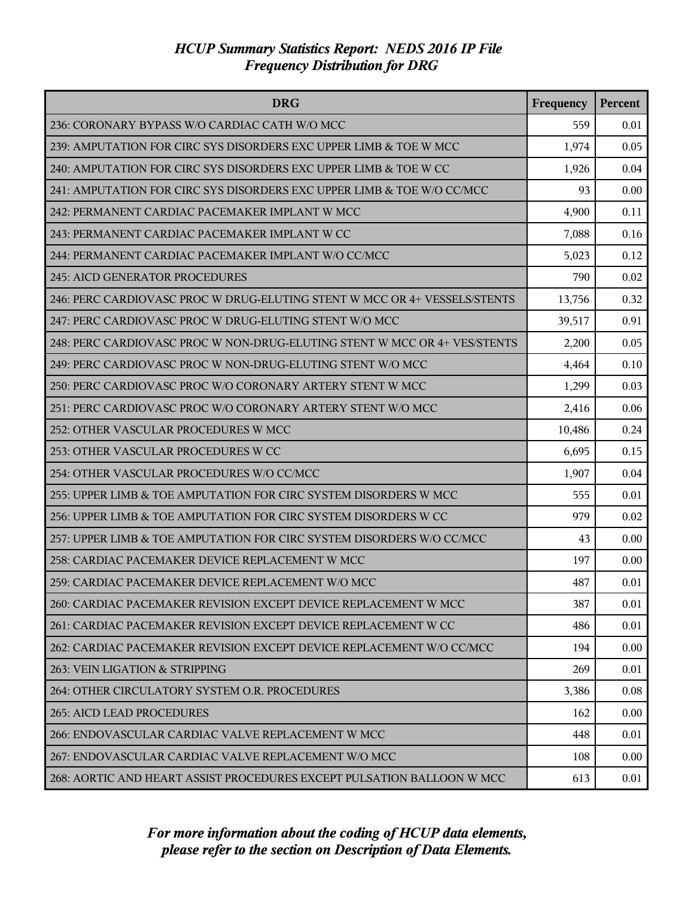# *HCUP Summary Statistics Report: NEDS 2016 IP File*
## *Frequency Distribution for DRG*

| DRG | Frequency | Percent |
|---|---|---|
| 236: CORONARY BYPASS W/O CARDIAC CATH W/O MCC | 559 | 0.01 |
| 239: AMPUTATION FOR CIRC SYS DISORDERS EXC UPPER LIMB & TOE W MCC | 1,974 | 0.05 |
| 240: AMPUTATION FOR CIRC SYS DISORDERS EXC UPPER LIMB & TOE W CC | 1,926 | 0.04 |
| 241: AMPUTATION FOR CIRC SYS DISORDERS EXC UPPER LIMB & TOE W/O CC/MCC | 93 | 0.00 |
| 242: PERMANENT CARDIAC PACEMAKER IMPLANT W MCC | 4,900 | 0.11 |
| 243: PERMANENT CARDIAC PACEMAKER IMPLANT W CC | 7,088 | 0.16 |
| 244: PERMANENT CARDIAC PACEMAKER IMPLANT W/O CC/MCC | 5,023 | 0.12 |
| 245: AICD GENERATOR PROCEDURES | 790 | 0.02 |
| 246: PERC CARDIOVASC PROC W DRUG-ELUTING STENT W MCC OR 4+ VESSELS/STENTS | 13,756 | 0.32 |
| 247: PERC CARDIOVASC PROC W DRUG-ELUTING STENT W/O MCC | 39,517 | 0.91 |
| 248: PERC CARDIOVASC PROC W NON-DRUG-ELUTING STENT W MCC OR 4+ VES/STENTS | 2,200 | 0.05 |
| 249: PERC CARDIOVASC PROC W NON-DRUG-ELUTING STENT W/O MCC | 4,464 | 0.10 |
| 250: PERC CARDIOVASC PROC W/O CORONARY ARTERY STENT W MCC | 1,299 | 0.03 |
| 251: PERC CARDIOVASC PROC W/O CORONARY ARTERY STENT W/O MCC | 2,416 | 0.06 |
| 252: OTHER VASCULAR PROCEDURES W MCC | 10,486 | 0.24 |
| 253: OTHER VASCULAR PROCEDURES W CC | 6,695 | 0.15 |
| 254: OTHER VASCULAR PROCEDURES W/O CC/MCC | 1,907 | 0.04 |
| 255: UPPER LIMB & TOE AMPUTATION FOR CIRC SYSTEM DISORDERS W MCC | 555 | 0.01 |
| 256: UPPER LIMB & TOE AMPUTATION FOR CIRC SYSTEM DISORDERS W CC | 979 | 0.02 |
| 257: UPPER LIMB & TOE AMPUTATION FOR CIRC SYSTEM DISORDERS W/O CC/MCC | 43 | 0.00 |
| 258: CARDIAC PACEMAKER DEVICE REPLACEMENT W MCC | 197 | 0.00 |
| 259: CARDIAC PACEMAKER DEVICE REPLACEMENT W/O MCC | 487 | 0.01 |
| 260: CARDIAC PACEMAKER REVISION EXCEPT DEVICE REPLACEMENT W MCC | 387 | 0.01 |
| 261: CARDIAC PACEMAKER REVISION EXCEPT DEVICE REPLACEMENT W CC | 486 | 0.01 |
| 262: CARDIAC PACEMAKER REVISION EXCEPT DEVICE REPLACEMENT W/O CC/MCC | 194 | 0.00 |
| 263: VEIN LIGATION & STRIPPING | 269 | 0.01 |
| 264: OTHER CIRCULATORY SYSTEM O.R. PROCEDURES | 3,386 | 0.08 |
| 265: AICD LEAD PROCEDURES | 162 | 0.00 |
| 266: ENDOVASCULAR CARDIAC VALVE REPLACEMENT W MCC | 448 | 0.01 |
| 267: ENDOVASCULAR CARDIAC VALVE REPLACEMENT W/O MCC | 108 | 0.00 |
| 268: AORTIC AND HEART ASSIST PROCEDURES EXCEPT PULSATION BALLOON W MCC | 613 | 0.01 |

*For more information about the coding of HCUP data elements, please refer to the section on Description of Data Elements.*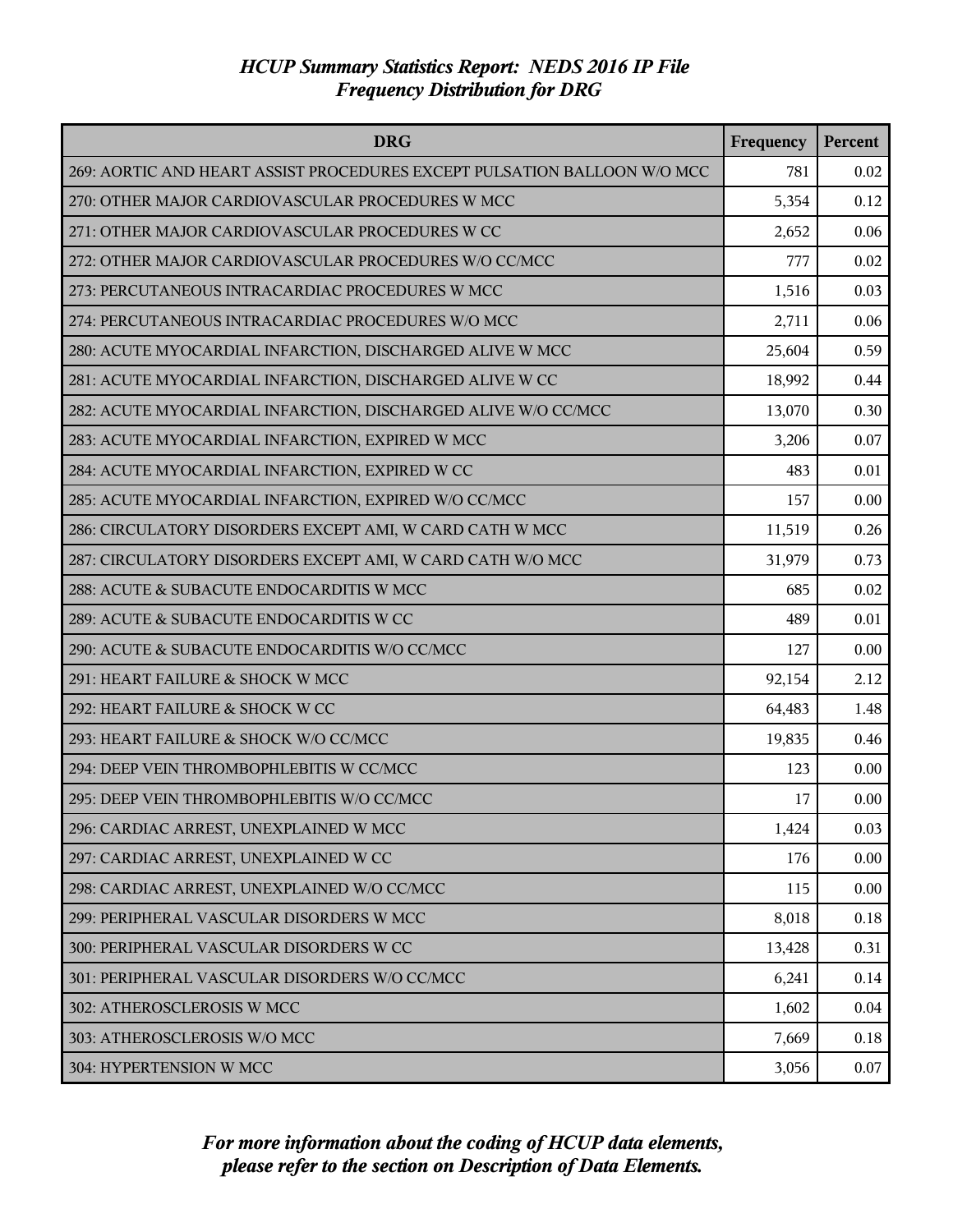*HCUP Summary Statistics Report: NEDS 2016 IP File*
*Frequency Distribution for DRG*

| DRG | Frequency | Percent |
|---|---|---|
| 269: AORTIC AND HEART ASSIST PROCEDURES EXCEPT PULSATION BALLOON W/O MCC | 781 | 0.02 |
| 270: OTHER MAJOR CARDIOVASCULAR PROCEDURES W MCC | 5,354 | 0.12 |
| 271: OTHER MAJOR CARDIOVASCULAR PROCEDURES W CC | 2,652 | 0.06 |
| 272: OTHER MAJOR CARDIOVASCULAR PROCEDURES W/O CC/MCC | 777 | 0.02 |
| 273: PERCUTANEOUS INTRACARDIAC PROCEDURES W MCC | 1,516 | 0.03 |
| 274: PERCUTANEOUS INTRACARDIAC PROCEDURES W/O MCC | 2,711 | 0.06 |
| 280: ACUTE MYOCARDIAL INFARCTION, DISCHARGED ALIVE W MCC | 25,604 | 0.59 |
| 281: ACUTE MYOCARDIAL INFARCTION, DISCHARGED ALIVE W CC | 18,992 | 0.44 |
| 282: ACUTE MYOCARDIAL INFARCTION, DISCHARGED ALIVE W/O CC/MCC | 13,070 | 0.30 |
| 283: ACUTE MYOCARDIAL INFARCTION, EXPIRED W MCC | 3,206 | 0.07 |
| 284: ACUTE MYOCARDIAL INFARCTION, EXPIRED W CC | 483 | 0.01 |
| 285: ACUTE MYOCARDIAL INFARCTION, EXPIRED W/O CC/MCC | 157 | 0.00 |
| 286: CIRCULATORY DISORDERS EXCEPT AMI, W CARD CATH W MCC | 11,519 | 0.26 |
| 287: CIRCULATORY DISORDERS EXCEPT AMI, W CARD CATH W/O MCC | 31,979 | 0.73 |
| 288: ACUTE & SUBACUTE ENDOCARDITIS W MCC | 685 | 0.02 |
| 289: ACUTE & SUBACUTE ENDOCARDITIS W CC | 489 | 0.01 |
| 290: ACUTE & SUBACUTE ENDOCARDITIS W/O CC/MCC | 127 | 0.00 |
| 291: HEART FAILURE & SHOCK W MCC | 92,154 | 2.12 |
| 292: HEART FAILURE & SHOCK W CC | 64,483 | 1.48 |
| 293: HEART FAILURE & SHOCK W/O CC/MCC | 19,835 | 0.46 |
| 294: DEEP VEIN THROMBOPHLEBITIS W CC/MCC | 123 | 0.00 |
| 295: DEEP VEIN THROMBOPHLEBITIS W/O CC/MCC | 17 | 0.00 |
| 296: CARDIAC ARREST, UNEXPLAINED W MCC | 1,424 | 0.03 |
| 297: CARDIAC ARREST, UNEXPLAINED W CC | 176 | 0.00 |
| 298: CARDIAC ARREST, UNEXPLAINED W/O CC/MCC | 115 | 0.00 |
| 299: PERIPHERAL VASCULAR DISORDERS W MCC | 8,018 | 0.18 |
| 300: PERIPHERAL VASCULAR DISORDERS W CC | 13,428 | 0.31 |
| 301: PERIPHERAL VASCULAR DISORDERS W/O CC/MCC | 6,241 | 0.14 |
| 302: ATHEROSCLEROSIS W MCC | 1,602 | 0.04 |
| 303: ATHEROSCLEROSIS W/O MCC | 7,669 | 0.18 |
| 304: HYPERTENSION W MCC | 3,056 | 0.07 |

*For more information about the coding of HCUP data elements, please refer to the section on Description of Data Elements.*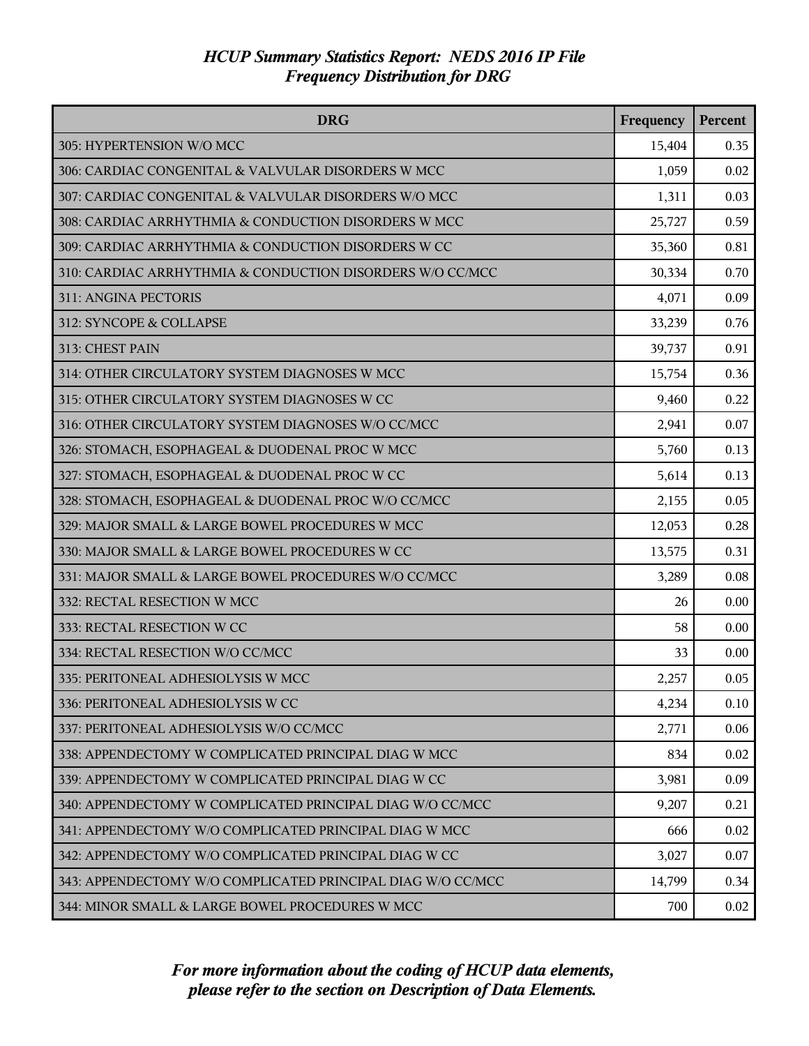# HCUP Summary Statistics Report: NEDS 2016 IP File
## Frequency Distribution for DRG

| DRG | Frequency | Percent |
| --- | --- | --- |
| 305: HYPERTENSION W/O MCC | 15,404 | 0.35 |
| 306: CARDIAC CONGENITAL & VALVULAR DISORDERS W MCC | 1,059 | 0.02 |
| 307: CARDIAC CONGENITAL & VALVULAR DISORDERS W/O MCC | 1,311 | 0.03 |
| 308: CARDIAC ARRHYTHMIA & CONDUCTION DISORDERS W MCC | 25,727 | 0.59 |
| 309: CARDIAC ARRHYTHMIA & CONDUCTION DISORDERS W CC | 35,360 | 0.81 |
| 310: CARDIAC ARRHYTHMIA & CONDUCTION DISORDERS W/O CC/MCC | 30,334 | 0.70 |
| 311: ANGINA PECTORIS | 4,071 | 0.09 |
| 312: SYNCOPE & COLLAPSE | 33,239 | 0.76 |
| 313: CHEST PAIN | 39,737 | 0.91 |
| 314: OTHER CIRCULATORY SYSTEM DIAGNOSES W MCC | 15,754 | 0.36 |
| 315: OTHER CIRCULATORY SYSTEM DIAGNOSES W CC | 9,460 | 0.22 |
| 316: OTHER CIRCULATORY SYSTEM DIAGNOSES W/O CC/MCC | 2,941 | 0.07 |
| 326: STOMACH, ESOPHAGEAL & DUODENAL PROC W MCC | 5,760 | 0.13 |
| 327: STOMACH, ESOPHAGEAL & DUODENAL PROC W CC | 5,614 | 0.13 |
| 328: STOMACH, ESOPHAGEAL & DUODENAL PROC W/O CC/MCC | 2,155 | 0.05 |
| 329: MAJOR SMALL & LARGE BOWEL PROCEDURES W MCC | 12,053 | 0.28 |
| 330: MAJOR SMALL & LARGE BOWEL PROCEDURES W CC | 13,575 | 0.31 |
| 331: MAJOR SMALL & LARGE BOWEL PROCEDURES W/O CC/MCC | 3,289 | 0.08 |
| 332: RECTAL RESECTION W MCC | 26 | 0.00 |
| 333: RECTAL RESECTION W CC | 58 | 0.00 |
| 334: RECTAL RESECTION W/O CC/MCC | 33 | 0.00 |
| 335: PERITONEAL ADHESIOLYSIS W MCC | 2,257 | 0.05 |
| 336: PERITONEAL ADHESIOLYSIS W CC | 4,234 | 0.10 |
| 337: PERITONEAL ADHESIOLYSIS W/O CC/MCC | 2,771 | 0.06 |
| 338: APPENDECTOMY W COMPLICATED PRINCIPAL DIAG W MCC | 834 | 0.02 |
| 339: APPENDECTOMY W COMPLICATED PRINCIPAL DIAG W CC | 3,981 | 0.09 |
| 340: APPENDECTOMY W COMPLICATED PRINCIPAL DIAG W/O CC/MCC | 9,207 | 0.21 |
| 341: APPENDECTOMY W/O COMPLICATED PRINCIPAL DIAG W MCC | 666 | 0.02 |
| 342: APPENDECTOMY W/O COMPLICATED PRINCIPAL DIAG W CC | 3,027 | 0.07 |
| 343: APPENDECTOMY W/O COMPLICATED PRINCIPAL DIAG W/O CC/MCC | 14,799 | 0.34 |
| 344: MINOR SMALL & LARGE BOWEL PROCEDURES W MCC | 700 | 0.02 |

*For more information about the coding of HCUP data elements, please refer to the section on Description of Data Elements.*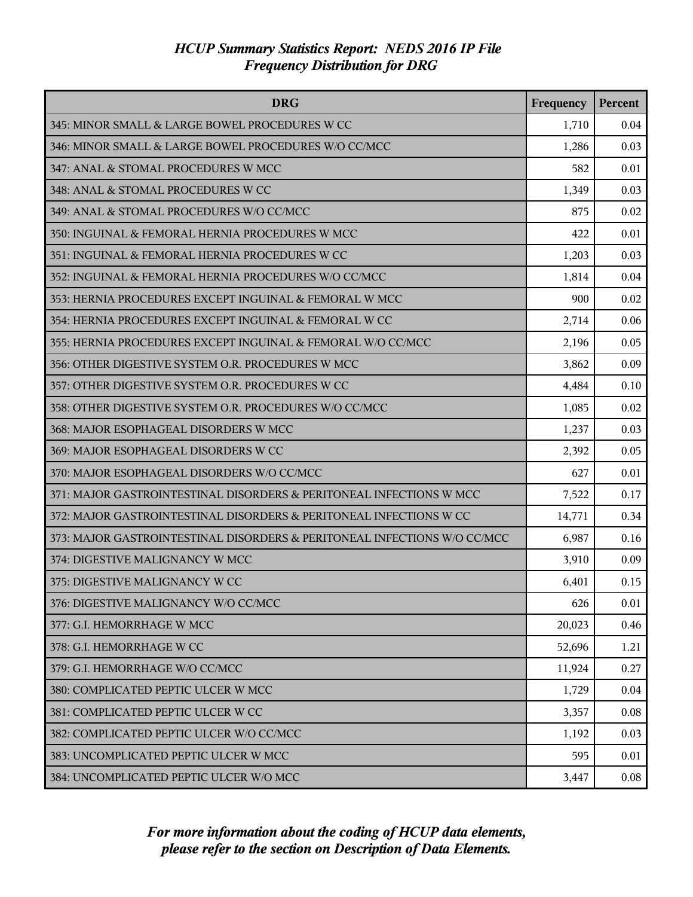# HCUP Summary Statistics Report: NEDS 2016 IP File
## Frequency Distribution for DRG

| DRG | Frequency | Percent |
|---|---|---|
| 345: MINOR SMALL & LARGE BOWEL PROCEDURES W CC | 1,710 | 0.04 |
| 346: MINOR SMALL & LARGE BOWEL PROCEDURES W/O CC/MCC | 1,286 | 0.03 |
| 347: ANAL & STOMAL PROCEDURES W MCC | 582 | 0.01 |
| 348: ANAL & STOMAL PROCEDURES W CC | 1,349 | 0.03 |
| 349: ANAL & STOMAL PROCEDURES W/O CC/MCC | 875 | 0.02 |
| 350: INGUINAL & FEMORAL HERNIA PROCEDURES W MCC | 422 | 0.01 |
| 351: INGUINAL & FEMORAL HERNIA PROCEDURES W CC | 1,203 | 0.03 |
| 352: INGUINAL & FEMORAL HERNIA PROCEDURES W/O CC/MCC | 1,814 | 0.04 |
| 353: HERNIA PROCEDURES EXCEPT INGUINAL & FEMORAL W MCC | 900 | 0.02 |
| 354: HERNIA PROCEDURES EXCEPT INGUINAL & FEMORAL W CC | 2,714 | 0.06 |
| 355: HERNIA PROCEDURES EXCEPT INGUINAL & FEMORAL W/O CC/MCC | 2,196 | 0.05 |
| 356: OTHER DIGESTIVE SYSTEM O.R. PROCEDURES W MCC | 3,862 | 0.09 |
| 357: OTHER DIGESTIVE SYSTEM O.R. PROCEDURES W CC | 4,484 | 0.10 |
| 358: OTHER DIGESTIVE SYSTEM O.R. PROCEDURES W/O CC/MCC | 1,085 | 0.02 |
| 368: MAJOR ESOPHAGEAL DISORDERS W MCC | 1,237 | 0.03 |
| 369: MAJOR ESOPHAGEAL DISORDERS W CC | 2,392 | 0.05 |
| 370: MAJOR ESOPHAGEAL DISORDERS W/O CC/MCC | 627 | 0.01 |
| 371: MAJOR GASTROINTESTINAL DISORDERS & PERITONEAL INFECTIONS W MCC | 7,522 | 0.17 |
| 372: MAJOR GASTROINTESTINAL DISORDERS & PERITONEAL INFECTIONS W CC | 14,771 | 0.34 |
| 373: MAJOR GASTROINTESTINAL DISORDERS & PERITONEAL INFECTIONS W/O CC/MCC | 6,987 | 0.16 |
| 374: DIGESTIVE MALIGNANCY W MCC | 3,910 | 0.09 |
| 375: DIGESTIVE MALIGNANCY W CC | 6,401 | 0.15 |
| 376: DIGESTIVE MALIGNANCY W/O CC/MCC | 626 | 0.01 |
| 377: G.I. HEMORRHAGE W MCC | 20,023 | 0.46 |
| 378: G.I. HEMORRHAGE W CC | 52,696 | 1.21 |
| 379: G.I. HEMORRHAGE W/O CC/MCC | 11,924 | 0.27 |
| 380: COMPLICATED PEPTIC ULCER W MCC | 1,729 | 0.04 |
| 381: COMPLICATED PEPTIC ULCER W CC | 3,357 | 0.08 |
| 382: COMPLICATED PEPTIC ULCER W/O CC/MCC | 1,192 | 0.03 |
| 383: UNCOMPLICATED PEPTIC ULCER W MCC | 595 | 0.01 |
| 384: UNCOMPLICATED PEPTIC ULCER W/O MCC | 3,447 | 0.08 |

*For more information about the coding of HCUP data elements, please refer to the section on Description of Data Elements.*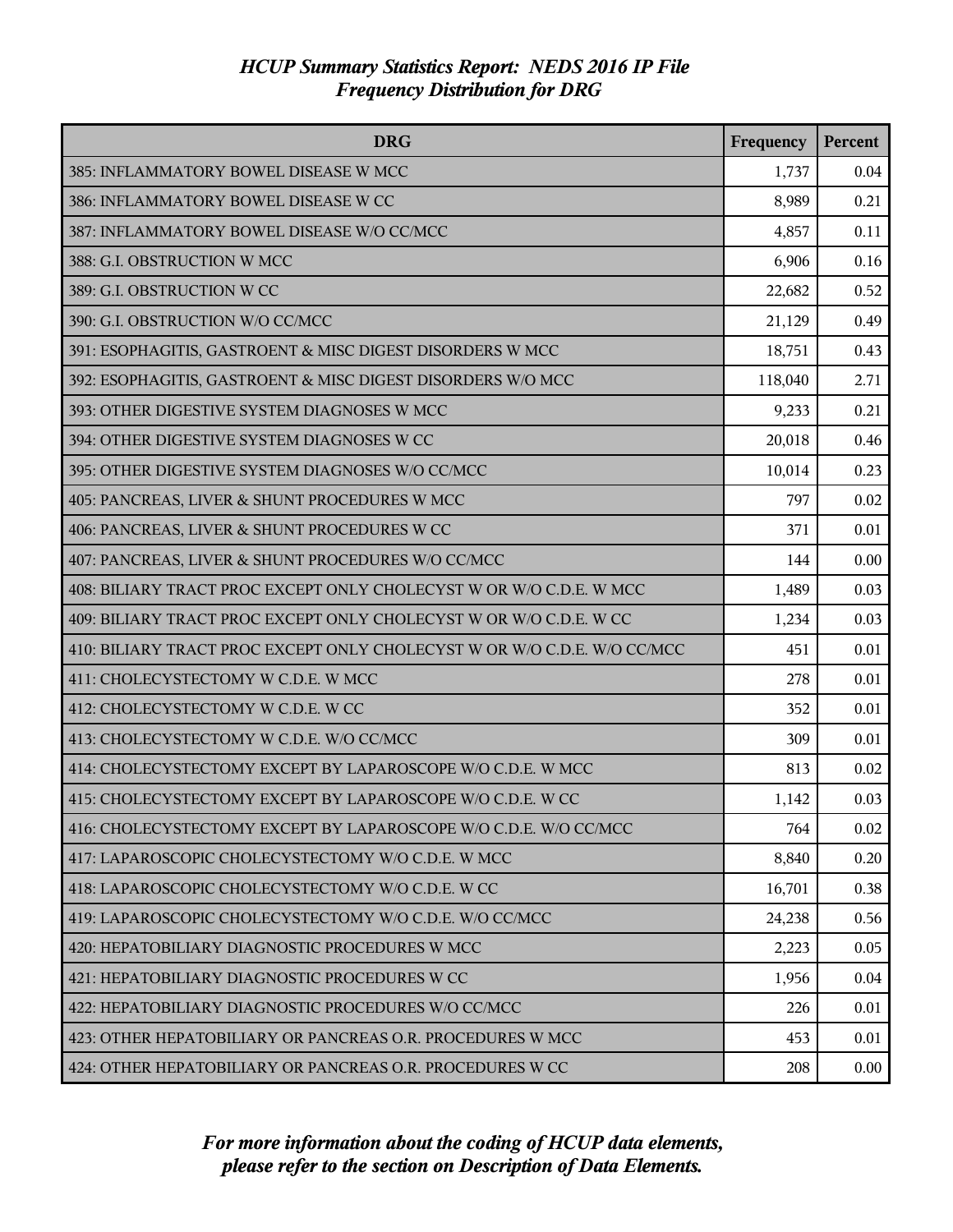# *HCUP Summary Statistics Report: NEDS 2016 IP File*
## *Frequency Distribution for DRG*

| DRG | Frequency | Percent |
|---|---|---|
| 385: INFLAMMATORY BOWEL DISEASE W MCC | 1,737 | 0.04 |
| 386: INFLAMMATORY BOWEL DISEASE W CC | 8,989 | 0.21 |
| 387: INFLAMMATORY BOWEL DISEASE W/O CC/MCC | 4,857 | 0.11 |
| 388: G.I. OBSTRUCTION W MCC | 6,906 | 0.16 |
| 389: G.I. OBSTRUCTION W CC | 22,682 | 0.52 |
| 390: G.I. OBSTRUCTION W/O CC/MCC | 21,129 | 0.49 |
| 391: ESOPHAGITIS, GASTROENT & MISC DIGEST DISORDERS W MCC | 18,751 | 0.43 |
| 392: ESOPHAGITIS, GASTROENT & MISC DIGEST DISORDERS W/O MCC | 118,040 | 2.71 |
| 393: OTHER DIGESTIVE SYSTEM DIAGNOSES W MCC | 9,233 | 0.21 |
| 394: OTHER DIGESTIVE SYSTEM DIAGNOSES W CC | 20,018 | 0.46 |
| 395: OTHER DIGESTIVE SYSTEM DIAGNOSES W/O CC/MCC | 10,014 | 0.23 |
| 405: PANCREAS, LIVER & SHUNT PROCEDURES W MCC | 797 | 0.02 |
| 406: PANCREAS, LIVER & SHUNT PROCEDURES W CC | 371 | 0.01 |
| 407: PANCREAS, LIVER & SHUNT PROCEDURES W/O CC/MCC | 144 | 0.00 |
| 408: BILIARY TRACT PROC EXCEPT ONLY CHOLECYST W OR W/O C.D.E. W MCC | 1,489 | 0.03 |
| 409: BILIARY TRACT PROC EXCEPT ONLY CHOLECYST W OR W/O C.D.E. W CC | 1,234 | 0.03 |
| 410: BILIARY TRACT PROC EXCEPT ONLY CHOLECYST W OR W/O C.D.E. W/O CC/MCC | 451 | 0.01 |
| 411: CHOLECYSTECTOMY W C.D.E. W MCC | 278 | 0.01 |
| 412: CHOLECYSTECTOMY W C.D.E. W CC | 352 | 0.01 |
| 413: CHOLECYSTECTOMY W C.D.E. W/O CC/MCC | 309 | 0.01 |
| 414: CHOLECYSTECTOMY EXCEPT BY LAPAROSCOPE W/O C.D.E. W MCC | 813 | 0.02 |
| 415: CHOLECYSTECTOMY EXCEPT BY LAPAROSCOPE W/O C.D.E. W CC | 1,142 | 0.03 |
| 416: CHOLECYSTECTOMY EXCEPT BY LAPAROSCOPE W/O C.D.E. W/O CC/MCC | 764 | 0.02 |
| 417: LAPAROSCOPIC CHOLECYSTECTOMY W/O C.D.E. W MCC | 8,840 | 0.20 |
| 418: LAPAROSCOPIC CHOLECYSTECTOMY W/O C.D.E. W CC | 16,701 | 0.38 |
| 419: LAPAROSCOPIC CHOLECYSTECTOMY W/O C.D.E. W/O CC/MCC | 24,238 | 0.56 |
| 420: HEPATOBILIARY DIAGNOSTIC PROCEDURES W MCC | 2,223 | 0.05 |
| 421: HEPATOBILIARY DIAGNOSTIC PROCEDURES W CC | 1,956 | 0.04 |
| 422: HEPATOBILIARY DIAGNOSTIC PROCEDURES W/O CC/MCC | 226 | 0.01 |
| 423: OTHER HEPATOBILIARY OR PANCREAS O.R. PROCEDURES W MCC | 453 | 0.01 |
| 424: OTHER HEPATOBILIARY OR PANCREAS O.R. PROCEDURES W CC | 208 | 0.00 |

*For more information about the coding of HCUP data elements, please refer to the section on Description of Data Elements.*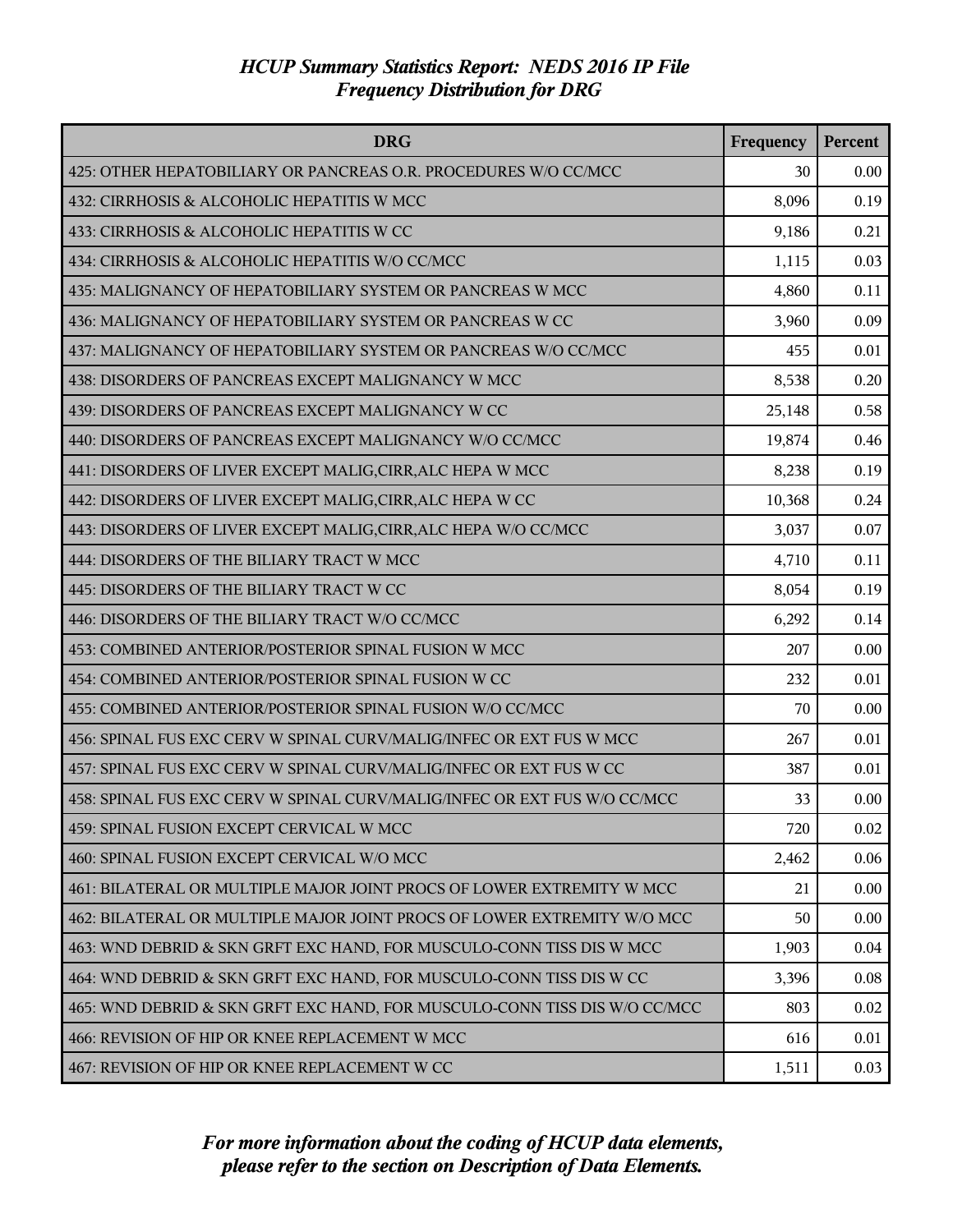*HCUP Summary Statistics Report: NEDS 2016 IP File*
*Frequency Distribution for DRG*

| DRG | Frequency | Percent |
|---|---|---|
| 425: OTHER HEPATOBILIARY OR PANCREAS O.R. PROCEDURES W/O CC/MCC | 30 | 0.00 |
| 432: CIRRHOSIS & ALCOHOLIC HEPATITIS W MCC | 8,096 | 0.19 |
| 433: CIRRHOSIS & ALCOHOLIC HEPATITIS W CC | 9,186 | 0.21 |
| 434: CIRRHOSIS & ALCOHOLIC HEPATITIS W/O CC/MCC | 1,115 | 0.03 |
| 435: MALIGNANCY OF HEPATOBILIARY SYSTEM OR PANCREAS W MCC | 4,860 | 0.11 |
| 436: MALIGNANCY OF HEPATOBILIARY SYSTEM OR PANCREAS W CC | 3,960 | 0.09 |
| 437: MALIGNANCY OF HEPATOBILIARY SYSTEM OR PANCREAS W/O CC/MCC | 455 | 0.01 |
| 438: DISORDERS OF PANCREAS EXCEPT MALIGNANCY W MCC | 8,538 | 0.20 |
| 439: DISORDERS OF PANCREAS EXCEPT MALIGNANCY W CC | 25,148 | 0.58 |
| 440: DISORDERS OF PANCREAS EXCEPT MALIGNANCY W/O CC/MCC | 19,874 | 0.46 |
| 441: DISORDERS OF LIVER EXCEPT MALIG,CIRR,ALC HEPA W MCC | 8,238 | 0.19 |
| 442: DISORDERS OF LIVER EXCEPT MALIG,CIRR,ALC HEPA W CC | 10,368 | 0.24 |
| 443: DISORDERS OF LIVER EXCEPT MALIG,CIRR,ALC HEPA W/O CC/MCC | 3,037 | 0.07 |
| 444: DISORDERS OF THE BILIARY TRACT W MCC | 4,710 | 0.11 |
| 445: DISORDERS OF THE BILIARY TRACT W CC | 8,054 | 0.19 |
| 446: DISORDERS OF THE BILIARY TRACT W/O CC/MCC | 6,292 | 0.14 |
| 453: COMBINED ANTERIOR/POSTERIOR SPINAL FUSION W MCC | 207 | 0.00 |
| 454: COMBINED ANTERIOR/POSTERIOR SPINAL FUSION W CC | 232 | 0.01 |
| 455: COMBINED ANTERIOR/POSTERIOR SPINAL FUSION W/O CC/MCC | 70 | 0.00 |
| 456: SPINAL FUS EXC CERV W SPINAL CURV/MALIG/INFEC OR EXT FUS W MCC | 267 | 0.01 |
| 457: SPINAL FUS EXC CERV W SPINAL CURV/MALIG/INFEC OR EXT FUS W CC | 387 | 0.01 |
| 458: SPINAL FUS EXC CERV W SPINAL CURV/MALIG/INFEC OR EXT FUS W/O CC/MCC | 33 | 0.00 |
| 459: SPINAL FUSION EXCEPT CERVICAL W MCC | 720 | 0.02 |
| 460: SPINAL FUSION EXCEPT CERVICAL W/O MCC | 2,462 | 0.06 |
| 461: BILATERAL OR MULTIPLE MAJOR JOINT PROCS OF LOWER EXTREMITY W MCC | 21 | 0.00 |
| 462: BILATERAL OR MULTIPLE MAJOR JOINT PROCS OF LOWER EXTREMITY W/O MCC | 50 | 0.00 |
| 463: WND DEBRID & SKN GRFT EXC HAND, FOR MUSCULO-CONN TISS DIS W MCC | 1,903 | 0.04 |
| 464: WND DEBRID & SKN GRFT EXC HAND, FOR MUSCULO-CONN TISS DIS W CC | 3,396 | 0.08 |
| 465: WND DEBRID & SKN GRFT EXC HAND, FOR MUSCULO-CONN TISS DIS W/O CC/MCC | 803 | 0.02 |
| 466: REVISION OF HIP OR KNEE REPLACEMENT W MCC | 616 | 0.01 |
| 467: REVISION OF HIP OR KNEE REPLACEMENT W CC | 1,511 | 0.03 |

*For more information about the coding of HCUP data elements, please refer to the section on Description of Data Elements.*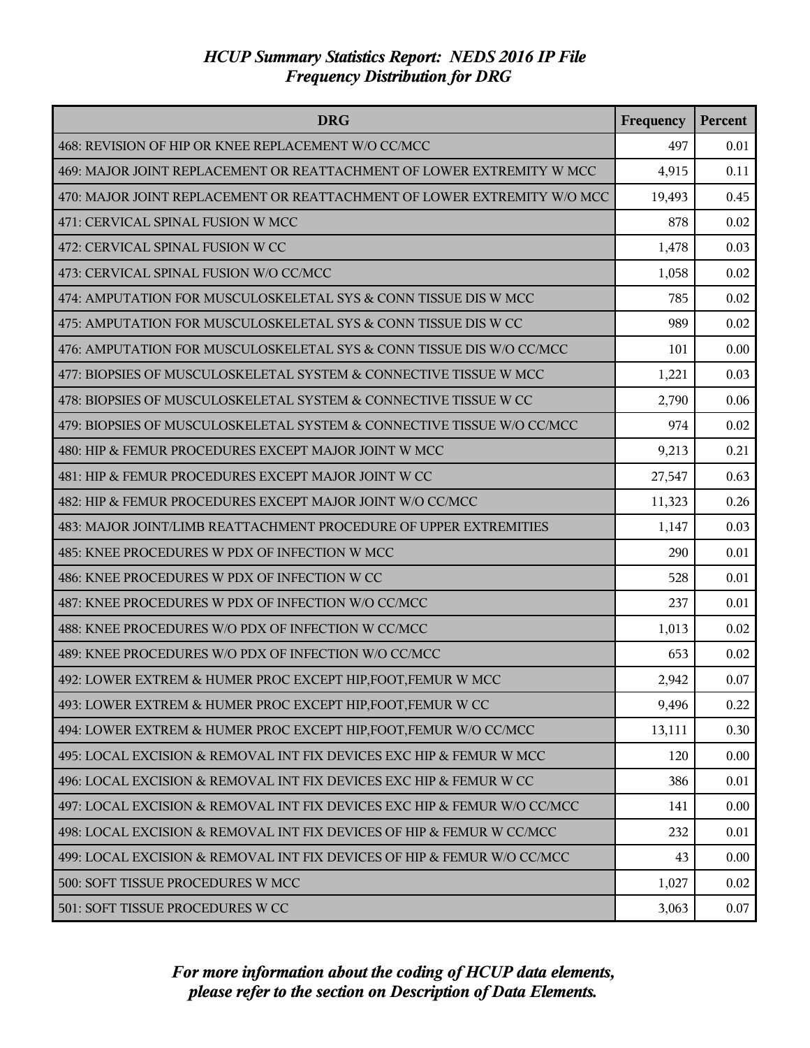# *HCUP Summary Statistics Report: NEDS 2016 IP File*
# *Frequency Distribution for DRG*

| DRG | Frequency | Percent |
|---|---|---|
| 468: REVISION OF HIP OR KNEE REPLACEMENT W/O CC/MCC | 497 | 0.01 |
| 469: MAJOR JOINT REPLACEMENT OR REATTACHMENT OF LOWER EXTREMITY W MCC | 4,915 | 0.11 |
| 470: MAJOR JOINT REPLACEMENT OR REATTACHMENT OF LOWER EXTREMITY W/O MCC | 19,493 | 0.45 |
| 471: CERVICAL SPINAL FUSION W MCC | 878 | 0.02 |
| 472: CERVICAL SPINAL FUSION W CC | 1,478 | 0.03 |
| 473: CERVICAL SPINAL FUSION W/O CC/MCC | 1,058 | 0.02 |
| 474: AMPUTATION FOR MUSCULOSKELETAL SYS & CONN TISSUE DIS W MCC | 785 | 0.02 |
| 475: AMPUTATION FOR MUSCULOSKELETAL SYS & CONN TISSUE DIS W CC | 989 | 0.02 |
| 476: AMPUTATION FOR MUSCULOSKELETAL SYS & CONN TISSUE DIS W/O CC/MCC | 101 | 0.00 |
| 477: BIOPSIES OF MUSCULOSKELETAL SYSTEM & CONNECTIVE TISSUE W MCC | 1,221 | 0.03 |
| 478: BIOPSIES OF MUSCULOSKELETAL SYSTEM & CONNECTIVE TISSUE W CC | 2,790 | 0.06 |
| 479: BIOPSIES OF MUSCULOSKELETAL SYSTEM & CONNECTIVE TISSUE W/O CC/MCC | 974 | 0.02 |
| 480: HIP & FEMUR PROCEDURES EXCEPT MAJOR JOINT W MCC | 9,213 | 0.21 |
| 481: HIP & FEMUR PROCEDURES EXCEPT MAJOR JOINT W CC | 27,547 | 0.63 |
| 482: HIP & FEMUR PROCEDURES EXCEPT MAJOR JOINT W/O CC/MCC | 11,323 | 0.26 |
| 483: MAJOR JOINT/LIMB REATTACHMENT PROCEDURE OF UPPER EXTREMITIES | 1,147 | 0.03 |
| 485: KNEE PROCEDURES W PDX OF INFECTION W MCC | 290 | 0.01 |
| 486: KNEE PROCEDURES W PDX OF INFECTION W CC | 528 | 0.01 |
| 487: KNEE PROCEDURES W PDX OF INFECTION W/O CC/MCC | 237 | 0.01 |
| 488: KNEE PROCEDURES W/O PDX OF INFECTION W CC/MCC | 1,013 | 0.02 |
| 489: KNEE PROCEDURES W/O PDX OF INFECTION W/O CC/MCC | 653 | 0.02 |
| 492: LOWER EXTREM & HUMER PROC EXCEPT HIP,FOOT,FEMUR W MCC | 2,942 | 0.07 |
| 493: LOWER EXTREM & HUMER PROC EXCEPT HIP,FOOT,FEMUR W CC | 9,496 | 0.22 |
| 494: LOWER EXTREM & HUMER PROC EXCEPT HIP,FOOT,FEMUR W/O CC/MCC | 13,111 | 0.30 |
| 495: LOCAL EXCISION & REMOVAL INT FIX DEVICES EXC HIP & FEMUR W MCC | 120 | 0.00 |
| 496: LOCAL EXCISION & REMOVAL INT FIX DEVICES EXC HIP & FEMUR W CC | 386 | 0.01 |
| 497: LOCAL EXCISION & REMOVAL INT FIX DEVICES EXC HIP & FEMUR W/O CC/MCC | 141 | 0.00 |
| 498: LOCAL EXCISION & REMOVAL INT FIX DEVICES OF HIP & FEMUR W CC/MCC | 232 | 0.01 |
| 499: LOCAL EXCISION & REMOVAL INT FIX DEVICES OF HIP & FEMUR W/O CC/MCC | 43 | 0.00 |
| 500: SOFT TISSUE PROCEDURES W MCC | 1,027 | 0.02 |
| 501: SOFT TISSUE PROCEDURES W CC | 3,063 | 0.07 |

*For more information about the coding of HCUP data elements, please refer to the section on Description of Data Elements.*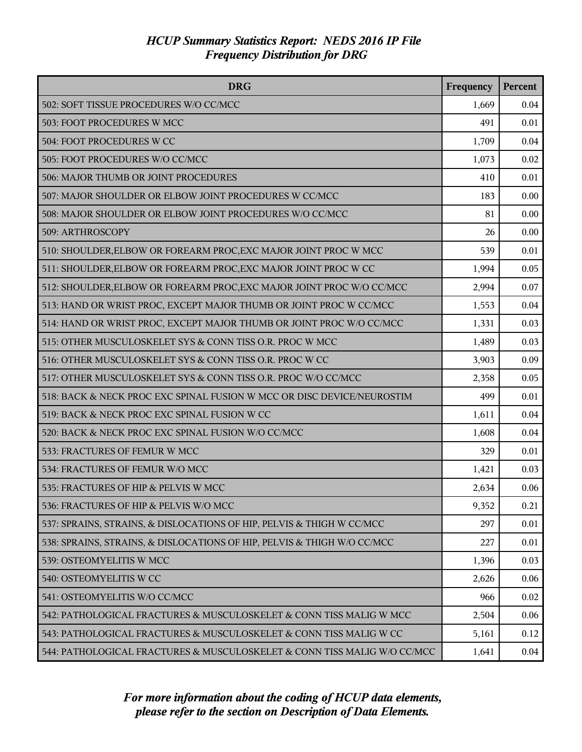*HCUP Summary Statistics Report: NEDS 2016 IP File*
*Frequency Distribution for DRG*

| DRG | Frequency | Percent |
|---|---|---|
| 502: SOFT TISSUE PROCEDURES W/O CC/MCC | 1,669 | 0.04 |
| 503: FOOT PROCEDURES W MCC | 491 | 0.01 |
| 504: FOOT PROCEDURES W CC | 1,709 | 0.04 |
| 505: FOOT PROCEDURES W/O CC/MCC | 1,073 | 0.02 |
| 506: MAJOR THUMB OR JOINT PROCEDURES | 410 | 0.01 |
| 507: MAJOR SHOULDER OR ELBOW JOINT PROCEDURES W CC/MCC | 183 | 0.00 |
| 508: MAJOR SHOULDER OR ELBOW JOINT PROCEDURES W/O CC/MCC | 81 | 0.00 |
| 509: ARTHROSCOPY | 26 | 0.00 |
| 510: SHOULDER,ELBOW OR FOREARM PROC,EXC MAJOR JOINT PROC W MCC | 539 | 0.01 |
| 511: SHOULDER,ELBOW OR FOREARM PROC,EXC MAJOR JOINT PROC W CC | 1,994 | 0.05 |
| 512: SHOULDER,ELBOW OR FOREARM PROC,EXC MAJOR JOINT PROC W/O CC/MCC | 2,994 | 0.07 |
| 513: HAND OR WRIST PROC, EXCEPT MAJOR THUMB OR JOINT PROC W CC/MCC | 1,553 | 0.04 |
| 514: HAND OR WRIST PROC, EXCEPT MAJOR THUMB OR JOINT PROC W/O CC/MCC | 1,331 | 0.03 |
| 515: OTHER MUSCULOSKELET SYS & CONN TISS O.R. PROC W MCC | 1,489 | 0.03 |
| 516: OTHER MUSCULOSKELET SYS & CONN TISS O.R. PROC W CC | 3,903 | 0.09 |
| 517: OTHER MUSCULOSKELET SYS & CONN TISS O.R. PROC W/O CC/MCC | 2,358 | 0.05 |
| 518: BACK & NECK PROC EXC SPINAL FUSION W MCC OR DISC DEVICE/NEUROSTIM | 499 | 0.01 |
| 519: BACK & NECK PROC EXC SPINAL FUSION W CC | 1,611 | 0.04 |
| 520: BACK & NECK PROC EXC SPINAL FUSION W/O CC/MCC | 1,608 | 0.04 |
| 533: FRACTURES OF FEMUR W MCC | 329 | 0.01 |
| 534: FRACTURES OF FEMUR W/O MCC | 1,421 | 0.03 |
| 535: FRACTURES OF HIP & PELVIS W MCC | 2,634 | 0.06 |
| 536: FRACTURES OF HIP & PELVIS W/O MCC | 9,352 | 0.21 |
| 537: SPRAINS, STRAINS, & DISLOCATIONS OF HIP, PELVIS & THIGH W CC/MCC | 297 | 0.01 |
| 538: SPRAINS, STRAINS, & DISLOCATIONS OF HIP, PELVIS & THIGH W/O CC/MCC | 227 | 0.01 |
| 539: OSTEOMYELITIS W MCC | 1,396 | 0.03 |
| 540: OSTEOMYELITIS W CC | 2,626 | 0.06 |
| 541: OSTEOMYELITIS W/O CC/MCC | 966 | 0.02 |
| 542: PATHOLOGICAL FRACTURES & MUSCULOSKELET & CONN TISS MALIG W MCC | 2,504 | 0.06 |
| 543: PATHOLOGICAL FRACTURES & MUSCULOSKELET & CONN TISS MALIG W CC | 5,161 | 0.12 |
| 544: PATHOLOGICAL FRACTURES & MUSCULOSKELET & CONN TISS MALIG W/O CC/MCC | 1,641 | 0.04 |

*For more information about the coding of HCUP data elements, please refer to the section on Description of Data Elements.*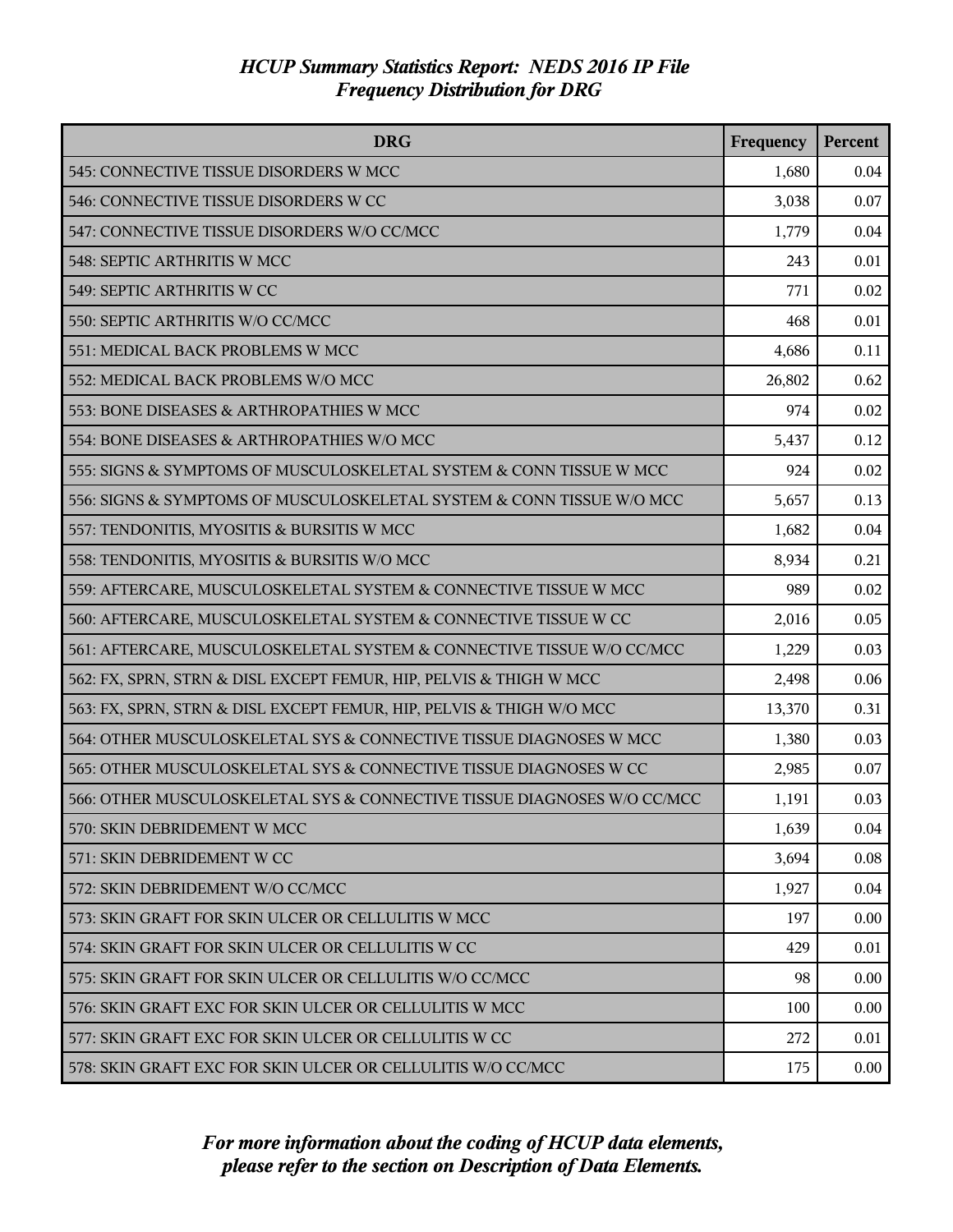# *HCUP Summary Statistics Report: NEDS 2016 IP File*
## *Frequency Distribution for DRG*

| DRG | Frequency | Percent |
|---|---|---|
| 545: CONNECTIVE TISSUE DISORDERS W MCC | 1,680 | 0.04 |
| 546: CONNECTIVE TISSUE DISORDERS W CC | 3,038 | 0.07 |
| 547: CONNECTIVE TISSUE DISORDERS W/O CC/MCC | 1,779 | 0.04 |
| 548: SEPTIC ARTHRITIS W MCC | 243 | 0.01 |
| 549: SEPTIC ARTHRITIS W CC | 771 | 0.02 |
| 550: SEPTIC ARTHRITIS W/O CC/MCC | 468 | 0.01 |
| 551: MEDICAL BACK PROBLEMS W MCC | 4,686 | 0.11 |
| 552: MEDICAL BACK PROBLEMS W/O MCC | 26,802 | 0.62 |
| 553: BONE DISEASES & ARTHROPATHIES W MCC | 974 | 0.02 |
| 554: BONE DISEASES & ARTHROPATHIES W/O MCC | 5,437 | 0.12 |
| 555: SIGNS & SYMPTOMS OF MUSCULOSKELETAL SYSTEM & CONN TISSUE W MCC | 924 | 0.02 |
| 556: SIGNS & SYMPTOMS OF MUSCULOSKELETAL SYSTEM & CONN TISSUE W/O MCC | 5,657 | 0.13 |
| 557: TENDONITIS, MYOSITIS & BURSITIS W MCC | 1,682 | 0.04 |
| 558: TENDONITIS, MYOSITIS & BURSITIS W/O MCC | 8,934 | 0.21 |
| 559: AFTERCARE, MUSCULOSKELETAL SYSTEM & CONNECTIVE TISSUE W MCC | 989 | 0.02 |
| 560: AFTERCARE, MUSCULOSKELETAL SYSTEM & CONNECTIVE TISSUE W CC | 2,016 | 0.05 |
| 561: AFTERCARE, MUSCULOSKELETAL SYSTEM & CONNECTIVE TISSUE W/O CC/MCC | 1,229 | 0.03 |
| 562: FX, SPRN, STRN & DISL EXCEPT FEMUR, HIP, PELVIS & THIGH W MCC | 2,498 | 0.06 |
| 563: FX, SPRN, STRN & DISL EXCEPT FEMUR, HIP, PELVIS & THIGH W/O MCC | 13,370 | 0.31 |
| 564: OTHER MUSCULOSKELETAL SYS & CONNECTIVE TISSUE DIAGNOSES W MCC | 1,380 | 0.03 |
| 565: OTHER MUSCULOSKELETAL SYS & CONNECTIVE TISSUE DIAGNOSES W CC | 2,985 | 0.07 |
| 566: OTHER MUSCULOSKELETAL SYS & CONNECTIVE TISSUE DIAGNOSES W/O CC/MCC | 1,191 | 0.03 |
| 570: SKIN DEBRIDEMENT W MCC | 1,639 | 0.04 |
| 571: SKIN DEBRIDEMENT W CC | 3,694 | 0.08 |
| 572: SKIN DEBRIDEMENT W/O CC/MCC | 1,927 | 0.04 |
| 573: SKIN GRAFT FOR SKIN ULCER OR CELLULITIS W MCC | 197 | 0.00 |
| 574: SKIN GRAFT FOR SKIN ULCER OR CELLULITIS W CC | 429 | 0.01 |
| 575: SKIN GRAFT FOR SKIN ULCER OR CELLULITIS W/O CC/MCC | 98 | 0.00 |
| 576: SKIN GRAFT EXC FOR SKIN ULCER OR CELLULITIS W MCC | 100 | 0.00 |
| 577: SKIN GRAFT EXC FOR SKIN ULCER OR CELLULITIS W CC | 272 | 0.01 |
| 578: SKIN GRAFT EXC FOR SKIN ULCER OR CELLULITIS W/O CC/MCC | 175 | 0.00 |

*For more information about the coding of HCUP data elements, please refer to the section on Description of Data Elements.*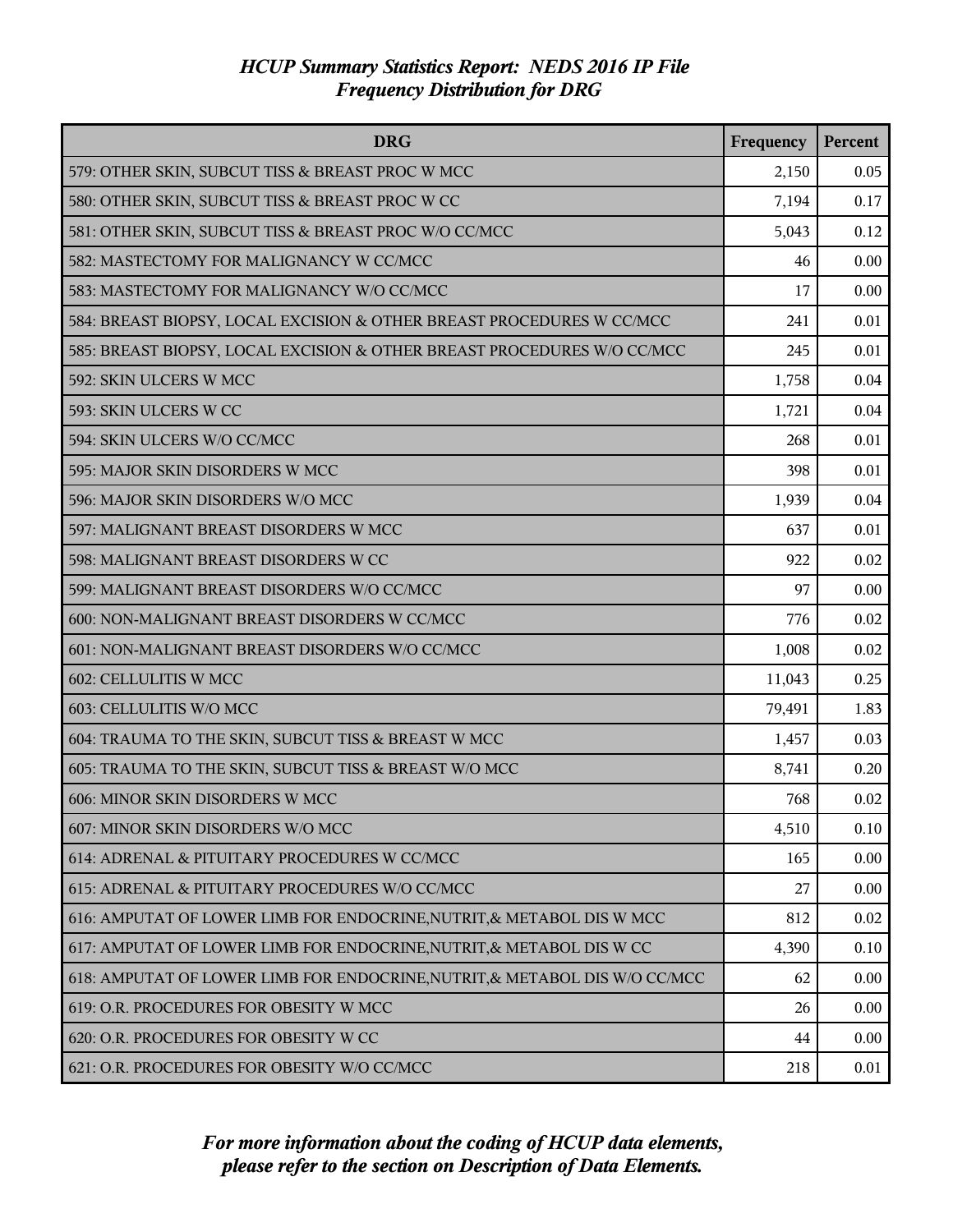# HCUP Summary Statistics Report: NEDS 2016 IP File
## Frequency Distribution for DRG

| DRG | Frequency | Percent |
| --- | --- | --- |
| 579: OTHER SKIN, SUBCUT TISS & BREAST PROC W MCC | 2,150 | 0.05 |
| 580: OTHER SKIN, SUBCUT TISS & BREAST PROC W CC | 7,194 | 0.17 |
| 581: OTHER SKIN, SUBCUT TISS & BREAST PROC W/O CC/MCC | 5,043 | 0.12 |
| 582: MASTECTOMY FOR MALIGNANCY W CC/MCC | 46 | 0.00 |
| 583: MASTECTOMY FOR MALIGNANCY W/O CC/MCC | 17 | 0.00 |
| 584: BREAST BIOPSY, LOCAL EXCISION & OTHER BREAST PROCEDURES W CC/MCC | 241 | 0.01 |
| 585: BREAST BIOPSY, LOCAL EXCISION & OTHER BREAST PROCEDURES W/O CC/MCC | 245 | 0.01 |
| 592: SKIN ULCERS W MCC | 1,758 | 0.04 |
| 593: SKIN ULCERS W CC | 1,721 | 0.04 |
| 594: SKIN ULCERS W/O CC/MCC | 268 | 0.01 |
| 595: MAJOR SKIN DISORDERS W MCC | 398 | 0.01 |
| 596: MAJOR SKIN DISORDERS W/O MCC | 1,939 | 0.04 |
| 597: MALIGNANT BREAST DISORDERS W MCC | 637 | 0.01 |
| 598: MALIGNANT BREAST DISORDERS W CC | 922 | 0.02 |
| 599: MALIGNANT BREAST DISORDERS W/O CC/MCC | 97 | 0.00 |
| 600: NON-MALIGNANT BREAST DISORDERS W CC/MCC | 776 | 0.02 |
| 601: NON-MALIGNANT BREAST DISORDERS W/O CC/MCC | 1,008 | 0.02 |
| 602: CELLULITIS W MCC | 11,043 | 0.25 |
| 603: CELLULITIS W/O MCC | 79,491 | 1.83 |
| 604: TRAUMA TO THE SKIN, SUBCUT TISS & BREAST W MCC | 1,457 | 0.03 |
| 605: TRAUMA TO THE SKIN, SUBCUT TISS & BREAST W/O MCC | 8,741 | 0.20 |
| 606: MINOR SKIN DISORDERS W MCC | 768 | 0.02 |
| 607: MINOR SKIN DISORDERS W/O MCC | 4,510 | 0.10 |
| 614: ADRENAL & PITUITARY PROCEDURES W CC/MCC | 165 | 0.00 |
| 615: ADRENAL & PITUITARY PROCEDURES W/O CC/MCC | 27 | 0.00 |
| 616: AMPUTAT OF LOWER LIMB FOR ENDOCRINE,NUTRIT,& METABOL DIS W MCC | 812 | 0.02 |
| 617: AMPUTAT OF LOWER LIMB FOR ENDOCRINE,NUTRIT,& METABOL DIS W CC | 4,390 | 0.10 |
| 618: AMPUTAT OF LOWER LIMB FOR ENDOCRINE,NUTRIT,& METABOL DIS W/O CC/MCC | 62 | 0.00 |
| 619: O.R. PROCEDURES FOR OBESITY W MCC | 26 | 0.00 |
| 620: O.R. PROCEDURES FOR OBESITY W CC | 44 | 0.00 |
| 621: O.R. PROCEDURES FOR OBESITY W/O CC/MCC | 218 | 0.01 |

*For more information about the coding of HCUP data elements, please refer to the section on Description of Data Elements.*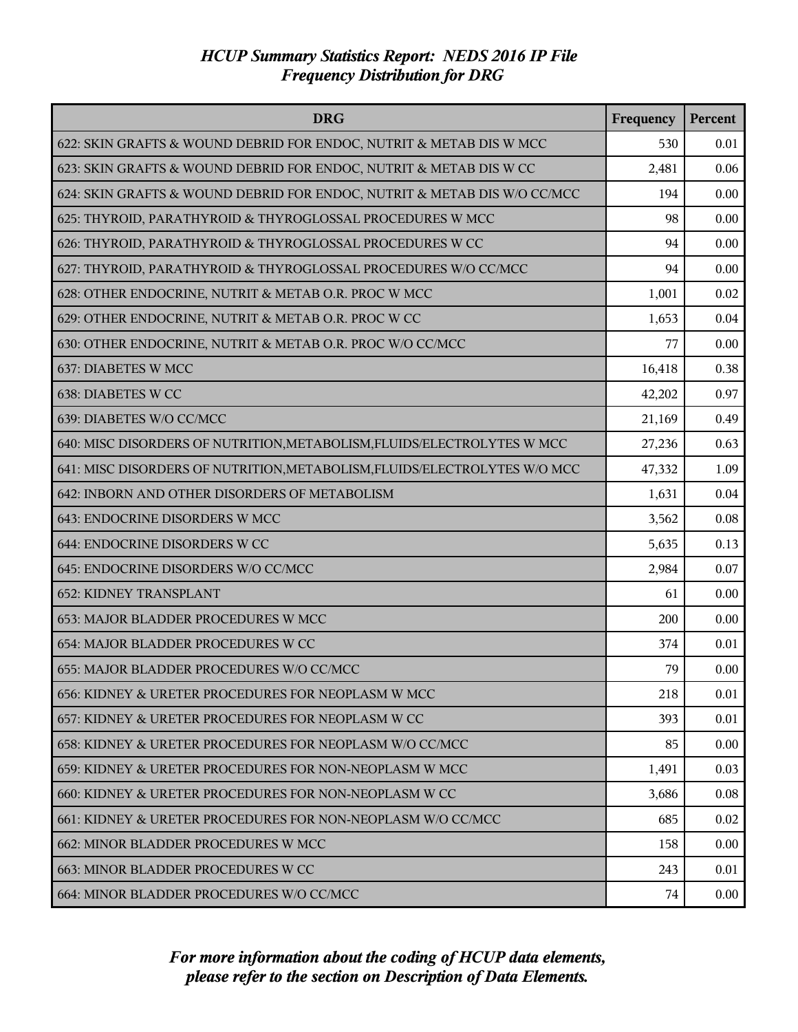# HCUP Summary Statistics Report: NEDS 2016 IP File
## Frequency Distribution for DRG

| DRG | Frequency | Percent |
|---|---|---|
| 622: SKIN GRAFTS & WOUND DEBRID FOR ENDOC, NUTRIT & METAB DIS W MCC | 530 | 0.01 |
| 623: SKIN GRAFTS & WOUND DEBRID FOR ENDOC, NUTRIT & METAB DIS W CC | 2,481 | 0.06 |
| 624: SKIN GRAFTS & WOUND DEBRID FOR ENDOC, NUTRIT & METAB DIS W/O CC/MCC | 194 | 0.00 |
| 625: THYROID, PARATHYROID & THYROGLOSSAL PROCEDURES W MCC | 98 | 0.00 |
| 626: THYROID, PARATHYROID & THYROGLOSSAL PROCEDURES W CC | 94 | 0.00 |
| 627: THYROID, PARATHYROID & THYROGLOSSAL PROCEDURES W/O CC/MCC | 94 | 0.00 |
| 628: OTHER ENDOCRINE, NUTRIT & METAB O.R. PROC W MCC | 1,001 | 0.02 |
| 629: OTHER ENDOCRINE, NUTRIT & METAB O.R. PROC W CC | 1,653 | 0.04 |
| 630: OTHER ENDOCRINE, NUTRIT & METAB O.R. PROC W/O CC/MCC | 77 | 0.00 |
| 637: DIABETES W MCC | 16,418 | 0.38 |
| 638: DIABETES W CC | 42,202 | 0.97 |
| 639: DIABETES W/O CC/MCC | 21,169 | 0.49 |
| 640: MISC DISORDERS OF NUTRITION,METABOLISM,FLUIDS/ELECTROLYTES W MCC | 27,236 | 0.63 |
| 641: MISC DISORDERS OF NUTRITION,METABOLISM,FLUIDS/ELECTROLYTES W/O MCC | 47,332 | 1.09 |
| 642: INBORN AND OTHER DISORDERS OF METABOLISM | 1,631 | 0.04 |
| 643: ENDOCRINE DISORDERS W MCC | 3,562 | 0.08 |
| 644: ENDOCRINE DISORDERS W CC | 5,635 | 0.13 |
| 645: ENDOCRINE DISORDERS W/O CC/MCC | 2,984 | 0.07 |
| 652: KIDNEY TRANSPLANT | 61 | 0.00 |
| 653: MAJOR BLADDER PROCEDURES W MCC | 200 | 0.00 |
| 654: MAJOR BLADDER PROCEDURES W CC | 374 | 0.01 |
| 655: MAJOR BLADDER PROCEDURES W/O CC/MCC | 79 | 0.00 |
| 656: KIDNEY & URETER PROCEDURES FOR NEOPLASM W MCC | 218 | 0.01 |
| 657: KIDNEY & URETER PROCEDURES FOR NEOPLASM W CC | 393 | 0.01 |
| 658: KIDNEY & URETER PROCEDURES FOR NEOPLASM W/O CC/MCC | 85 | 0.00 |
| 659: KIDNEY & URETER PROCEDURES FOR NON-NEOPLASM W MCC | 1,491 | 0.03 |
| 660: KIDNEY & URETER PROCEDURES FOR NON-NEOPLASM W CC | 3,686 | 0.08 |
| 661: KIDNEY & URETER PROCEDURES FOR NON-NEOPLASM W/O CC/MCC | 685 | 0.02 |
| 662: MINOR BLADDER PROCEDURES W MCC | 158 | 0.00 |
| 663: MINOR BLADDER PROCEDURES W CC | 243 | 0.01 |
| 664: MINOR BLADDER PROCEDURES W/O CC/MCC | 74 | 0.00 |

*For more information about the coding of HCUP data elements, please refer to the section on Description of Data Elements.*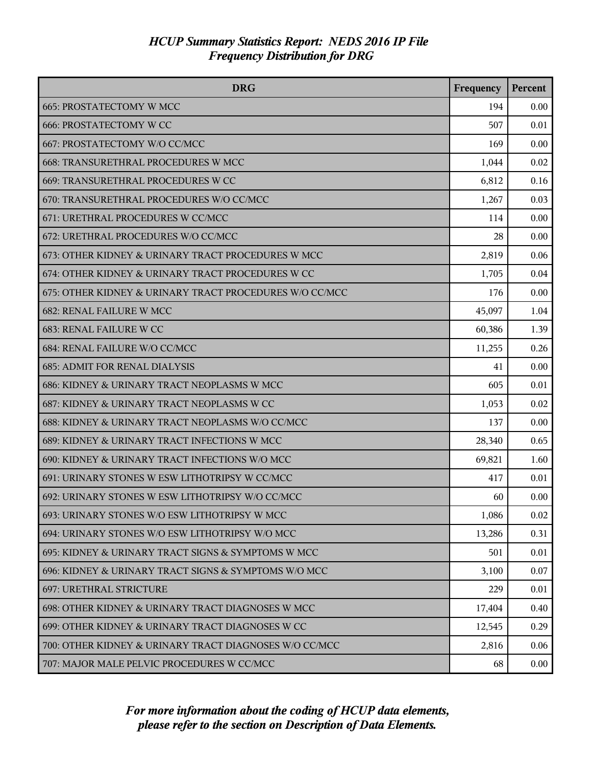# HCUP Summary Statistics Report: NEDS 2016 IP File
## Frequency Distribution for DRG

| DRG | Frequency | Percent |
|---|---|---|
| 665: PROSTATECTOMY W MCC | 194 | 0.00 |
| 666: PROSTATECTOMY W CC | 507 | 0.01 |
| 667: PROSTATECTOMY W/O CC/MCC | 169 | 0.00 |
| 668: TRANSURETHRAL PROCEDURES W MCC | 1,044 | 0.02 |
| 669: TRANSURETHRAL PROCEDURES W CC | 6,812 | 0.16 |
| 670: TRANSURETHRAL PROCEDURES W/O CC/MCC | 1,267 | 0.03 |
| 671: URETHRAL PROCEDURES W CC/MCC | 114 | 0.00 |
| 672: URETHRAL PROCEDURES W/O CC/MCC | 28 | 0.00 |
| 673: OTHER KIDNEY & URINARY TRACT PROCEDURES W MCC | 2,819 | 0.06 |
| 674: OTHER KIDNEY & URINARY TRACT PROCEDURES W CC | 1,705 | 0.04 |
| 675: OTHER KIDNEY & URINARY TRACT PROCEDURES W/O CC/MCC | 176 | 0.00 |
| 682: RENAL FAILURE W MCC | 45,097 | 1.04 |
| 683: RENAL FAILURE W CC | 60,386 | 1.39 |
| 684: RENAL FAILURE W/O CC/MCC | 11,255 | 0.26 |
| 685: ADMIT FOR RENAL DIALYSIS | 41 | 0.00 |
| 686: KIDNEY & URINARY TRACT NEOPLASMS W MCC | 605 | 0.01 |
| 687: KIDNEY & URINARY TRACT NEOPLASMS W CC | 1,053 | 0.02 |
| 688: KIDNEY & URINARY TRACT NEOPLASMS W/O CC/MCC | 137 | 0.00 |
| 689: KIDNEY & URINARY TRACT INFECTIONS W MCC | 28,340 | 0.65 |
| 690: KIDNEY & URINARY TRACT INFECTIONS W/O MCC | 69,821 | 1.60 |
| 691: URINARY STONES W ESW LITHOTRIPSY W CC/MCC | 417 | 0.01 |
| 692: URINARY STONES W ESW LITHOTRIPSY W/O CC/MCC | 60 | 0.00 |
| 693: URINARY STONES W/O ESW LITHOTRIPSY W MCC | 1,086 | 0.02 |
| 694: URINARY STONES W/O ESW LITHOTRIPSY W/O MCC | 13,286 | 0.31 |
| 695: KIDNEY & URINARY TRACT SIGNS & SYMPTOMS W MCC | 501 | 0.01 |
| 696: KIDNEY & URINARY TRACT SIGNS & SYMPTOMS W/O MCC | 3,100 | 0.07 |
| 697: URETHRAL STRICTURE | 229 | 0.01 |
| 698: OTHER KIDNEY & URINARY TRACT DIAGNOSES W MCC | 17,404 | 0.40 |
| 699: OTHER KIDNEY & URINARY TRACT DIAGNOSES W CC | 12,545 | 0.29 |
| 700: OTHER KIDNEY & URINARY TRACT DIAGNOSES W/O CC/MCC | 2,816 | 0.06 |
| 707: MAJOR MALE PELVIC PROCEDURES W CC/MCC | 68 | 0.00 |

*For more information about the coding of HCUP data elements, please refer to the section on Description of Data Elements.*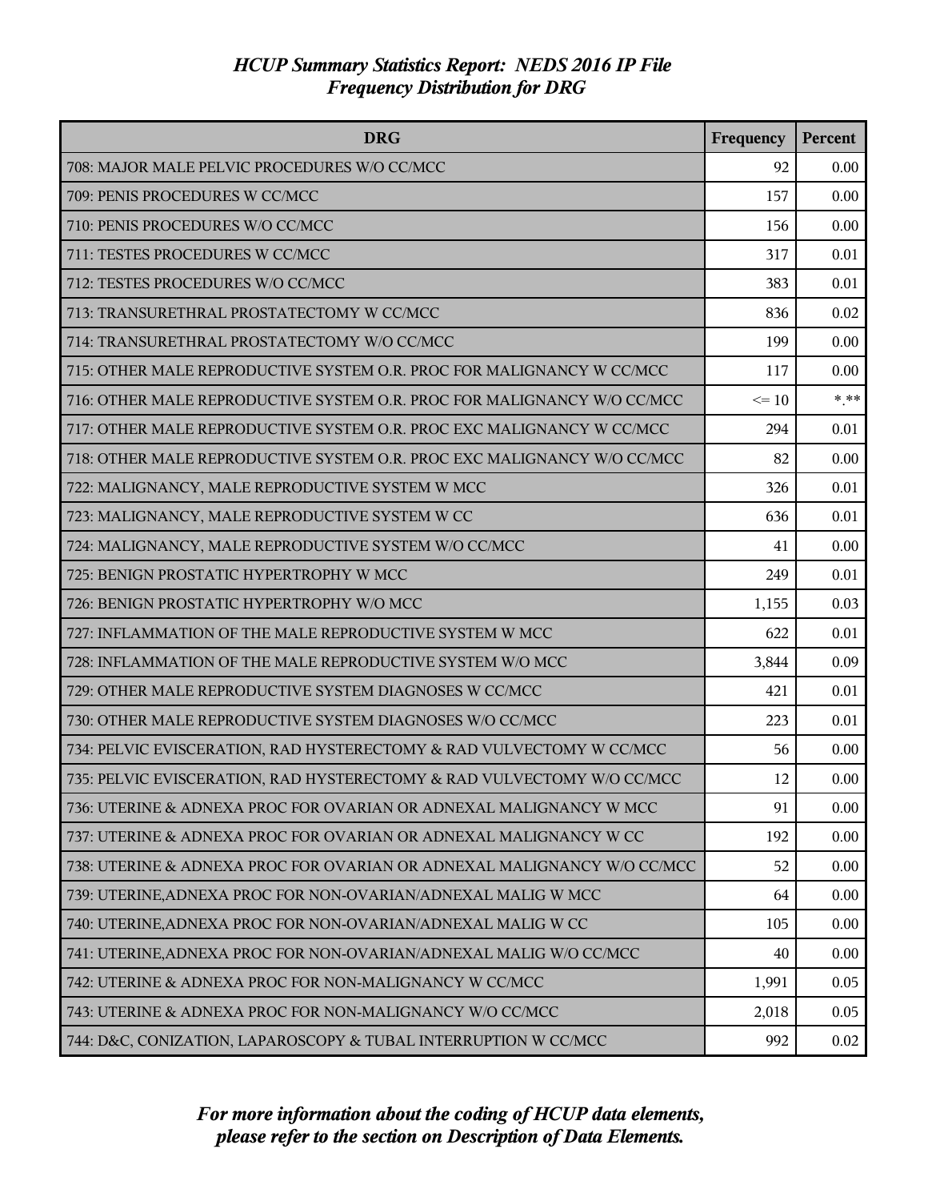# *HCUP Summary Statistics Report: NEDS 2016 IP File*
## *Frequency Distribution for DRG*

| DRG | Frequency | Percent |
|---|---|---|
| 708: MAJOR MALE PELVIC PROCEDURES W/O CC/MCC | 92 | 0.00 |
| 709: PENIS PROCEDURES W CC/MCC | 157 | 0.00 |
| 710: PENIS PROCEDURES W/O CC/MCC | 156 | 0.00 |
| 711: TESTES PROCEDURES W CC/MCC | 317 | 0.01 |
| 712: TESTES PROCEDURES W/O CC/MCC | 383 | 0.01 |
| 713: TRANSURETHRAL PROSTATECTOMY W CC/MCC | 836 | 0.02 |
| 714: TRANSURETHRAL PROSTATECTOMY W/O CC/MCC | 199 | 0.00 |
| 715: OTHER MALE REPRODUCTIVE SYSTEM O.R. PROC FOR MALIGNANCY W CC/MCC | 117 | 0.00 |
| 716: OTHER MALE REPRODUCTIVE SYSTEM O.R. PROC FOR MALIGNANCY W/O CC/MCC | <= 10 | *.** |
| 717: OTHER MALE REPRODUCTIVE SYSTEM O.R. PROC EXC MALIGNANCY W CC/MCC | 294 | 0.01 |
| 718: OTHER MALE REPRODUCTIVE SYSTEM O.R. PROC EXC MALIGNANCY W/O CC/MCC | 82 | 0.00 |
| 722: MALIGNANCY, MALE REPRODUCTIVE SYSTEM W MCC | 326 | 0.01 |
| 723: MALIGNANCY, MALE REPRODUCTIVE SYSTEM W CC | 636 | 0.01 |
| 724: MALIGNANCY, MALE REPRODUCTIVE SYSTEM W/O CC/MCC | 41 | 0.00 |
| 725: BENIGN PROSTATIC HYPERTROPHY W MCC | 249 | 0.01 |
| 726: BENIGN PROSTATIC HYPERTROPHY W/O MCC | 1,155 | 0.03 |
| 727: INFLAMMATION OF THE MALE REPRODUCTIVE SYSTEM W MCC | 622 | 0.01 |
| 728: INFLAMMATION OF THE MALE REPRODUCTIVE SYSTEM W/O MCC | 3,844 | 0.09 |
| 729: OTHER MALE REPRODUCTIVE SYSTEM DIAGNOSES W CC/MCC | 421 | 0.01 |
| 730: OTHER MALE REPRODUCTIVE SYSTEM DIAGNOSES W/O CC/MCC | 223 | 0.01 |
| 734: PELVIC EVISCERATION, RAD HYSTERECTOMY & RAD VULVECTOMY W CC/MCC | 56 | 0.00 |
| 735: PELVIC EVISCERATION, RAD HYSTERECTOMY & RAD VULVECTOMY W/O CC/MCC | 12 | 0.00 |
| 736: UTERINE & ADNEXA PROC FOR OVARIAN OR ADNEXAL MALIGNANCY W MCC | 91 | 0.00 |
| 737: UTERINE & ADNEXA PROC FOR OVARIAN OR ADNEXAL MALIGNANCY W CC | 192 | 0.00 |
| 738: UTERINE & ADNEXA PROC FOR OVARIAN OR ADNEXAL MALIGNANCY W/O CC/MCC | 52 | 0.00 |
| 739: UTERINE,ADNEXA PROC FOR NON-OVARIAN/ADNEXAL MALIG W MCC | 64 | 0.00 |
| 740: UTERINE,ADNEXA PROC FOR NON-OVARIAN/ADNEXAL MALIG W CC | 105 | 0.00 |
| 741: UTERINE,ADNEXA PROC FOR NON-OVARIAN/ADNEXAL MALIG W/O CC/MCC | 40 | 0.00 |
| 742: UTERINE & ADNEXA PROC FOR NON-MALIGNANCY W CC/MCC | 1,991 | 0.05 |
| 743: UTERINE & ADNEXA PROC FOR NON-MALIGNANCY W/O CC/MCC | 2,018 | 0.05 |
| 744: D&C, CONIZATION, LAPAROSCOPY & TUBAL INTERRUPTION W CC/MCC | 992 | 0.02 |

*For more information about the coding of HCUP data elements, please refer to the section on Description of Data Elements.*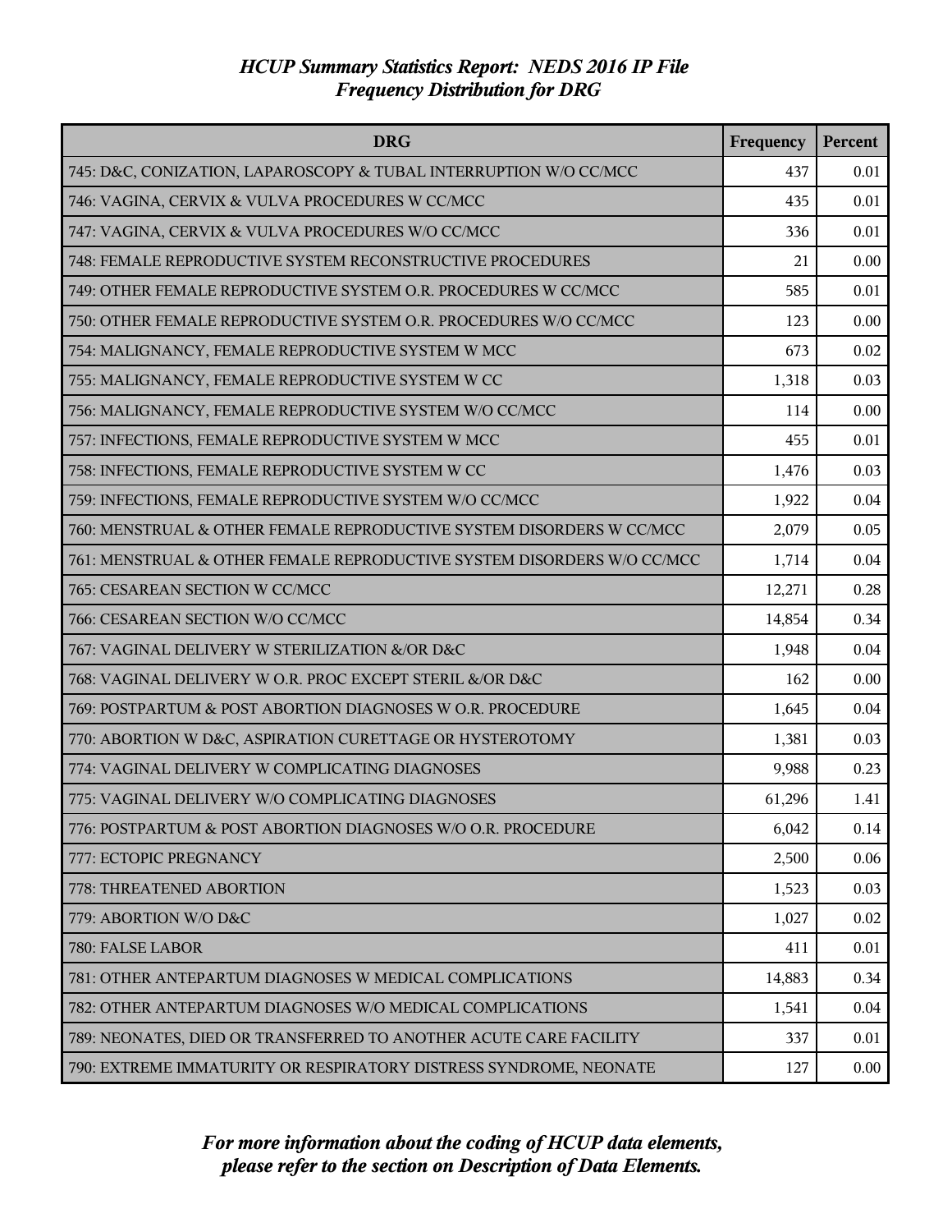# HCUP Summary Statistics Report: NEDS 2016 IP File
## Frequency Distribution for DRG

| DRG | Frequency | Percent |
| --- | --- | --- |
| 745: D&C, CONIZATION, LAPAROSCOPY & TUBAL INTERRUPTION W/O CC/MCC | 437 | 0.01 |
| 746: VAGINA, CERVIX & VULVA PROCEDURES W CC/MCC | 435 | 0.01 |
| 747: VAGINA, CERVIX & VULVA PROCEDURES W/O CC/MCC | 336 | 0.01 |
| 748: FEMALE REPRODUCTIVE SYSTEM RECONSTRUCTIVE PROCEDURES | 21 | 0.00 |
| 749: OTHER FEMALE REPRODUCTIVE SYSTEM O.R. PROCEDURES W CC/MCC | 585 | 0.01 |
| 750: OTHER FEMALE REPRODUCTIVE SYSTEM O.R. PROCEDURES W/O CC/MCC | 123 | 0.00 |
| 754: MALIGNANCY, FEMALE REPRODUCTIVE SYSTEM W MCC | 673 | 0.02 |
| 755: MALIGNANCY, FEMALE REPRODUCTIVE SYSTEM W CC | 1,318 | 0.03 |
| 756: MALIGNANCY, FEMALE REPRODUCTIVE SYSTEM W/O CC/MCC | 114 | 0.00 |
| 757: INFECTIONS, FEMALE REPRODUCTIVE SYSTEM W MCC | 455 | 0.01 |
| 758: INFECTIONS, FEMALE REPRODUCTIVE SYSTEM W CC | 1,476 | 0.03 |
| 759: INFECTIONS, FEMALE REPRODUCTIVE SYSTEM W/O CC/MCC | 1,922 | 0.04 |
| 760: MENSTRUAL & OTHER FEMALE REPRODUCTIVE SYSTEM DISORDERS W CC/MCC | 2,079 | 0.05 |
| 761: MENSTRUAL & OTHER FEMALE REPRODUCTIVE SYSTEM DISORDERS W/O CC/MCC | 1,714 | 0.04 |
| 765: CESAREAN SECTION W CC/MCC | 12,271 | 0.28 |
| 766: CESAREAN SECTION W/O CC/MCC | 14,854 | 0.34 |
| 767: VAGINAL DELIVERY W STERILIZATION &/OR D&C | 1,948 | 0.04 |
| 768: VAGINAL DELIVERY W O.R. PROC EXCEPT STERIL &/OR D&C | 162 | 0.00 |
| 769: POSTPARTUM & POST ABORTION DIAGNOSES W O.R. PROCEDURE | 1,645 | 0.04 |
| 770: ABORTION W D&C, ASPIRATION CURETTAGE OR HYSTEROTOMY | 1,381 | 0.03 |
| 774: VAGINAL DELIVERY W COMPLICATING DIAGNOSES | 9,988 | 0.23 |
| 775: VAGINAL DELIVERY W/O COMPLICATING DIAGNOSES | 61,296 | 1.41 |
| 776: POSTPARTUM & POST ABORTION DIAGNOSES W/O O.R. PROCEDURE | 6,042 | 0.14 |
| 777: ECTOPIC PREGNANCY | 2,500 | 0.06 |
| 778: THREATENED ABORTION | 1,523 | 0.03 |
| 779: ABORTION W/O D&C | 1,027 | 0.02 |
| 780: FALSE LABOR | 411 | 0.01 |
| 781: OTHER ANTEPARTUM DIAGNOSES W MEDICAL COMPLICATIONS | 14,883 | 0.34 |
| 782: OTHER ANTEPARTUM DIAGNOSES W/O MEDICAL COMPLICATIONS | 1,541 | 0.04 |
| 789: NEONATES, DIED OR TRANSFERRED TO ANOTHER ACUTE CARE FACILITY | 337 | 0.01 |
| 790: EXTREME IMMATURITY OR RESPIRATORY DISTRESS SYNDROME, NEONATE | 127 | 0.00 |

*For more information about the coding of HCUP data elements, please refer to the section on Description of Data Elements.*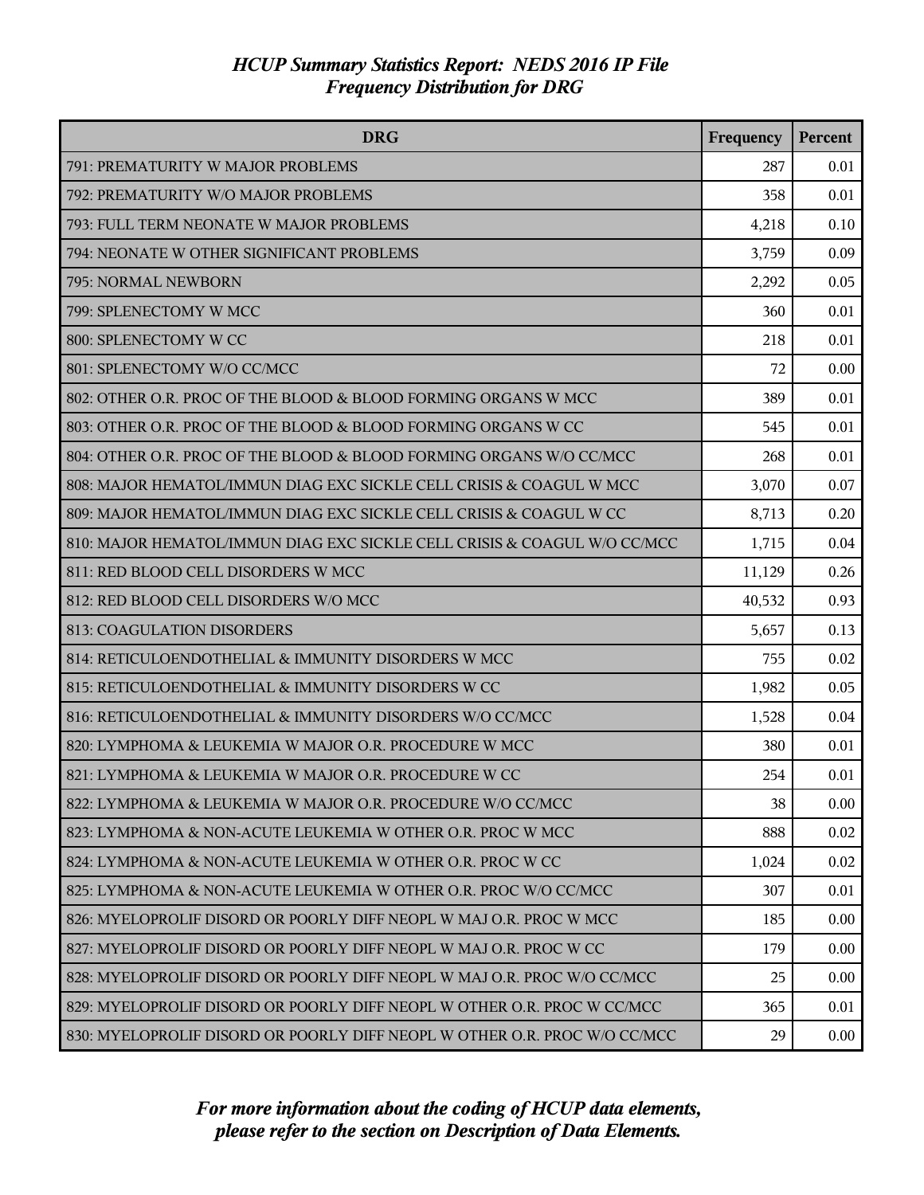*HCUP Summary Statistics Report: NEDS 2016 IP File*
*Frequency Distribution for DRG*

| DRG | Frequency | Percent |
|---|---|---|
| 791: PREMATURITY W MAJOR PROBLEMS | 287 | 0.01 |
| 792: PREMATURITY W/O MAJOR PROBLEMS | 358 | 0.01 |
| 793: FULL TERM NEONATE W MAJOR PROBLEMS | 4,218 | 0.10 |
| 794: NEONATE W OTHER SIGNIFICANT PROBLEMS | 3,759 | 0.09 |
| 795: NORMAL NEWBORN | 2,292 | 0.05 |
| 799: SPLENECTOMY W MCC | 360 | 0.01 |
| 800: SPLENECTOMY W CC | 218 | 0.01 |
| 801: SPLENECTOMY W/O CC/MCC | 72 | 0.00 |
| 802: OTHER O.R. PROC OF THE BLOOD & BLOOD FORMING ORGANS W MCC | 389 | 0.01 |
| 803: OTHER O.R. PROC OF THE BLOOD & BLOOD FORMING ORGANS W CC | 545 | 0.01 |
| 804: OTHER O.R. PROC OF THE BLOOD & BLOOD FORMING ORGANS W/O CC/MCC | 268 | 0.01 |
| 808: MAJOR HEMATOL/IMMUN DIAG EXC SICKLE CELL CRISIS & COAGUL W MCC | 3,070 | 0.07 |
| 809: MAJOR HEMATOL/IMMUN DIAG EXC SICKLE CELL CRISIS & COAGUL W CC | 8,713 | 0.20 |
| 810: MAJOR HEMATOL/IMMUN DIAG EXC SICKLE CELL CRISIS & COAGUL W/O CC/MCC | 1,715 | 0.04 |
| 811: RED BLOOD CELL DISORDERS W MCC | 11,129 | 0.26 |
| 812: RED BLOOD CELL DISORDERS W/O MCC | 40,532 | 0.93 |
| 813: COAGULATION DISORDERS | 5,657 | 0.13 |
| 814: RETICULOENDOTHELIAL & IMMUNITY DISORDERS W MCC | 755 | 0.02 |
| 815: RETICULOENDOTHELIAL & IMMUNITY DISORDERS W CC | 1,982 | 0.05 |
| 816: RETICULOENDOTHELIAL & IMMUNITY DISORDERS W/O CC/MCC | 1,528 | 0.04 |
| 820: LYMPHOMA & LEUKEMIA W MAJOR O.R. PROCEDURE W MCC | 380 | 0.01 |
| 821: LYMPHOMA & LEUKEMIA W MAJOR O.R. PROCEDURE W CC | 254 | 0.01 |
| 822: LYMPHOMA & LEUKEMIA W MAJOR O.R. PROCEDURE W/O CC/MCC | 38 | 0.00 |
| 823: LYMPHOMA & NON-ACUTE LEUKEMIA W OTHER O.R. PROC W MCC | 888 | 0.02 |
| 824: LYMPHOMA & NON-ACUTE LEUKEMIA W OTHER O.R. PROC W CC | 1,024 | 0.02 |
| 825: LYMPHOMA & NON-ACUTE LEUKEMIA W OTHER O.R. PROC W/O CC/MCC | 307 | 0.01 |
| 826: MYELOPROLIF DISORD OR POORLY DIFF NEOPL W MAJ O.R. PROC W MCC | 185 | 0.00 |
| 827: MYELOPROLIF DISORD OR POORLY DIFF NEOPL W MAJ O.R. PROC W CC | 179 | 0.00 |
| 828: MYELOPROLIF DISORD OR POORLY DIFF NEOPL W MAJ O.R. PROC W/O CC/MCC | 25 | 0.00 |
| 829: MYELOPROLIF DISORD OR POORLY DIFF NEOPL W OTHER O.R. PROC W CC/MCC | 365 | 0.01 |
| 830: MYELOPROLIF DISORD OR POORLY DIFF NEOPL W OTHER O.R. PROC W/O CC/MCC | 29 | 0.00 |

*For more information about the coding of HCUP data elements, please refer to the section on Description of Data Elements.*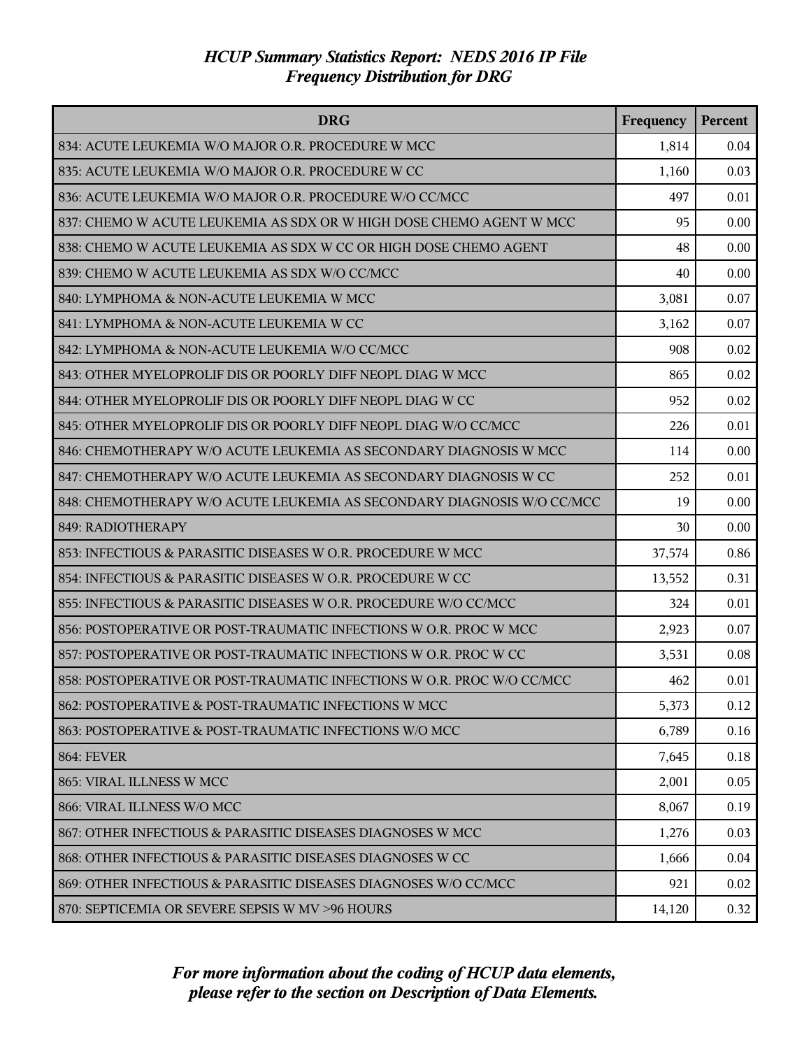*HCUP Summary Statistics Report: NEDS 2016 IP File*
*Frequency Distribution for DRG*

| DRG | Frequency | Percent |
|---|---|---|
| 834: ACUTE LEUKEMIA W/O MAJOR O.R. PROCEDURE W MCC | 1,814 | 0.04 |
| 835: ACUTE LEUKEMIA W/O MAJOR O.R. PROCEDURE W CC | 1,160 | 0.03 |
| 836: ACUTE LEUKEMIA W/O MAJOR O.R. PROCEDURE W/O CC/MCC | 497 | 0.01 |
| 837: CHEMO W ACUTE LEUKEMIA AS SDX OR W HIGH DOSE CHEMO AGENT W MCC | 95 | 0.00 |
| 838: CHEMO W ACUTE LEUKEMIA AS SDX W CC OR HIGH DOSE CHEMO AGENT | 48 | 0.00 |
| 839: CHEMO W ACUTE LEUKEMIA AS SDX W/O CC/MCC | 40 | 0.00 |
| 840: LYMPHOMA & NON-ACUTE LEUKEMIA W MCC | 3,081 | 0.07 |
| 841: LYMPHOMA & NON-ACUTE LEUKEMIA W CC | 3,162 | 0.07 |
| 842: LYMPHOMA & NON-ACUTE LEUKEMIA W/O CC/MCC | 908 | 0.02 |
| 843: OTHER MYELOPROLIF DIS OR POORLY DIFF NEOPL DIAG W MCC | 865 | 0.02 |
| 844: OTHER MYELOPROLIF DIS OR POORLY DIFF NEOPL DIAG W CC | 952 | 0.02 |
| 845: OTHER MYELOPROLIF DIS OR POORLY DIFF NEOPL DIAG W/O CC/MCC | 226 | 0.01 |
| 846: CHEMOTHERAPY W/O ACUTE LEUKEMIA AS SECONDARY DIAGNOSIS W MCC | 114 | 0.00 |
| 847: CHEMOTHERAPY W/O ACUTE LEUKEMIA AS SECONDARY DIAGNOSIS W CC | 252 | 0.01 |
| 848: CHEMOTHERAPY W/O ACUTE LEUKEMIA AS SECONDARY DIAGNOSIS W/O CC/MCC | 19 | 0.00 |
| 849: RADIOTHERAPY | 30 | 0.00 |
| 853: INFECTIOUS & PARASITIC DISEASES W O.R. PROCEDURE W MCC | 37,574 | 0.86 |
| 854: INFECTIOUS & PARASITIC DISEASES W O.R. PROCEDURE W CC | 13,552 | 0.31 |
| 855: INFECTIOUS & PARASITIC DISEASES W O.R. PROCEDURE W/O CC/MCC | 324 | 0.01 |
| 856: POSTOPERATIVE OR POST-TRAUMATIC INFECTIONS W O.R. PROC W MCC | 2,923 | 0.07 |
| 857: POSTOPERATIVE OR POST-TRAUMATIC INFECTIONS W O.R. PROC W CC | 3,531 | 0.08 |
| 858: POSTOPERATIVE OR POST-TRAUMATIC INFECTIONS W O.R. PROC W/O CC/MCC | 462 | 0.01 |
| 862: POSTOPERATIVE & POST-TRAUMATIC INFECTIONS W MCC | 5,373 | 0.12 |
| 863: POSTOPERATIVE & POST-TRAUMATIC INFECTIONS W/O MCC | 6,789 | 0.16 |
| 864: FEVER | 7,645 | 0.18 |
| 865: VIRAL ILLNESS W MCC | 2,001 | 0.05 |
| 866: VIRAL ILLNESS W/O MCC | 8,067 | 0.19 |
| 867: OTHER INFECTIOUS & PARASITIC DISEASES DIAGNOSES W MCC | 1,276 | 0.03 |
| 868: OTHER INFECTIOUS & PARASITIC DISEASES DIAGNOSES W CC | 1,666 | 0.04 |
| 869: OTHER INFECTIOUS & PARASITIC DISEASES DIAGNOSES W/O CC/MCC | 921 | 0.02 |
| 870: SEPTICEMIA OR SEVERE SEPSIS W MV >96 HOURS | 14,120 | 0.32 |

*For more information about the coding of HCUP data elements, please refer to the section on Description of Data Elements.*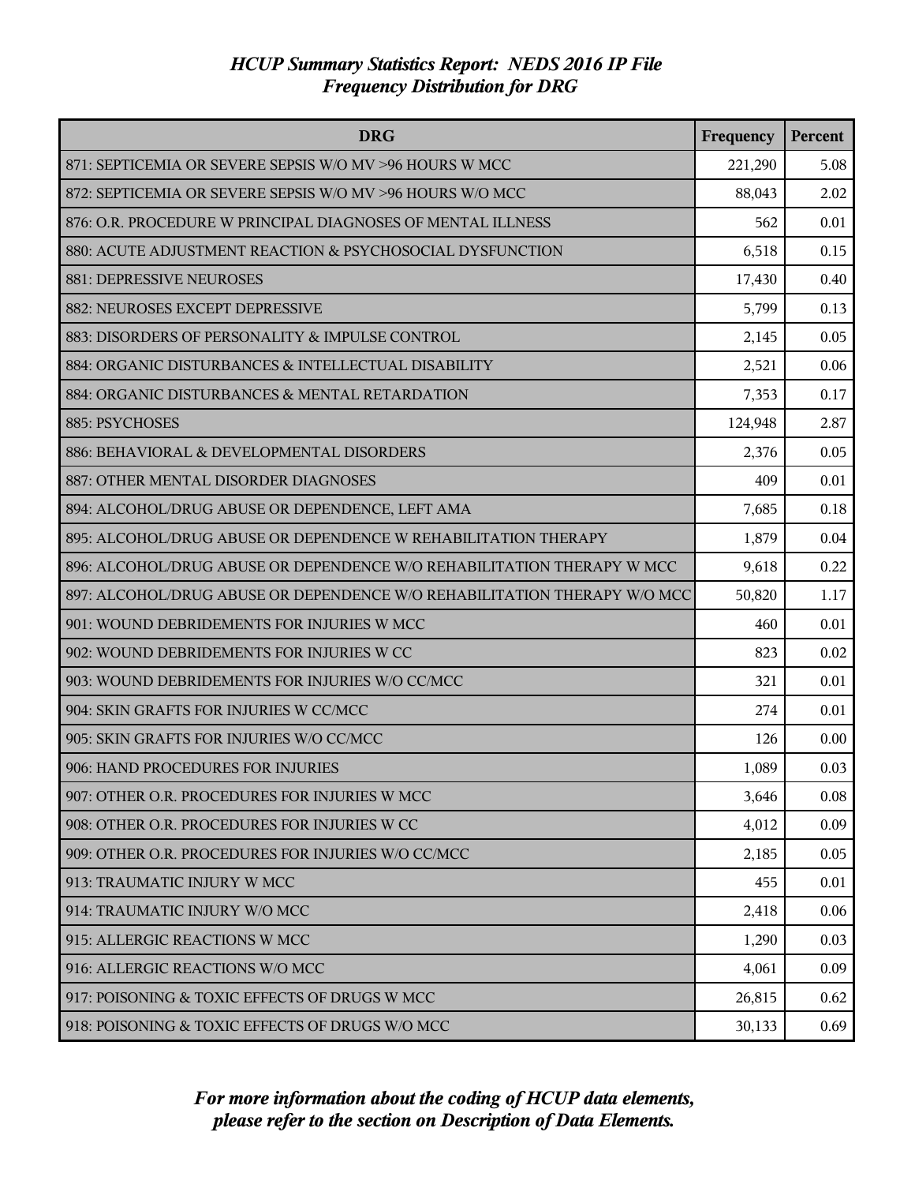# *HCUP Summary Statistics Report: NEDS 2016 IP File*
## *Frequency Distribution for DRG*

| DRG | Frequency | Percent |
|---|---|---|
| 871: SEPTICEMIA OR SEVERE SEPSIS W/O MV >96 HOURS W MCC | 221,290 | 5.08 |
| 872: SEPTICEMIA OR SEVERE SEPSIS W/O MV >96 HOURS W/O MCC | 88,043 | 2.02 |
| 876: O.R. PROCEDURE W PRINCIPAL DIAGNOSES OF MENTAL ILLNESS | 562 | 0.01 |
| 880: ACUTE ADJUSTMENT REACTION & PSYCHOSOCIAL DYSFUNCTION | 6,518 | 0.15 |
| 881: DEPRESSIVE NEUROSES | 17,430 | 0.40 |
| 882: NEUROSES EXCEPT DEPRESSIVE | 5,799 | 0.13 |
| 883: DISORDERS OF PERSONALITY & IMPULSE CONTROL | 2,145 | 0.05 |
| 884: ORGANIC DISTURBANCES & INTELLECTUAL DISABILITY | 2,521 | 0.06 |
| 884: ORGANIC DISTURBANCES & MENTAL RETARDATION | 7,353 | 0.17 |
| 885: PSYCHOSES | 124,948 | 2.87 |
| 886: BEHAVIORAL & DEVELOPMENTAL DISORDERS | 2,376 | 0.05 |
| 887: OTHER MENTAL DISORDER DIAGNOSES | 409 | 0.01 |
| 894: ALCOHOL/DRUG ABUSE OR DEPENDENCE, LEFT AMA | 7,685 | 0.18 |
| 895: ALCOHOL/DRUG ABUSE OR DEPENDENCE W REHABILITATION THERAPY | 1,879 | 0.04 |
| 896: ALCOHOL/DRUG ABUSE OR DEPENDENCE W/O REHABILITATION THERAPY W MCC | 9,618 | 0.22 |
| 897: ALCOHOL/DRUG ABUSE OR DEPENDENCE W/O REHABILITATION THERAPY W/O MCC | 50,820 | 1.17 |
| 901: WOUND DEBRIDEMENTS FOR INJURIES W MCC | 460 | 0.01 |
| 902: WOUND DEBRIDEMENTS FOR INJURIES W CC | 823 | 0.02 |
| 903: WOUND DEBRIDEMENTS FOR INJURIES W/O CC/MCC | 321 | 0.01 |
| 904: SKIN GRAFTS FOR INJURIES W CC/MCC | 274 | 0.01 |
| 905: SKIN GRAFTS FOR INJURIES W/O CC/MCC | 126 | 0.00 |
| 906: HAND PROCEDURES FOR INJURIES | 1,089 | 0.03 |
| 907: OTHER O.R. PROCEDURES FOR INJURIES W MCC | 3,646 | 0.08 |
| 908: OTHER O.R. PROCEDURES FOR INJURIES W CC | 4,012 | 0.09 |
| 909: OTHER O.R. PROCEDURES FOR INJURIES W/O CC/MCC | 2,185 | 0.05 |
| 913: TRAUMATIC INJURY W MCC | 455 | 0.01 |
| 914: TRAUMATIC INJURY W/O MCC | 2,418 | 0.06 |
| 915: ALLERGIC REACTIONS W MCC | 1,290 | 0.03 |
| 916: ALLERGIC REACTIONS W/O MCC | 4,061 | 0.09 |
| 917: POISONING & TOXIC EFFECTS OF DRUGS W MCC | 26,815 | 0.62 |
| 918: POISONING & TOXIC EFFECTS OF DRUGS W/O MCC | 30,133 | 0.69 |

*For more information about the coding of HCUP data elements, please refer to the section on Description of Data Elements.*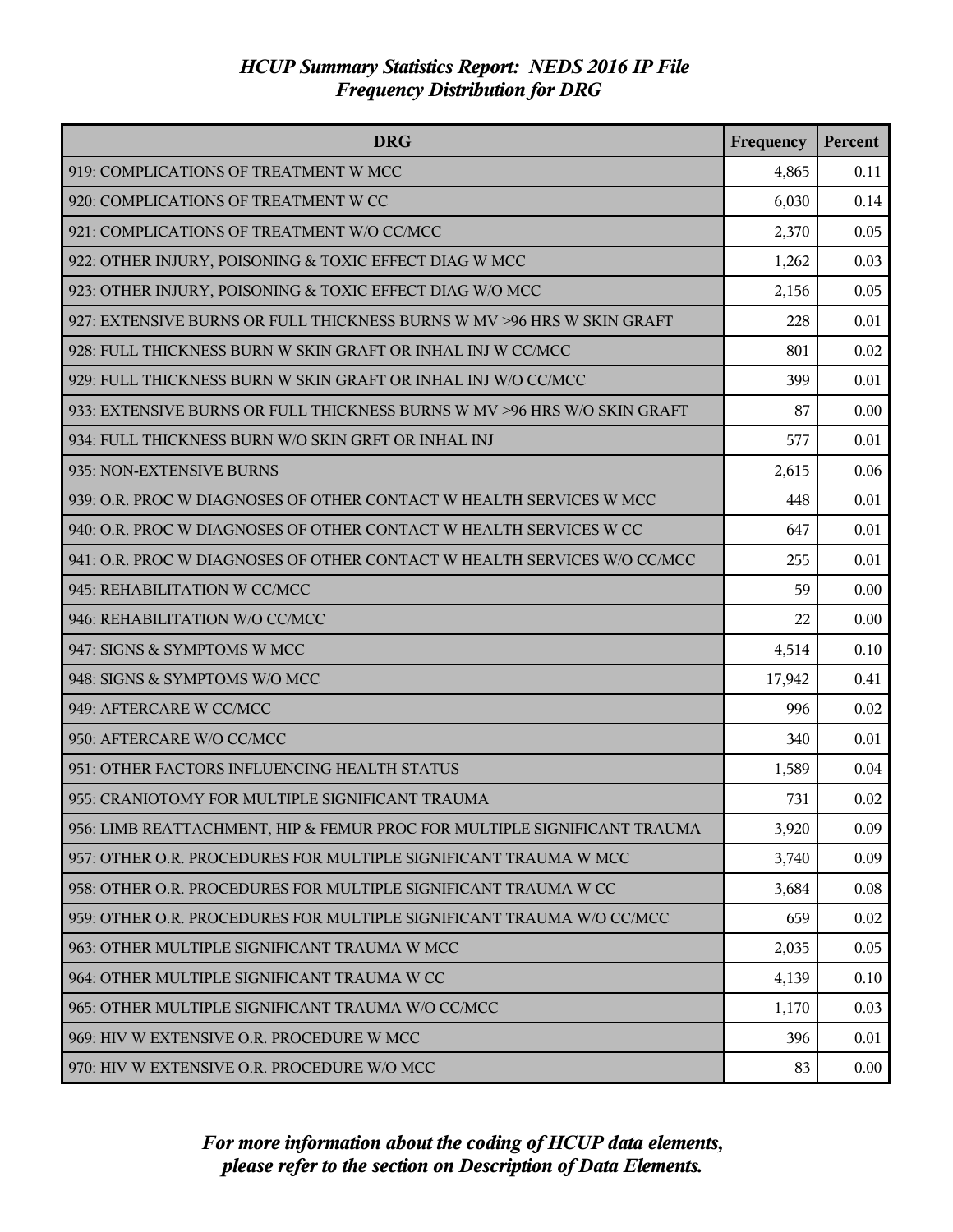*HCUP Summary Statistics Report: NEDS 2016 IP File*
*Frequency Distribution for DRG*

| DRG | Frequency | Percent |
| --- | --- | --- |
| 919: COMPLICATIONS OF TREATMENT W MCC | 4,865 | 0.11 |
| 920: COMPLICATIONS OF TREATMENT W CC | 6,030 | 0.14 |
| 921: COMPLICATIONS OF TREATMENT W/O CC/MCC | 2,370 | 0.05 |
| 922: OTHER INJURY, POISONING & TOXIC EFFECT DIAG W MCC | 1,262 | 0.03 |
| 923: OTHER INJURY, POISONING & TOXIC EFFECT DIAG W/O MCC | 2,156 | 0.05 |
| 927: EXTENSIVE BURNS OR FULL THICKNESS BURNS W MV >96 HRS W SKIN GRAFT | 228 | 0.01 |
| 928: FULL THICKNESS BURN W SKIN GRAFT OR INHAL INJ W CC/MCC | 801 | 0.02 |
| 929: FULL THICKNESS BURN W SKIN GRAFT OR INHAL INJ W/O CC/MCC | 399 | 0.01 |
| 933: EXTENSIVE BURNS OR FULL THICKNESS BURNS W MV >96 HRS W/O SKIN GRAFT | 87 | 0.00 |
| 934: FULL THICKNESS BURN W/O SKIN GRFT OR INHAL INJ | 577 | 0.01 |
| 935: NON-EXTENSIVE BURNS | 2,615 | 0.06 |
| 939: O.R. PROC W DIAGNOSES OF OTHER CONTACT W HEALTH SERVICES W MCC | 448 | 0.01 |
| 940: O.R. PROC W DIAGNOSES OF OTHER CONTACT W HEALTH SERVICES W CC | 647 | 0.01 |
| 941: O.R. PROC W DIAGNOSES OF OTHER CONTACT W HEALTH SERVICES W/O CC/MCC | 255 | 0.01 |
| 945: REHABILITATION W CC/MCC | 59 | 0.00 |
| 946: REHABILITATION W/O CC/MCC | 22 | 0.00 |
| 947: SIGNS & SYMPTOMS W MCC | 4,514 | 0.10 |
| 948: SIGNS & SYMPTOMS W/O MCC | 17,942 | 0.41 |
| 949: AFTERCARE W CC/MCC | 996 | 0.02 |
| 950: AFTERCARE W/O CC/MCC | 340 | 0.01 |
| 951: OTHER FACTORS INFLUENCING HEALTH STATUS | 1,589 | 0.04 |
| 955: CRANIOTOMY FOR MULTIPLE SIGNIFICANT TRAUMA | 731 | 0.02 |
| 956: LIMB REATTACHMENT, HIP & FEMUR PROC FOR MULTIPLE SIGNIFICANT TRAUMA | 3,920 | 0.09 |
| 957: OTHER O.R. PROCEDURES FOR MULTIPLE SIGNIFICANT TRAUMA W MCC | 3,740 | 0.09 |
| 958: OTHER O.R. PROCEDURES FOR MULTIPLE SIGNIFICANT TRAUMA W CC | 3,684 | 0.08 |
| 959: OTHER O.R. PROCEDURES FOR MULTIPLE SIGNIFICANT TRAUMA W/O CC/MCC | 659 | 0.02 |
| 963: OTHER MULTIPLE SIGNIFICANT TRAUMA W MCC | 2,035 | 0.05 |
| 964: OTHER MULTIPLE SIGNIFICANT TRAUMA W CC | 4,139 | 0.10 |
| 965: OTHER MULTIPLE SIGNIFICANT TRAUMA W/O CC/MCC | 1,170 | 0.03 |
| 969: HIV W EXTENSIVE O.R. PROCEDURE W MCC | 396 | 0.01 |
| 970: HIV W EXTENSIVE O.R. PROCEDURE W/O MCC | 83 | 0.00 |

*For more information about the coding of HCUP data elements, please refer to the section on Description of Data Elements.*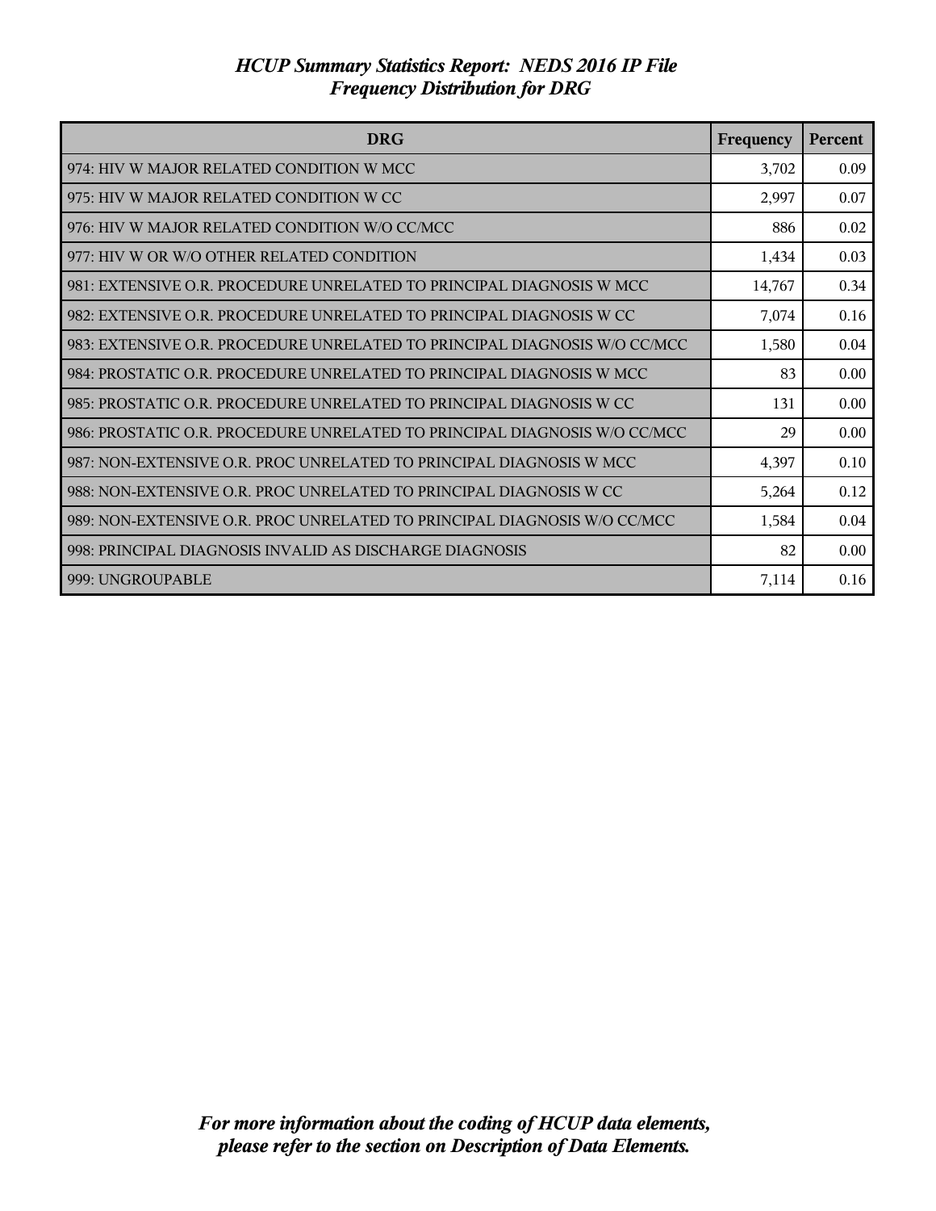*HCUP Summary Statistics Report: NEDS 2016 IP File*
*Frequency Distribution for DRG*

| DRG | Frequency | Percent |
|---|---|---|
| 974: HIV W MAJOR RELATED CONDITION W MCC | 3,702 | 0.09 |
| 975: HIV W MAJOR RELATED CONDITION W CC | 2,997 | 0.07 |
| 976: HIV W MAJOR RELATED CONDITION W/O CC/MCC | 886 | 0.02 |
| 977: HIV W OR W/O OTHER RELATED CONDITION | 1,434 | 0.03 |
| 981: EXTENSIVE O.R. PROCEDURE UNRELATED TO PRINCIPAL DIAGNOSIS W MCC | 14,767 | 0.34 |
| 982: EXTENSIVE O.R. PROCEDURE UNRELATED TO PRINCIPAL DIAGNOSIS W CC | 7,074 | 0.16 |
| 983: EXTENSIVE O.R. PROCEDURE UNRELATED TO PRINCIPAL DIAGNOSIS W/O CC/MCC | 1,580 | 0.04 |
| 984: PROSTATIC O.R. PROCEDURE UNRELATED TO PRINCIPAL DIAGNOSIS W MCC | 83 | 0.00 |
| 985: PROSTATIC O.R. PROCEDURE UNRELATED TO PRINCIPAL DIAGNOSIS W CC | 131 | 0.00 |
| 986: PROSTATIC O.R. PROCEDURE UNRELATED TO PRINCIPAL DIAGNOSIS W/O CC/MCC | 29 | 0.00 |
| 987: NON-EXTENSIVE O.R. PROC UNRELATED TO PRINCIPAL DIAGNOSIS W MCC | 4,397 | 0.10 |
| 988: NON-EXTENSIVE O.R. PROC UNRELATED TO PRINCIPAL DIAGNOSIS W CC | 5,264 | 0.12 |
| 989: NON-EXTENSIVE O.R. PROC UNRELATED TO PRINCIPAL DIAGNOSIS W/O CC/MCC | 1,584 | 0.04 |
| 998: PRINCIPAL DIAGNOSIS INVALID AS DISCHARGE DIAGNOSIS | 82 | 0.00 |
| 999: UNGROUPABLE | 7,114 | 0.16 |

*For more information about the coding of HCUP data elements, please refer to the section on Description of Data Elements.*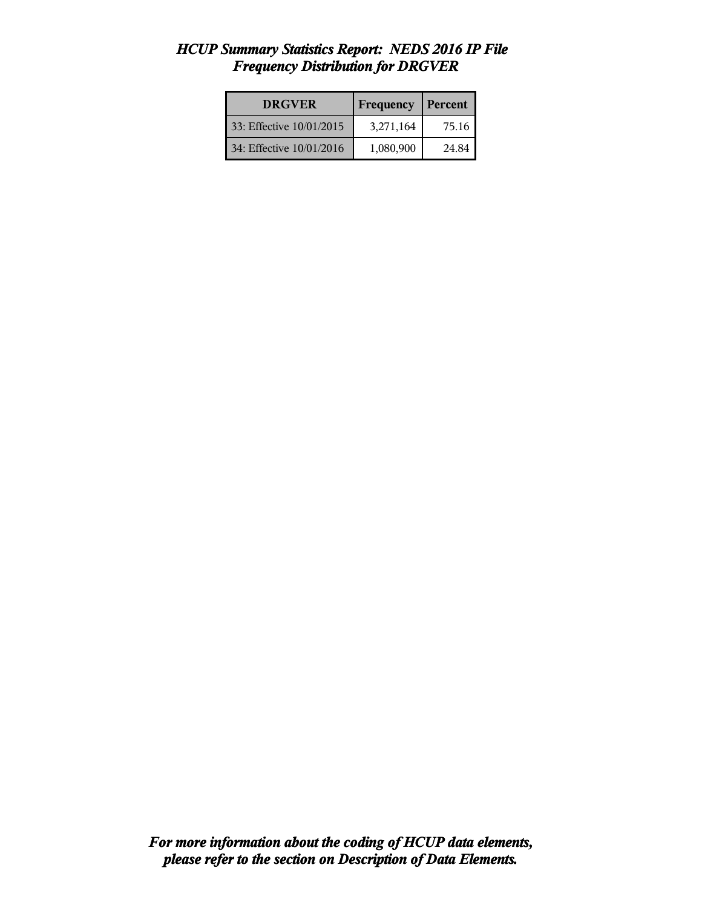# *HCUP Summary Statistics Report: NEDS 2016 IP File*
## *Frequency Distribution for DRGVER*

| DRGVER | Frequency | Percent |
|---|---|---|
| 33: Effective 10/01/2015 | 3,271,164 | 75.16 |
| 34: Effective 10/01/2016 | 1,080,900 | 24.84 |

***For more information about the coding of HCUP data elements, please refer to the section on Description of Data Elements.***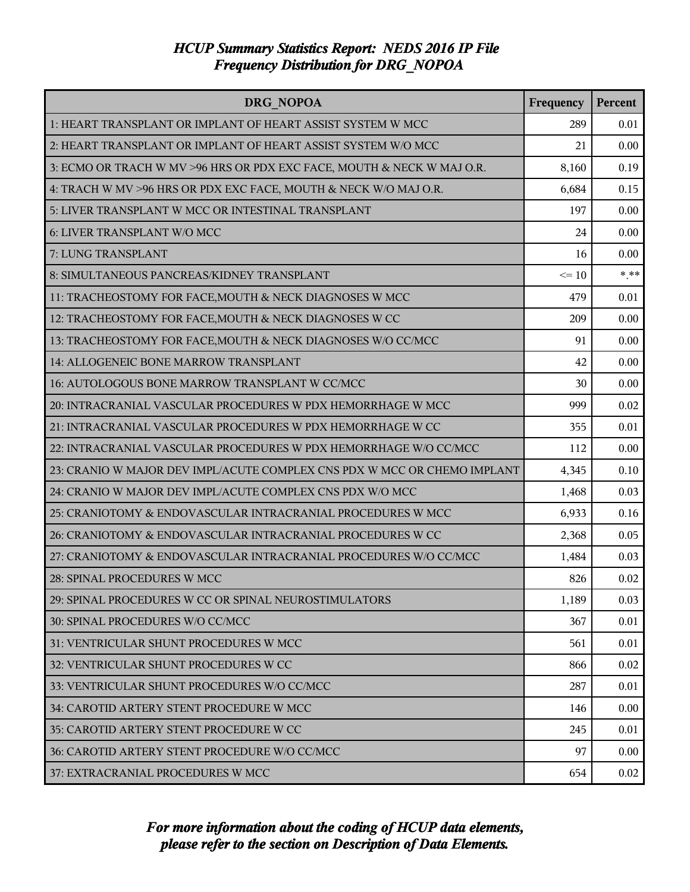# *HCUP Summary Statistics Report: NEDS 2016 IP File*
## *Frequency Distribution for DRG_NOPOA*

| DRG_NOPOA | Frequency | Percent |
| --- | --- | --- |
| 1: HEART TRANSPLANT OR IMPLANT OF HEART ASSIST SYSTEM W MCC | 289 | 0.01 |
| 2: HEART TRANSPLANT OR IMPLANT OF HEART ASSIST SYSTEM W/O MCC | 21 | 0.00 |
| 3: ECMO OR TRACH W MV >96 HRS OR PDX EXC FACE, MOUTH & NECK W MAJ O.R. | 8,160 | 0.19 |
| 4: TRACH W MV >96 HRS OR PDX EXC FACE, MOUTH & NECK W/O MAJ O.R. | 6,684 | 0.15 |
| 5: LIVER TRANSPLANT W MCC OR INTESTINAL TRANSPLANT | 197 | 0.00 |
| 6: LIVER TRANSPLANT W/O MCC | 24 | 0.00 |
| 7: LUNG TRANSPLANT | 16 | 0.00 |
| 8: SIMULTANEOUS PANCREAS/KIDNEY TRANSPLANT | <= 10 | *.** |
| 11: TRACHEOSTOMY FOR FACE,MOUTH & NECK DIAGNOSES W MCC | 479 | 0.01 |
| 12: TRACHEOSTOMY FOR FACE,MOUTH & NECK DIAGNOSES W CC | 209 | 0.00 |
| 13: TRACHEOSTOMY FOR FACE,MOUTH & NECK DIAGNOSES W/O CC/MCC | 91 | 0.00 |
| 14: ALLOGENEIC BONE MARROW TRANSPLANT | 42 | 0.00 |
| 16: AUTOLOGOUS BONE MARROW TRANSPLANT W CC/MCC | 30 | 0.00 |
| 20: INTRACRANIAL VASCULAR PROCEDURES W PDX HEMORRHAGE W MCC | 999 | 0.02 |
| 21: INTRACRANIAL VASCULAR PROCEDURES W PDX HEMORRHAGE W CC | 355 | 0.01 |
| 22: INTRACRANIAL VASCULAR PROCEDURES W PDX HEMORRHAGE W/O CC/MCC | 112 | 0.00 |
| 23: CRANIO W MAJOR DEV IMPL/ACUTE COMPLEX CNS PDX W MCC OR CHEMO IMPLANT | 4,345 | 0.10 |
| 24: CRANIO W MAJOR DEV IMPL/ACUTE COMPLEX CNS PDX W/O MCC | 1,468 | 0.03 |
| 25: CRANIOTOMY & ENDOVASCULAR INTRACRANIAL PROCEDURES W MCC | 6,933 | 0.16 |
| 26: CRANIOTOMY & ENDOVASCULAR INTRACRANIAL PROCEDURES W CC | 2,368 | 0.05 |
| 27: CRANIOTOMY & ENDOVASCULAR INTRACRANIAL PROCEDURES W/O CC/MCC | 1,484 | 0.03 |
| 28: SPINAL PROCEDURES W MCC | 826 | 0.02 |
| 29: SPINAL PROCEDURES W CC OR SPINAL NEUROSTIMULATORS | 1,189 | 0.03 |
| 30: SPINAL PROCEDURES W/O CC/MCC | 367 | 0.01 |
| 31: VENTRICULAR SHUNT PROCEDURES W MCC | 561 | 0.01 |
| 32: VENTRICULAR SHUNT PROCEDURES W CC | 866 | 0.02 |
| 33: VENTRICULAR SHUNT PROCEDURES W/O CC/MCC | 287 | 0.01 |
| 34: CAROTID ARTERY STENT PROCEDURE W MCC | 146 | 0.00 |
| 35: CAROTID ARTERY STENT PROCEDURE W CC | 245 | 0.01 |
| 36: CAROTID ARTERY STENT PROCEDURE W/O CC/MCC | 97 | 0.00 |
| 37: EXTRACRANIAL PROCEDURES W MCC | 654 | 0.02 |

*For more information about the coding of HCUP data elements, please refer to the section on Description of Data Elements.*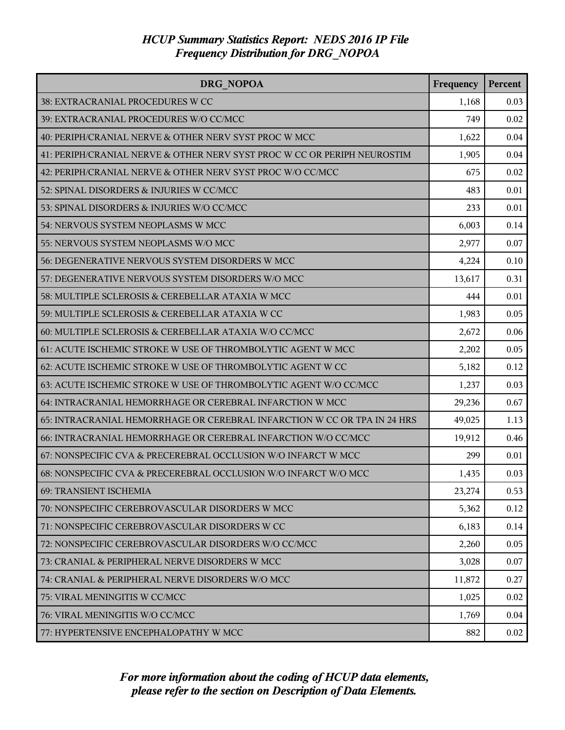*HCUP Summary Statistics Report: NEDS 2016 IP File*
*Frequency Distribution for DRG_NOPOA*

| DRG_NOPOA | Frequency | Percent |
|---|---|---|
| 38: EXTRACRANIAL PROCEDURES W CC | 1,168 | 0.03 |
| 39: EXTRACRANIAL PROCEDURES W/O CC/MCC | 749 | 0.02 |
| 40: PERIPH/CRANIAL NERVE & OTHER NERV SYST PROC W MCC | 1,622 | 0.04 |
| 41: PERIPH/CRANIAL NERVE & OTHER NERV SYST PROC W CC OR PERIPH NEUROSTIM | 1,905 | 0.04 |
| 42: PERIPH/CRANIAL NERVE & OTHER NERV SYST PROC W/O CC/MCC | 675 | 0.02 |
| 52: SPINAL DISORDERS & INJURIES W CC/MCC | 483 | 0.01 |
| 53: SPINAL DISORDERS & INJURIES W/O CC/MCC | 233 | 0.01 |
| 54: NERVOUS SYSTEM NEOPLASMS W MCC | 6,003 | 0.14 |
| 55: NERVOUS SYSTEM NEOPLASMS W/O MCC | 2,977 | 0.07 |
| 56: DEGENERATIVE NERVOUS SYSTEM DISORDERS W MCC | 4,224 | 0.10 |
| 57: DEGENERATIVE NERVOUS SYSTEM DISORDERS W/O MCC | 13,617 | 0.31 |
| 58: MULTIPLE SCLEROSIS & CEREBELLAR ATAXIA W MCC | 444 | 0.01 |
| 59: MULTIPLE SCLEROSIS & CEREBELLAR ATAXIA W CC | 1,983 | 0.05 |
| 60: MULTIPLE SCLEROSIS & CEREBELLAR ATAXIA W/O CC/MCC | 2,672 | 0.06 |
| 61: ACUTE ISCHEMIC STROKE W USE OF THROMBOLYTIC AGENT W MCC | 2,202 | 0.05 |
| 62: ACUTE ISCHEMIC STROKE W USE OF THROMBOLYTIC AGENT W CC | 5,182 | 0.12 |
| 63: ACUTE ISCHEMIC STROKE W USE OF THROMBOLYTIC AGENT W/O CC/MCC | 1,237 | 0.03 |
| 64: INTRACRANIAL HEMORRHAGE OR CEREBRAL INFARCTION W MCC | 29,236 | 0.67 |
| 65: INTRACRANIAL HEMORRHAGE OR CEREBRAL INFARCTION W CC OR TPA IN 24 HRS | 49,025 | 1.13 |
| 66: INTRACRANIAL HEMORRHAGE OR CEREBRAL INFARCTION W/O CC/MCC | 19,912 | 0.46 |
| 67: NONSPECIFIC CVA & PRECEREBRAL OCCLUSION W/O INFARCT W MCC | 299 | 0.01 |
| 68: NONSPECIFIC CVA & PRECEREBRAL OCCLUSION W/O INFARCT W/O MCC | 1,435 | 0.03 |
| 69: TRANSIENT ISCHEMIA | 23,274 | 0.53 |
| 70: NONSPECIFIC CEREBROVASCULAR DISORDERS W MCC | 5,362 | 0.12 |
| 71: NONSPECIFIC CEREBROVASCULAR DISORDERS W CC | 6,183 | 0.14 |
| 72: NONSPECIFIC CEREBROVASCULAR DISORDERS W/O CC/MCC | 2,260 | 0.05 |
| 73: CRANIAL & PERIPHERAL NERVE DISORDERS W MCC | 3,028 | 0.07 |
| 74: CRANIAL & PERIPHERAL NERVE DISORDERS W/O MCC | 11,872 | 0.27 |
| 75: VIRAL MENINGITIS W CC/MCC | 1,025 | 0.02 |
| 76: VIRAL MENINGITIS W/O CC/MCC | 1,769 | 0.04 |
| 77: HYPERTENSIVE ENCEPHALOPATHY W MCC | 882 | 0.02 |

*For more information about the coding of HCUP data elements, please refer to the section on Description of Data Elements.*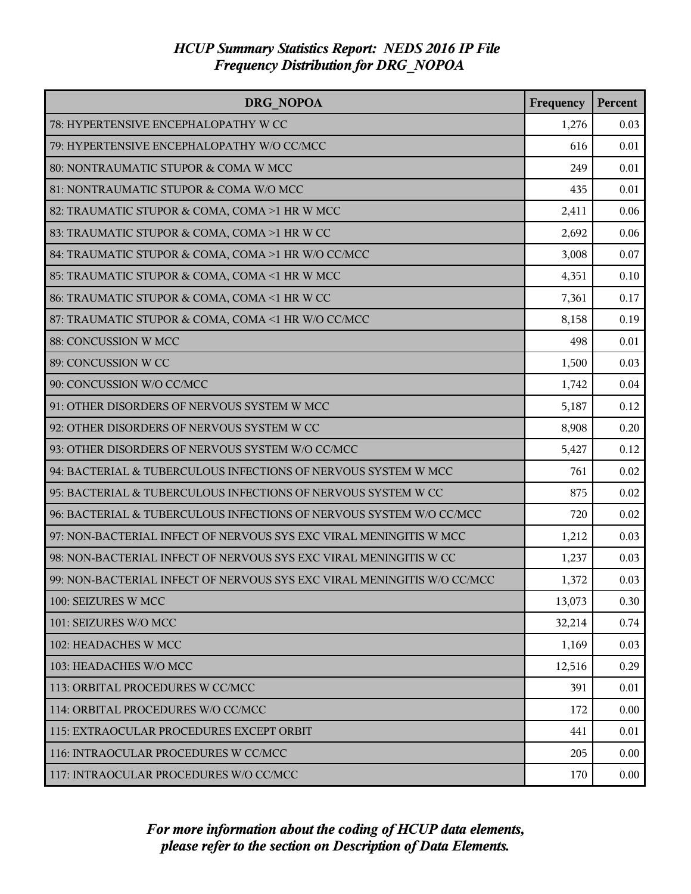*HCUP Summary Statistics Report: NEDS 2016 IP File*
*Frequency Distribution for DRG_NOPOA*

| DRG_NOPOA | Frequency | Percent |
|---|---|---|
| 78: HYPERTENSIVE ENCEPHALOPATHY W CC | 1,276 | 0.03 |
| 79: HYPERTENSIVE ENCEPHALOPATHY W/O CC/MCC | 616 | 0.01 |
| 80: NONTRAUMATIC STUPOR & COMA W MCC | 249 | 0.01 |
| 81: NONTRAUMATIC STUPOR & COMA W/O MCC | 435 | 0.01 |
| 82: TRAUMATIC STUPOR & COMA, COMA >1 HR W MCC | 2,411 | 0.06 |
| 83: TRAUMATIC STUPOR & COMA, COMA >1 HR W CC | 2,692 | 0.06 |
| 84: TRAUMATIC STUPOR & COMA, COMA >1 HR W/O CC/MCC | 3,008 | 0.07 |
| 85: TRAUMATIC STUPOR & COMA, COMA <1 HR W MCC | 4,351 | 0.10 |
| 86: TRAUMATIC STUPOR & COMA, COMA <1 HR W CC | 7,361 | 0.17 |
| 87: TRAUMATIC STUPOR & COMA, COMA <1 HR W/O CC/MCC | 8,158 | 0.19 |
| 88: CONCUSSION W MCC | 498 | 0.01 |
| 89: CONCUSSION W CC | 1,500 | 0.03 |
| 90: CONCUSSION W/O CC/MCC | 1,742 | 0.04 |
| 91: OTHER DISORDERS OF NERVOUS SYSTEM W MCC | 5,187 | 0.12 |
| 92: OTHER DISORDERS OF NERVOUS SYSTEM W CC | 8,908 | 0.20 |
| 93: OTHER DISORDERS OF NERVOUS SYSTEM W/O CC/MCC | 5,427 | 0.12 |
| 94: BACTERIAL & TUBERCULOUS INFECTIONS OF NERVOUS SYSTEM W MCC | 761 | 0.02 |
| 95: BACTERIAL & TUBERCULOUS INFECTIONS OF NERVOUS SYSTEM W CC | 875 | 0.02 |
| 96: BACTERIAL & TUBERCULOUS INFECTIONS OF NERVOUS SYSTEM W/O CC/MCC | 720 | 0.02 |
| 97: NON-BACTERIAL INFECT OF NERVOUS SYS EXC VIRAL MENINGITIS W MCC | 1,212 | 0.03 |
| 98: NON-BACTERIAL INFECT OF NERVOUS SYS EXC VIRAL MENINGITIS W CC | 1,237 | 0.03 |
| 99: NON-BACTERIAL INFECT OF NERVOUS SYS EXC VIRAL MENINGITIS W/O CC/MCC | 1,372 | 0.03 |
| 100: SEIZURES W MCC | 13,073 | 0.30 |
| 101: SEIZURES W/O MCC | 32,214 | 0.74 |
| 102: HEADACHES W MCC | 1,169 | 0.03 |
| 103: HEADACHES W/O MCC | 12,516 | 0.29 |
| 113: ORBITAL PROCEDURES W CC/MCC | 391 | 0.01 |
| 114: ORBITAL PROCEDURES W/O CC/MCC | 172 | 0.00 |
| 115: EXTRAOCULAR PROCEDURES EXCEPT ORBIT | 441 | 0.01 |
| 116: INTRAOCULAR PROCEDURES W CC/MCC | 205 | 0.00 |
| 117: INTRAOCULAR PROCEDURES W/O CC/MCC | 170 | 0.00 |

*For more information about the coding of HCUP data elements, please refer to the section on Description of Data Elements.*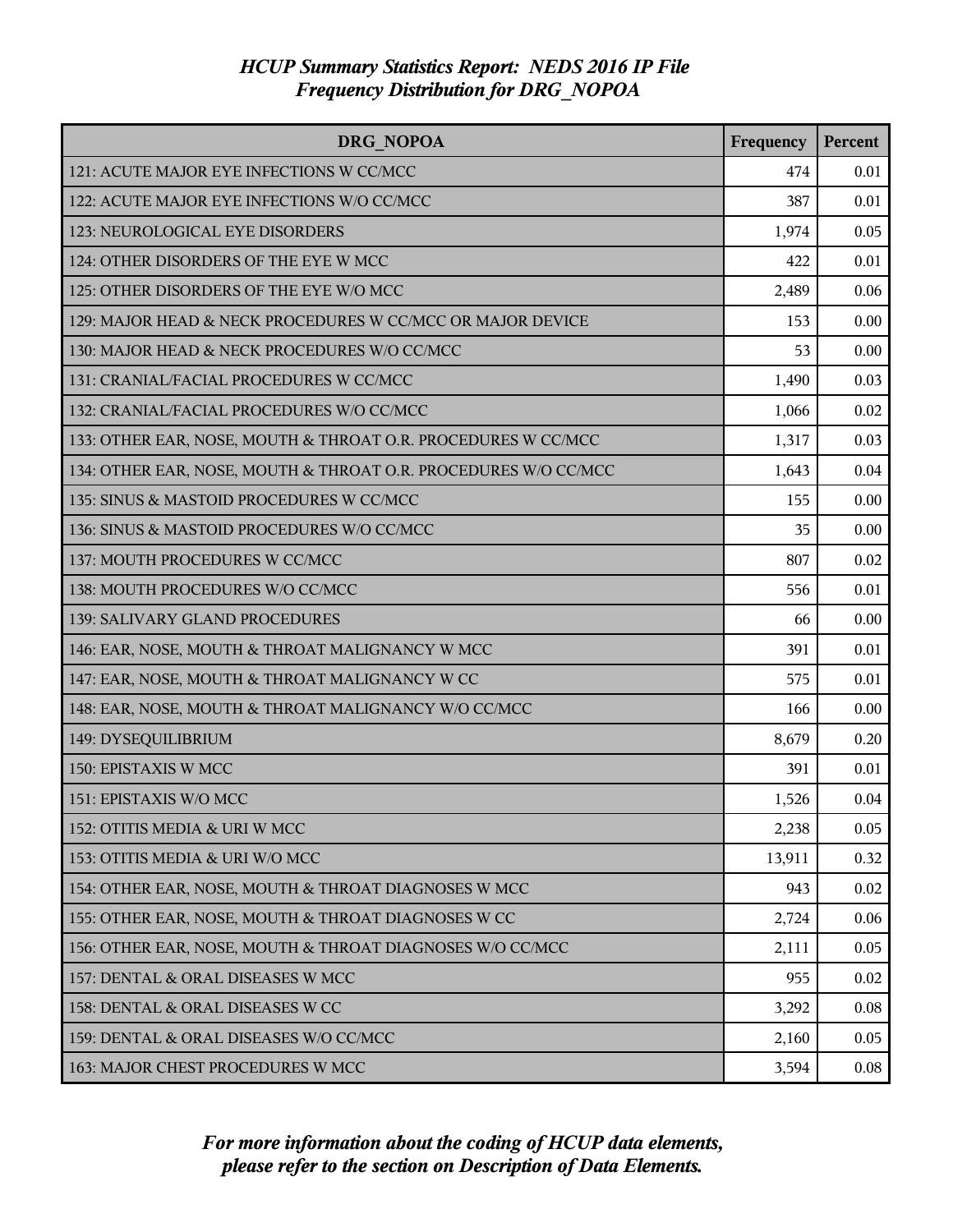*HCUP Summary Statistics Report: NEDS 2016 IP File*
*Frequency Distribution for DRG_NOPOA*

| DRG_NOPOA | Frequency | Percent |
|---|---|---|
| 121: ACUTE MAJOR EYE INFECTIONS W CC/MCC | 474 | 0.01 |
| 122: ACUTE MAJOR EYE INFECTIONS W/O CC/MCC | 387 | 0.01 |
| 123: NEUROLOGICAL EYE DISORDERS | 1,974 | 0.05 |
| 124: OTHER DISORDERS OF THE EYE W MCC | 422 | 0.01 |
| 125: OTHER DISORDERS OF THE EYE W/O MCC | 2,489 | 0.06 |
| 129: MAJOR HEAD & NECK PROCEDURES W CC/MCC OR MAJOR DEVICE | 153 | 0.00 |
| 130: MAJOR HEAD & NECK PROCEDURES W/O CC/MCC | 53 | 0.00 |
| 131: CRANIAL/FACIAL PROCEDURES W CC/MCC | 1,490 | 0.03 |
| 132: CRANIAL/FACIAL PROCEDURES W/O CC/MCC | 1,066 | 0.02 |
| 133: OTHER EAR, NOSE, MOUTH & THROAT O.R. PROCEDURES W CC/MCC | 1,317 | 0.03 |
| 134: OTHER EAR, NOSE, MOUTH & THROAT O.R. PROCEDURES W/O CC/MCC | 1,643 | 0.04 |
| 135: SINUS & MASTOID PROCEDURES W CC/MCC | 155 | 0.00 |
| 136: SINUS & MASTOID PROCEDURES W/O CC/MCC | 35 | 0.00 |
| 137: MOUTH PROCEDURES W CC/MCC | 807 | 0.02 |
| 138: MOUTH PROCEDURES W/O CC/MCC | 556 | 0.01 |
| 139: SALIVARY GLAND PROCEDURES | 66 | 0.00 |
| 146: EAR, NOSE, MOUTH & THROAT MALIGNANCY W MCC | 391 | 0.01 |
| 147: EAR, NOSE, MOUTH & THROAT MALIGNANCY W CC | 575 | 0.01 |
| 148: EAR, NOSE, MOUTH & THROAT MALIGNANCY W/O CC/MCC | 166 | 0.00 |
| 149: DYSEQUILIBRIUM | 8,679 | 0.20 |
| 150: EPISTAXIS W MCC | 391 | 0.01 |
| 151: EPISTAXIS W/O MCC | 1,526 | 0.04 |
| 152: OTITIS MEDIA & URI W MCC | 2,238 | 0.05 |
| 153: OTITIS MEDIA & URI W/O MCC | 13,911 | 0.32 |
| 154: OTHER EAR, NOSE, MOUTH & THROAT DIAGNOSES W MCC | 943 | 0.02 |
| 155: OTHER EAR, NOSE, MOUTH & THROAT DIAGNOSES W CC | 2,724 | 0.06 |
| 156: OTHER EAR, NOSE, MOUTH & THROAT DIAGNOSES W/O CC/MCC | 2,111 | 0.05 |
| 157: DENTAL & ORAL DISEASES W MCC | 955 | 0.02 |
| 158: DENTAL & ORAL DISEASES W CC | 3,292 | 0.08 |
| 159: DENTAL & ORAL DISEASES W/O CC/MCC | 2,160 | 0.05 |
| 163: MAJOR CHEST PROCEDURES W MCC | 3,594 | 0.08 |

*For more information about the coding of HCUP data elements, please refer to the section on Description of Data Elements.*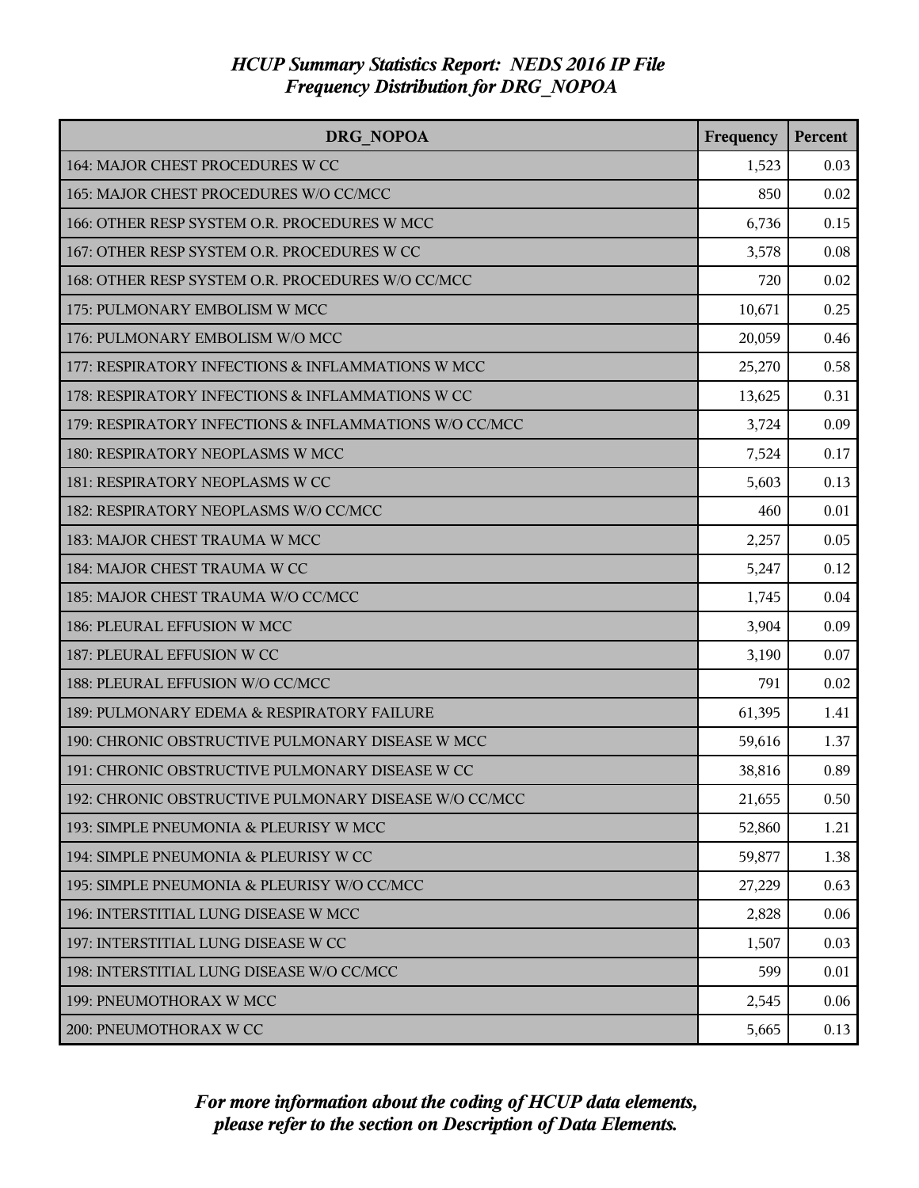# *HCUP Summary Statistics Report: NEDS 2016 IP File*
## *Frequency Distribution for DRG_NOPOA*

| DRG_NOPOA | Frequency | Percent |
|---|---|---|
| 164: MAJOR CHEST PROCEDURES W CC | 1,523 | 0.03 |
| 165: MAJOR CHEST PROCEDURES W/O CC/MCC | 850 | 0.02 |
| 166: OTHER RESP SYSTEM O.R. PROCEDURES W MCC | 6,736 | 0.15 |
| 167: OTHER RESP SYSTEM O.R. PROCEDURES W CC | 3,578 | 0.08 |
| 168: OTHER RESP SYSTEM O.R. PROCEDURES W/O CC/MCC | 720 | 0.02 |
| 175: PULMONARY EMBOLISM W MCC | 10,671 | 0.25 |
| 176: PULMONARY EMBOLISM W/O MCC | 20,059 | 0.46 |
| 177: RESPIRATORY INFECTIONS & INFLAMMATIONS W MCC | 25,270 | 0.58 |
| 178: RESPIRATORY INFECTIONS & INFLAMMATIONS W CC | 13,625 | 0.31 |
| 179: RESPIRATORY INFECTIONS & INFLAMMATIONS W/O CC/MCC | 3,724 | 0.09 |
| 180: RESPIRATORY NEOPLASMS W MCC | 7,524 | 0.17 |
| 181: RESPIRATORY NEOPLASMS W CC | 5,603 | 0.13 |
| 182: RESPIRATORY NEOPLASMS W/O CC/MCC | 460 | 0.01 |
| 183: MAJOR CHEST TRAUMA W MCC | 2,257 | 0.05 |
| 184: MAJOR CHEST TRAUMA W CC | 5,247 | 0.12 |
| 185: MAJOR CHEST TRAUMA W/O CC/MCC | 1,745 | 0.04 |
| 186: PLEURAL EFFUSION W MCC | 3,904 | 0.09 |
| 187: PLEURAL EFFUSION W CC | 3,190 | 0.07 |
| 188: PLEURAL EFFUSION W/O CC/MCC | 791 | 0.02 |
| 189: PULMONARY EDEMA & RESPIRATORY FAILURE | 61,395 | 1.41 |
| 190: CHRONIC OBSTRUCTIVE PULMONARY DISEASE W MCC | 59,616 | 1.37 |
| 191: CHRONIC OBSTRUCTIVE PULMONARY DISEASE W CC | 38,816 | 0.89 |
| 192: CHRONIC OBSTRUCTIVE PULMONARY DISEASE W/O CC/MCC | 21,655 | 0.50 |
| 193: SIMPLE PNEUMONIA & PLEURISY W MCC | 52,860 | 1.21 |
| 194: SIMPLE PNEUMONIA & PLEURISY W CC | 59,877 | 1.38 |
| 195: SIMPLE PNEUMONIA & PLEURISY W/O CC/MCC | 27,229 | 0.63 |
| 196: INTERSTITIAL LUNG DISEASE W MCC | 2,828 | 0.06 |
| 197: INTERSTITIAL LUNG DISEASE W CC | 1,507 | 0.03 |
| 198: INTERSTITIAL LUNG DISEASE W/O CC/MCC | 599 | 0.01 |
| 199: PNEUMOTHORAX W MCC | 2,545 | 0.06 |
| 200: PNEUMOTHORAX W CC | 5,665 | 0.13 |

*For more information about the coding of HCUP data elements, please refer to the section on Description of Data Elements.*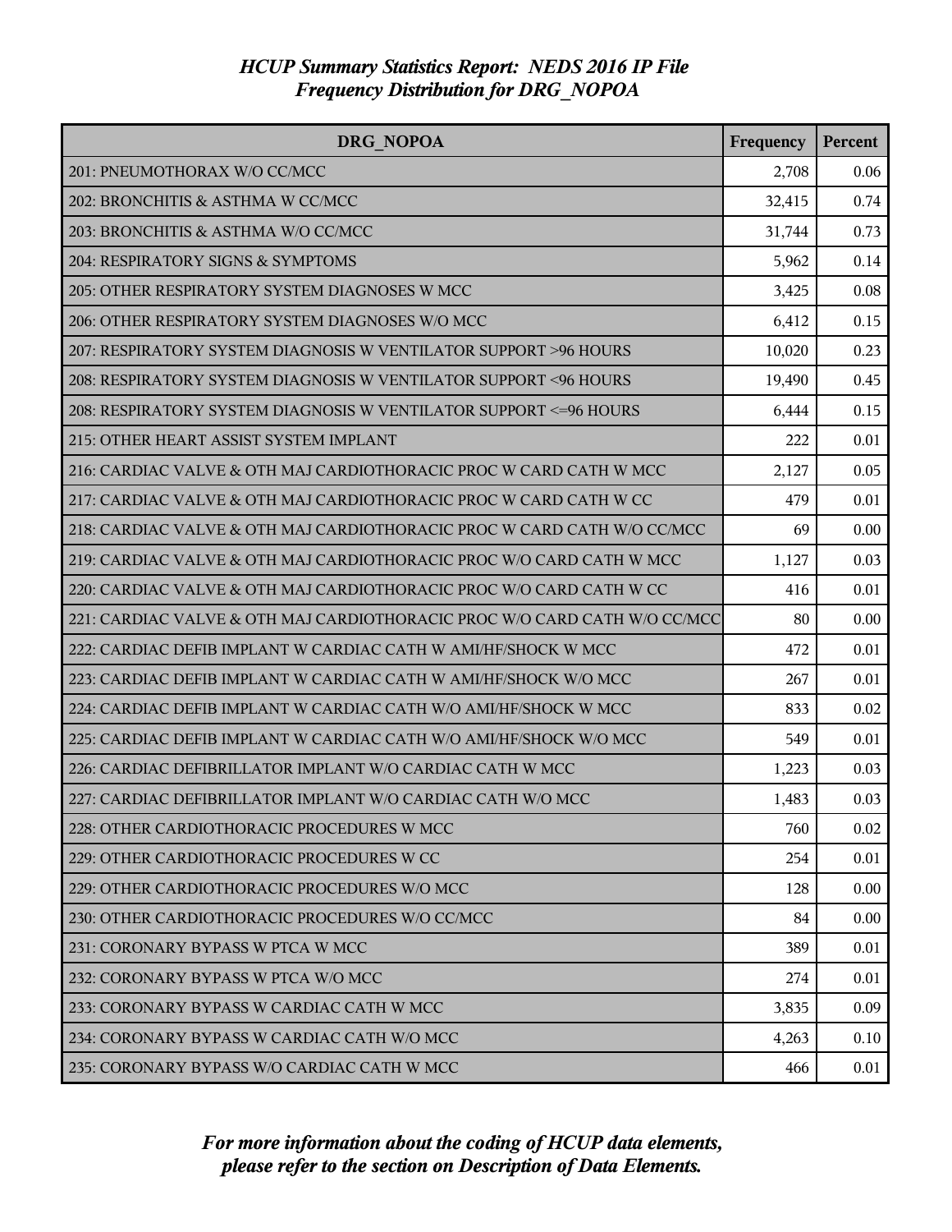# *HCUP Summary Statistics Report: NEDS 2016 IP File*
## *Frequency Distribution for DRG_NOPOA*

| DRG_NOPOA | Frequency | Percent |
|---|---|---|
| 201: PNEUMOTHORAX W/O CC/MCC | 2,708 | 0.06 |
| 202: BRONCHITIS & ASTHMA W CC/MCC | 32,415 | 0.74 |
| 203: BRONCHITIS & ASTHMA W/O CC/MCC | 31,744 | 0.73 |
| 204: RESPIRATORY SIGNS & SYMPTOMS | 5,962 | 0.14 |
| 205: OTHER RESPIRATORY SYSTEM DIAGNOSES W MCC | 3,425 | 0.08 |
| 206: OTHER RESPIRATORY SYSTEM DIAGNOSES W/O MCC | 6,412 | 0.15 |
| 207: RESPIRATORY SYSTEM DIAGNOSIS W VENTILATOR SUPPORT >96 HOURS | 10,020 | 0.23 |
| 208: RESPIRATORY SYSTEM DIAGNOSIS W VENTILATOR SUPPORT <96 HOURS | 19,490 | 0.45 |
| 208: RESPIRATORY SYSTEM DIAGNOSIS W VENTILATOR SUPPORT <=96 HOURS | 6,444 | 0.15 |
| 215: OTHER HEART ASSIST SYSTEM IMPLANT | 222 | 0.01 |
| 216: CARDIAC VALVE & OTH MAJ CARDIOTHORACIC PROC W CARD CATH W MCC | 2,127 | 0.05 |
| 217: CARDIAC VALVE & OTH MAJ CARDIOTHORACIC PROC W CARD CATH W CC | 479 | 0.01 |
| 218: CARDIAC VALVE & OTH MAJ CARDIOTHORACIC PROC W CARD CATH W/O CC/MCC | 69 | 0.00 |
| 219: CARDIAC VALVE & OTH MAJ CARDIOTHORACIC PROC W/O CARD CATH W MCC | 1,127 | 0.03 |
| 220: CARDIAC VALVE & OTH MAJ CARDIOTHORACIC PROC W/O CARD CATH W CC | 416 | 0.01 |
| 221: CARDIAC VALVE & OTH MAJ CARDIOTHORACIC PROC W/O CARD CATH W/O CC/MCC | 80 | 0.00 |
| 222: CARDIAC DEFIB IMPLANT W CARDIAC CATH W AMI/HF/SHOCK W MCC | 472 | 0.01 |
| 223: CARDIAC DEFIB IMPLANT W CARDIAC CATH W AMI/HF/SHOCK W/O MCC | 267 | 0.01 |
| 224: CARDIAC DEFIB IMPLANT W CARDIAC CATH W/O AMI/HF/SHOCK W MCC | 833 | 0.02 |
| 225: CARDIAC DEFIB IMPLANT W CARDIAC CATH W/O AMI/HF/SHOCK W/O MCC | 549 | 0.01 |
| 226: CARDIAC DEFIBRILLATOR IMPLANT W/O CARDIAC CATH W MCC | 1,223 | 0.03 |
| 227: CARDIAC DEFIBRILLATOR IMPLANT W/O CARDIAC CATH W/O MCC | 1,483 | 0.03 |
| 228: OTHER CARDIOTHORACIC PROCEDURES W MCC | 760 | 0.02 |
| 229: OTHER CARDIOTHORACIC PROCEDURES W CC | 254 | 0.01 |
| 229: OTHER CARDIOTHORACIC PROCEDURES W/O MCC | 128 | 0.00 |
| 230: OTHER CARDIOTHORACIC PROCEDURES W/O CC/MCC | 84 | 0.00 |
| 231: CORONARY BYPASS W PTCA W MCC | 389 | 0.01 |
| 232: CORONARY BYPASS W PTCA W/O MCC | 274 | 0.01 |
| 233: CORONARY BYPASS W CARDIAC CATH W MCC | 3,835 | 0.09 |
| 234: CORONARY BYPASS W CARDIAC CATH W/O MCC | 4,263 | 0.10 |
| 235: CORONARY BYPASS W/O CARDIAC CATH W MCC | 466 | 0.01 |

*For more information about the coding of HCUP data elements, please refer to the section on Description of Data Elements.*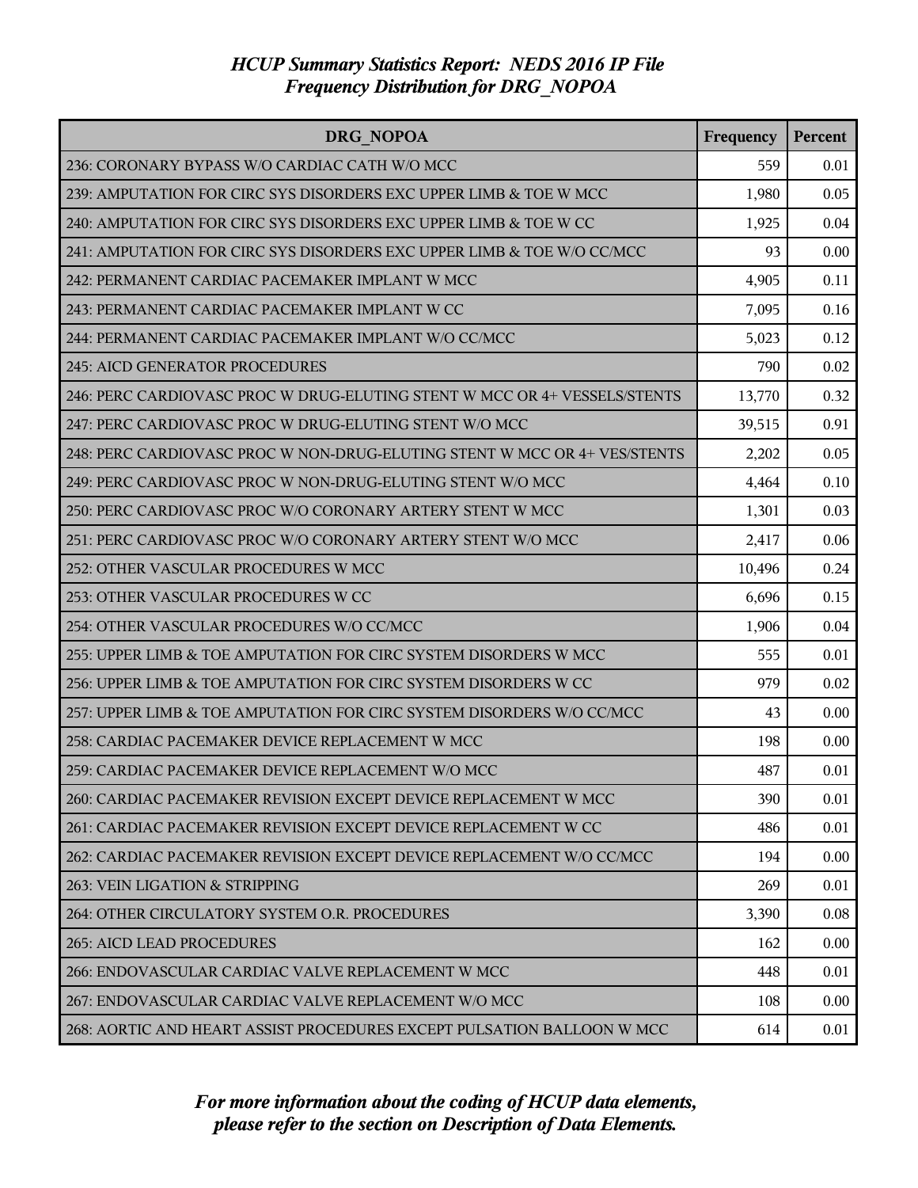*HCUP Summary Statistics Report: NEDS 2016 IP File*
*Frequency Distribution for DRG_NOPOA*

| DRG_NOPOA | Frequency | Percent |
|---|---|---|
| 236: CORONARY BYPASS W/O CARDIAC CATH W/O MCC | 559 | 0.01 |
| 239: AMPUTATION FOR CIRC SYS DISORDERS EXC UPPER LIMB & TOE W MCC | 1,980 | 0.05 |
| 240: AMPUTATION FOR CIRC SYS DISORDERS EXC UPPER LIMB & TOE W CC | 1,925 | 0.04 |
| 241: AMPUTATION FOR CIRC SYS DISORDERS EXC UPPER LIMB & TOE W/O CC/MCC | 93 | 0.00 |
| 242: PERMANENT CARDIAC PACEMAKER IMPLANT W MCC | 4,905 | 0.11 |
| 243: PERMANENT CARDIAC PACEMAKER IMPLANT W CC | 7,095 | 0.16 |
| 244: PERMANENT CARDIAC PACEMAKER IMPLANT W/O CC/MCC | 5,023 | 0.12 |
| 245: AICD GENERATOR PROCEDURES | 790 | 0.02 |
| 246: PERC CARDIOVASC PROC W DRUG-ELUTING STENT W MCC OR 4+ VESSELS/STENTS | 13,770 | 0.32 |
| 247: PERC CARDIOVASC PROC W DRUG-ELUTING STENT W/O MCC | 39,515 | 0.91 |
| 248: PERC CARDIOVASC PROC W NON-DRUG-ELUTING STENT W MCC OR 4+ VES/STENTS | 2,202 | 0.05 |
| 249: PERC CARDIOVASC PROC W NON-DRUG-ELUTING STENT W/O MCC | 4,464 | 0.10 |
| 250: PERC CARDIOVASC PROC W/O CORONARY ARTERY STENT W MCC | 1,301 | 0.03 |
| 251: PERC CARDIOVASC PROC W/O CORONARY ARTERY STENT W/O MCC | 2,417 | 0.06 |
| 252: OTHER VASCULAR PROCEDURES W MCC | 10,496 | 0.24 |
| 253: OTHER VASCULAR PROCEDURES W CC | 6,696 | 0.15 |
| 254: OTHER VASCULAR PROCEDURES W/O CC/MCC | 1,906 | 0.04 |
| 255: UPPER LIMB & TOE AMPUTATION FOR CIRC SYSTEM DISORDERS W MCC | 555 | 0.01 |
| 256: UPPER LIMB & TOE AMPUTATION FOR CIRC SYSTEM DISORDERS W CC | 979 | 0.02 |
| 257: UPPER LIMB & TOE AMPUTATION FOR CIRC SYSTEM DISORDERS W/O CC/MCC | 43 | 0.00 |
| 258: CARDIAC PACEMAKER DEVICE REPLACEMENT W MCC | 198 | 0.00 |
| 259: CARDIAC PACEMAKER DEVICE REPLACEMENT W/O MCC | 487 | 0.01 |
| 260: CARDIAC PACEMAKER REVISION EXCEPT DEVICE REPLACEMENT W MCC | 390 | 0.01 |
| 261: CARDIAC PACEMAKER REVISION EXCEPT DEVICE REPLACEMENT W CC | 486 | 0.01 |
| 262: CARDIAC PACEMAKER REVISION EXCEPT DEVICE REPLACEMENT W/O CC/MCC | 194 | 0.00 |
| 263: VEIN LIGATION & STRIPPING | 269 | 0.01 |
| 264: OTHER CIRCULATORY SYSTEM O.R. PROCEDURES | 3,390 | 0.08 |
| 265: AICD LEAD PROCEDURES | 162 | 0.00 |
| 266: ENDOVASCULAR CARDIAC VALVE REPLACEMENT W MCC | 448 | 0.01 |
| 267: ENDOVASCULAR CARDIAC VALVE REPLACEMENT W/O MCC | 108 | 0.00 |
| 268: AORTIC AND HEART ASSIST PROCEDURES EXCEPT PULSATION BALLOON W MCC | 614 | 0.01 |

*For more information about the coding of HCUP data elements, please refer to the section on Description of Data Elements.*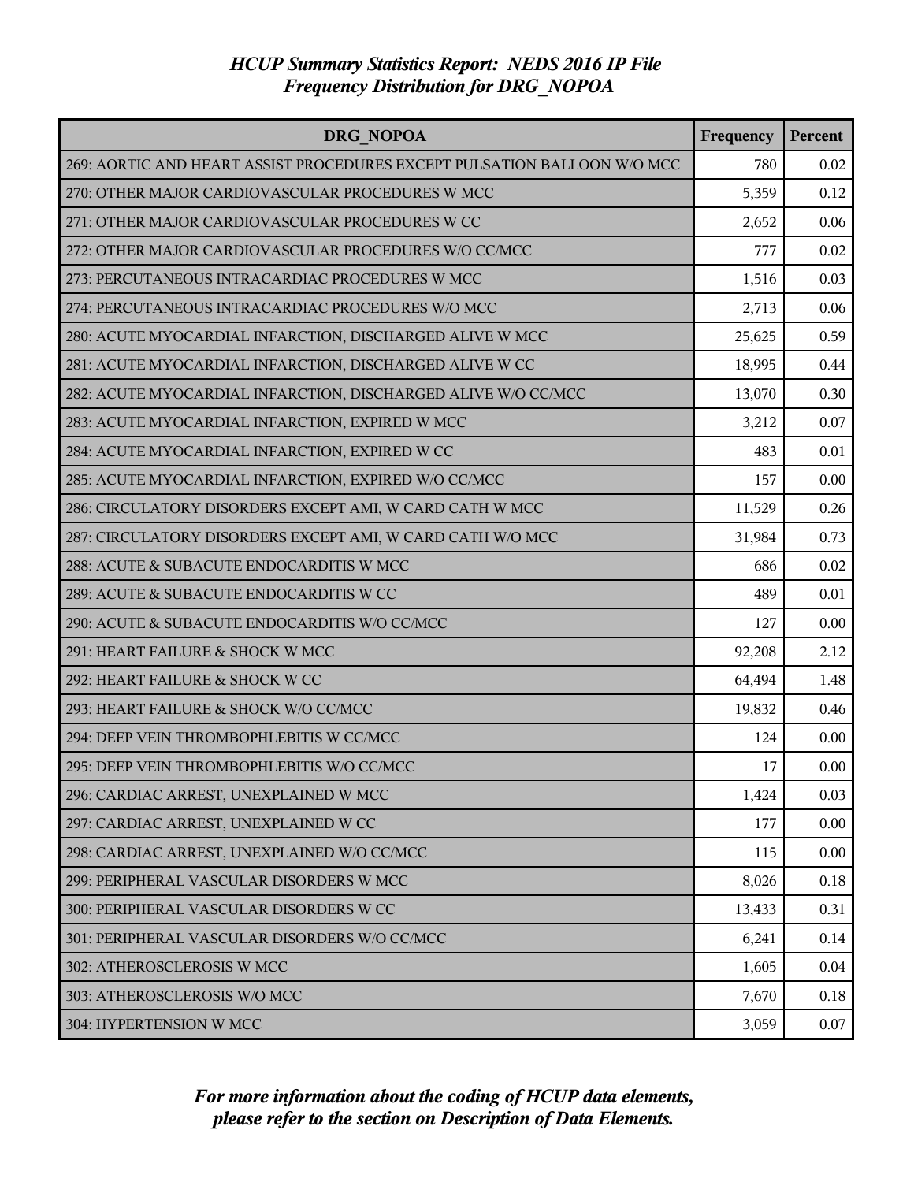# HCUP Summary Statistics Report: NEDS 2016 IP File
## Frequency Distribution for DRG_NOPOA

| DRG_NOPOA | Frequency | Percent |
|---|---|---|
| 269: AORTIC AND HEART ASSIST PROCEDURES EXCEPT PULSATION BALLOON W/O MCC | 780 | 0.02 |
| 270: OTHER MAJOR CARDIOVASCULAR PROCEDURES W MCC | 5,359 | 0.12 |
| 271: OTHER MAJOR CARDIOVASCULAR PROCEDURES W CC | 2,652 | 0.06 |
| 272: OTHER MAJOR CARDIOVASCULAR PROCEDURES W/O CC/MCC | 777 | 0.02 |
| 273: PERCUTANEOUS INTRACARDIAC PROCEDURES W MCC | 1,516 | 0.03 |
| 274: PERCUTANEOUS INTRACARDIAC PROCEDURES W/O MCC | 2,713 | 0.06 |
| 280: ACUTE MYOCARDIAL INFARCTION, DISCHARGED ALIVE W MCC | 25,625 | 0.59 |
| 281: ACUTE MYOCARDIAL INFARCTION, DISCHARGED ALIVE W CC | 18,995 | 0.44 |
| 282: ACUTE MYOCARDIAL INFARCTION, DISCHARGED ALIVE W/O CC/MCC | 13,070 | 0.30 |
| 283: ACUTE MYOCARDIAL INFARCTION, EXPIRED W MCC | 3,212 | 0.07 |
| 284: ACUTE MYOCARDIAL INFARCTION, EXPIRED W CC | 483 | 0.01 |
| 285: ACUTE MYOCARDIAL INFARCTION, EXPIRED W/O CC/MCC | 157 | 0.00 |
| 286: CIRCULATORY DISORDERS EXCEPT AMI, W CARD CATH W MCC | 11,529 | 0.26 |
| 287: CIRCULATORY DISORDERS EXCEPT AMI, W CARD CATH W/O MCC | 31,984 | 0.73 |
| 288: ACUTE & SUBACUTE ENDOCARDITIS W MCC | 686 | 0.02 |
| 289: ACUTE & SUBACUTE ENDOCARDITIS W CC | 489 | 0.01 |
| 290: ACUTE & SUBACUTE ENDOCARDITIS W/O CC/MCC | 127 | 0.00 |
| 291: HEART FAILURE & SHOCK W MCC | 92,208 | 2.12 |
| 292: HEART FAILURE & SHOCK W CC | 64,494 | 1.48 |
| 293: HEART FAILURE & SHOCK W/O CC/MCC | 19,832 | 0.46 |
| 294: DEEP VEIN THROMBOPHLEBITIS W CC/MCC | 124 | 0.00 |
| 295: DEEP VEIN THROMBOPHLEBITIS W/O CC/MCC | 17 | 0.00 |
| 296: CARDIAC ARREST, UNEXPLAINED W MCC | 1,424 | 0.03 |
| 297: CARDIAC ARREST, UNEXPLAINED W CC | 177 | 0.00 |
| 298: CARDIAC ARREST, UNEXPLAINED W/O CC/MCC | 115 | 0.00 |
| 299: PERIPHERAL VASCULAR DISORDERS W MCC | 8,026 | 0.18 |
| 300: PERIPHERAL VASCULAR DISORDERS W CC | 13,433 | 0.31 |
| 301: PERIPHERAL VASCULAR DISORDERS W/O CC/MCC | 6,241 | 0.14 |
| 302: ATHEROSCLEROSIS W MCC | 1,605 | 0.04 |
| 303: ATHEROSCLEROSIS W/O MCC | 7,670 | 0.18 |
| 304: HYPERTENSION W MCC | 3,059 | 0.07 |

*For more information about the coding of HCUP data elements, please refer to the section on Description of Data Elements.*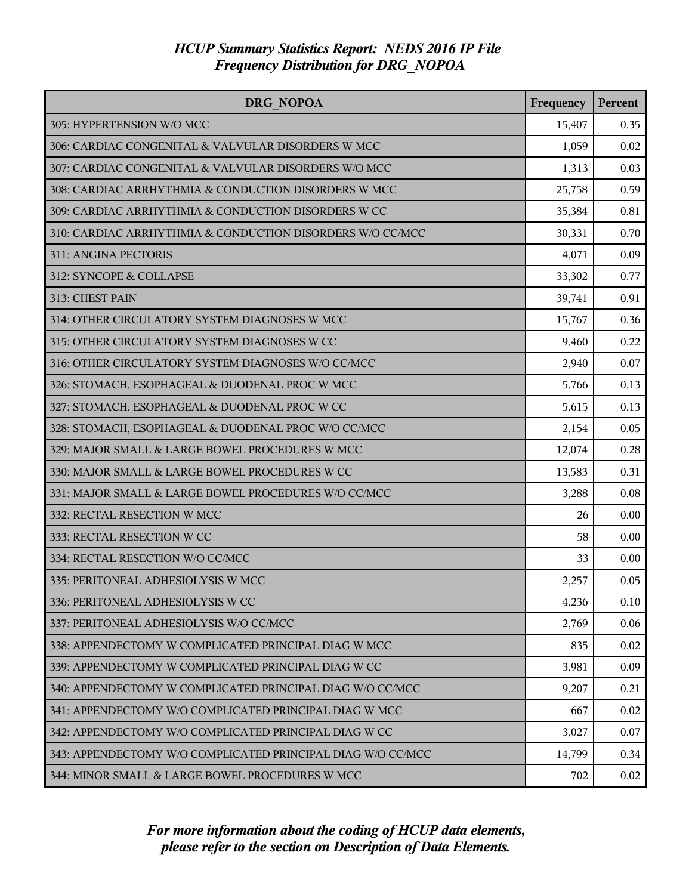# HCUP Summary Statistics Report: NEDS 2016 IP File
## Frequency Distribution for DRG_NOPOA

| DRG_NOPOA | Frequency | Percent |
|---|---|---|
| 305: HYPERTENSION W/O MCC | 15,407 | 0.35 |
| 306: CARDIAC CONGENITAL & VALVULAR DISORDERS W MCC | 1,059 | 0.02 |
| 307: CARDIAC CONGENITAL & VALVULAR DISORDERS W/O MCC | 1,313 | 0.03 |
| 308: CARDIAC ARRHYTHMIA & CONDUCTION DISORDERS W MCC | 25,758 | 0.59 |
| 309: CARDIAC ARRHYTHMIA & CONDUCTION DISORDERS W CC | 35,384 | 0.81 |
| 310: CARDIAC ARRHYTHMIA & CONDUCTION DISORDERS W/O CC/MCC | 30,331 | 0.70 |
| 311: ANGINA PECTORIS | 4,071 | 0.09 |
| 312: SYNCOPE & COLLAPSE | 33,302 | 0.77 |
| 313: CHEST PAIN | 39,741 | 0.91 |
| 314: OTHER CIRCULATORY SYSTEM DIAGNOSES W MCC | 15,767 | 0.36 |
| 315: OTHER CIRCULATORY SYSTEM DIAGNOSES W CC | 9,460 | 0.22 |
| 316: OTHER CIRCULATORY SYSTEM DIAGNOSES W/O CC/MCC | 2,940 | 0.07 |
| 326: STOMACH, ESOPHAGEAL & DUODENAL PROC W MCC | 5,766 | 0.13 |
| 327: STOMACH, ESOPHAGEAL & DUODENAL PROC W CC | 5,615 | 0.13 |
| 328: STOMACH, ESOPHAGEAL & DUODENAL PROC W/O CC/MCC | 2,154 | 0.05 |
| 329: MAJOR SMALL & LARGE BOWEL PROCEDURES W MCC | 12,074 | 0.28 |
| 330: MAJOR SMALL & LARGE BOWEL PROCEDURES W CC | 13,583 | 0.31 |
| 331: MAJOR SMALL & LARGE BOWEL PROCEDURES W/O CC/MCC | 3,288 | 0.08 |
| 332: RECTAL RESECTION W MCC | 26 | 0.00 |
| 333: RECTAL RESECTION W CC | 58 | 0.00 |
| 334: RECTAL RESECTION W/O CC/MCC | 33 | 0.00 |
| 335: PERITONEAL ADHESIOLYSIS W MCC | 2,257 | 0.05 |
| 336: PERITONEAL ADHESIOLYSIS W CC | 4,236 | 0.10 |
| 337: PERITONEAL ADHESIOLYSIS W/O CC/MCC | 2,769 | 0.06 |
| 338: APPENDECTOMY W COMPLICATED PRINCIPAL DIAG W MCC | 835 | 0.02 |
| 339: APPENDECTOMY W COMPLICATED PRINCIPAL DIAG W CC | 3,981 | 0.09 |
| 340: APPENDECTOMY W COMPLICATED PRINCIPAL DIAG W/O CC/MCC | 9,207 | 0.21 |
| 341: APPENDECTOMY W/O COMPLICATED PRINCIPAL DIAG W MCC | 667 | 0.02 |
| 342: APPENDECTOMY W/O COMPLICATED PRINCIPAL DIAG W CC | 3,027 | 0.07 |
| 343: APPENDECTOMY W/O COMPLICATED PRINCIPAL DIAG W/O CC/MCC | 14,799 | 0.34 |
| 344: MINOR SMALL & LARGE BOWEL PROCEDURES W MCC | 702 | 0.02 |

*For more information about the coding of HCUP data elements, please refer to the section on Description of Data Elements.*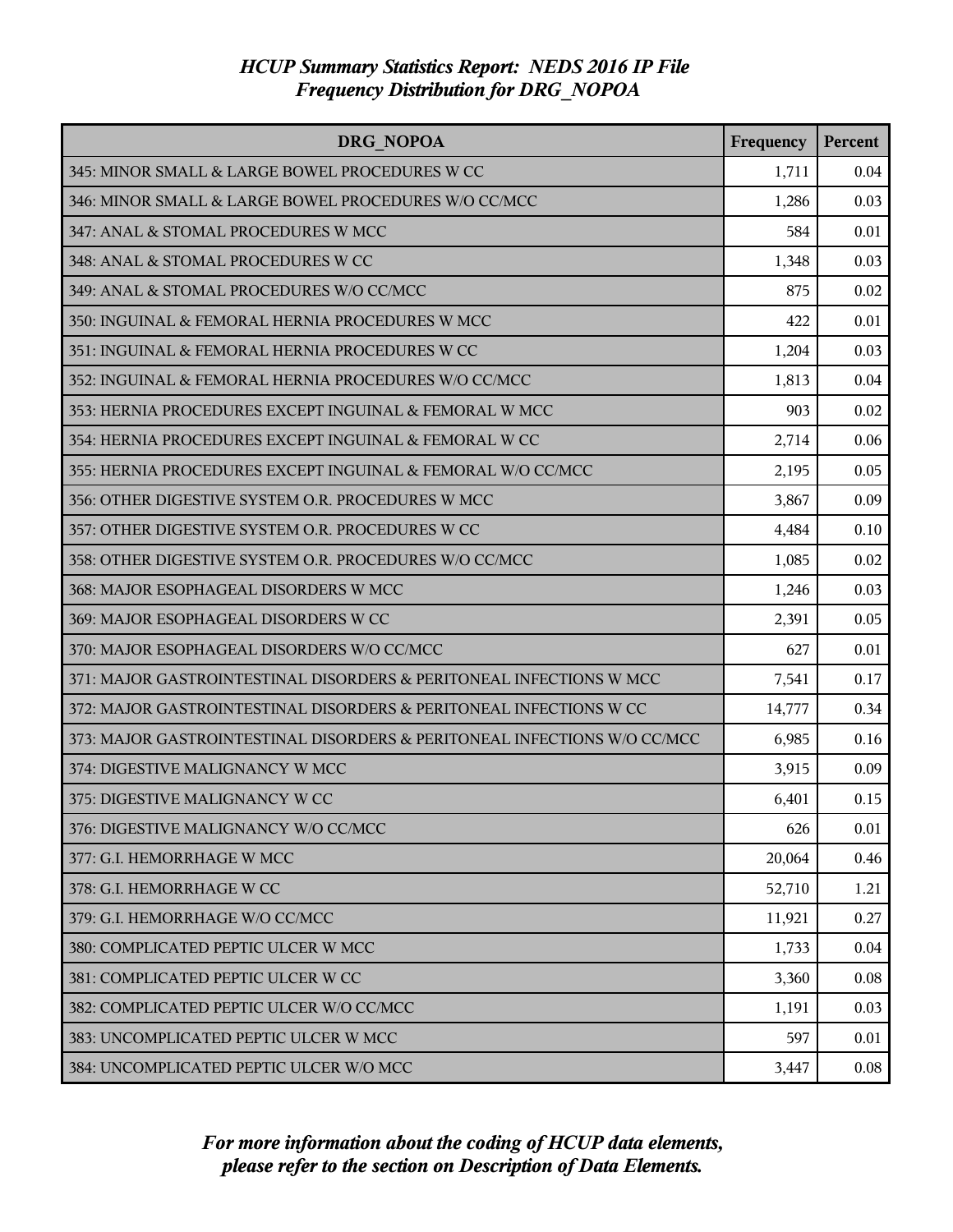# *HCUP Summary Statistics Report: NEDS 2016 IP File*
## *Frequency Distribution for DRG_NOPOA*

| DRG_NOPOA | Frequency | Percent |
|---|---|---|
| 345: MINOR SMALL & LARGE BOWEL PROCEDURES W CC | 1,711 | 0.04 |
| 346: MINOR SMALL & LARGE BOWEL PROCEDURES W/O CC/MCC | 1,286 | 0.03 |
| 347: ANAL & STOMAL PROCEDURES W MCC | 584 | 0.01 |
| 348: ANAL & STOMAL PROCEDURES W CC | 1,348 | 0.03 |
| 349: ANAL & STOMAL PROCEDURES W/O CC/MCC | 875 | 0.02 |
| 350: INGUINAL & FEMORAL HERNIA PROCEDURES W MCC | 422 | 0.01 |
| 351: INGUINAL & FEMORAL HERNIA PROCEDURES W CC | 1,204 | 0.03 |
| 352: INGUINAL & FEMORAL HERNIA PROCEDURES W/O CC/MCC | 1,813 | 0.04 |
| 353: HERNIA PROCEDURES EXCEPT INGUINAL & FEMORAL W MCC | 903 | 0.02 |
| 354: HERNIA PROCEDURES EXCEPT INGUINAL & FEMORAL W CC | 2,714 | 0.06 |
| 355: HERNIA PROCEDURES EXCEPT INGUINAL & FEMORAL W/O CC/MCC | 2,195 | 0.05 |
| 356: OTHER DIGESTIVE SYSTEM O.R. PROCEDURES W MCC | 3,867 | 0.09 |
| 357: OTHER DIGESTIVE SYSTEM O.R. PROCEDURES W CC | 4,484 | 0.10 |
| 358: OTHER DIGESTIVE SYSTEM O.R. PROCEDURES W/O CC/MCC | 1,085 | 0.02 |
| 368: MAJOR ESOPHAGEAL DISORDERS W MCC | 1,246 | 0.03 |
| 369: MAJOR ESOPHAGEAL DISORDERS W CC | 2,391 | 0.05 |
| 370: MAJOR ESOPHAGEAL DISORDERS W/O CC/MCC | 627 | 0.01 |
| 371: MAJOR GASTROINTESTINAL DISORDERS & PERITONEAL INFECTIONS W MCC | 7,541 | 0.17 |
| 372: MAJOR GASTROINTESTINAL DISORDERS & PERITONEAL INFECTIONS W CC | 14,777 | 0.34 |
| 373: MAJOR GASTROINTESTINAL DISORDERS & PERITONEAL INFECTIONS W/O CC/MCC | 6,985 | 0.16 |
| 374: DIGESTIVE MALIGNANCY W MCC | 3,915 | 0.09 |
| 375: DIGESTIVE MALIGNANCY W CC | 6,401 | 0.15 |
| 376: DIGESTIVE MALIGNANCY W/O CC/MCC | 626 | 0.01 |
| 377: G.I. HEMORRHAGE W MCC | 20,064 | 0.46 |
| 378: G.I. HEMORRHAGE W CC | 52,710 | 1.21 |
| 379: G.I. HEMORRHAGE W/O CC/MCC | 11,921 | 0.27 |
| 380: COMPLICATED PEPTIC ULCER W MCC | 1,733 | 0.04 |
| 381: COMPLICATED PEPTIC ULCER W CC | 3,360 | 0.08 |
| 382: COMPLICATED PEPTIC ULCER W/O CC/MCC | 1,191 | 0.03 |
| 383: UNCOMPLICATED PEPTIC ULCER W MCC | 597 | 0.01 |
| 384: UNCOMPLICATED PEPTIC ULCER W/O MCC | 3,447 | 0.08 |

*For more information about the coding of HCUP data elements, please refer to the section on Description of Data Elements.*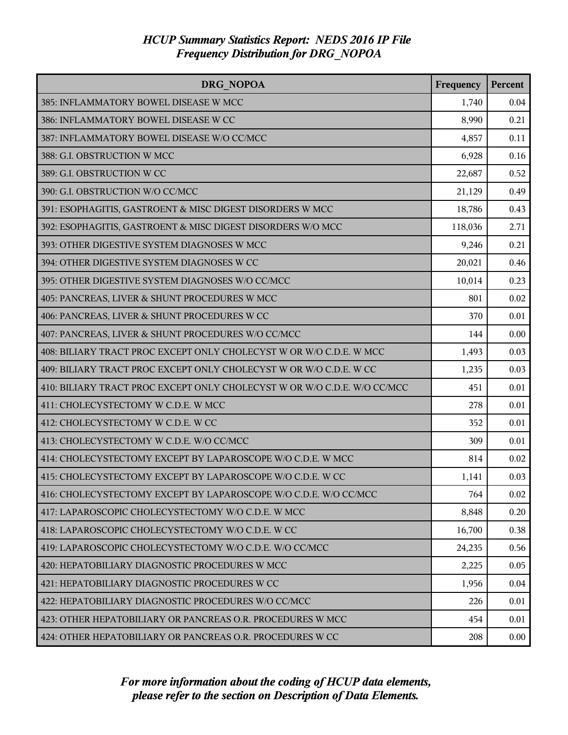*HCUP Summary Statistics Report: NEDS 2016 IP File*
*Frequency Distribution for DRG_NOPOA*

| DRG_NOPOA | Frequency | Percent |
|---|---|---|
| 385: INFLAMMATORY BOWEL DISEASE W MCC | 1,740 | 0.04 |
| 386: INFLAMMATORY BOWEL DISEASE W CC | 8,990 | 0.21 |
| 387: INFLAMMATORY BOWEL DISEASE W/O CC/MCC | 4,857 | 0.11 |
| 388: G.I. OBSTRUCTION W MCC | 6,928 | 0.16 |
| 389: G.I. OBSTRUCTION W CC | 22,687 | 0.52 |
| 390: G.I. OBSTRUCTION W/O CC/MCC | 21,129 | 0.49 |
| 391: ESOPHAGITIS, GASTROENT & MISC DIGEST DISORDERS W MCC | 18,786 | 0.43 |
| 392: ESOPHAGITIS, GASTROENT & MISC DIGEST DISORDERS W/O MCC | 118,036 | 2.71 |
| 393: OTHER DIGESTIVE SYSTEM DIAGNOSES W MCC | 9,246 | 0.21 |
| 394: OTHER DIGESTIVE SYSTEM DIAGNOSES W CC | 20,021 | 0.46 |
| 395: OTHER DIGESTIVE SYSTEM DIAGNOSES W/O CC/MCC | 10,014 | 0.23 |
| 405: PANCREAS, LIVER & SHUNT PROCEDURES W MCC | 801 | 0.02 |
| 406: PANCREAS, LIVER & SHUNT PROCEDURES W CC | 370 | 0.01 |
| 407: PANCREAS, LIVER & SHUNT PROCEDURES W/O CC/MCC | 144 | 0.00 |
| 408: BILIARY TRACT PROC EXCEPT ONLY CHOLECYST W OR W/O C.D.E. W MCC | 1,493 | 0.03 |
| 409: BILIARY TRACT PROC EXCEPT ONLY CHOLECYST W OR W/O C.D.E. W CC | 1,235 | 0.03 |
| 410: BILIARY TRACT PROC EXCEPT ONLY CHOLECYST W OR W/O C.D.E. W/O CC/MCC | 451 | 0.01 |
| 411: CHOLECYSTECTOMY W C.D.E. W MCC | 278 | 0.01 |
| 412: CHOLECYSTECTOMY W C.D.E. W CC | 352 | 0.01 |
| 413: CHOLECYSTECTOMY W C.D.E. W/O CC/MCC | 309 | 0.01 |
| 414: CHOLECYSTECTOMY EXCEPT BY LAPAROSCOPE W/O C.D.E. W MCC | 814 | 0.02 |
| 415: CHOLECYSTECTOMY EXCEPT BY LAPAROSCOPE W/O C.D.E. W CC | 1,141 | 0.03 |
| 416: CHOLECYSTECTOMY EXCEPT BY LAPAROSCOPE W/O C.D.E. W/O CC/MCC | 764 | 0.02 |
| 417: LAPAROSCOPIC CHOLECYSTECTOMY W/O C.D.E. W MCC | 8,848 | 0.20 |
| 418: LAPAROSCOPIC CHOLECYSTECTOMY W/O C.D.E. W CC | 16,700 | 0.38 |
| 419: LAPAROSCOPIC CHOLECYSTECTOMY W/O C.D.E. W/O CC/MCC | 24,235 | 0.56 |
| 420: HEPATOBILIARY DIAGNOSTIC PROCEDURES W MCC | 2,225 | 0.05 |
| 421: HEPATOBILIARY DIAGNOSTIC PROCEDURES W CC | 1,956 | 0.04 |
| 422: HEPATOBILIARY DIAGNOSTIC PROCEDURES W/O CC/MCC | 226 | 0.01 |
| 423: OTHER HEPATOBILIARY OR PANCREAS O.R. PROCEDURES W MCC | 454 | 0.01 |
| 424: OTHER HEPATOBILIARY OR PANCREAS O.R. PROCEDURES W CC | 208 | 0.00 |

*For more information about the coding of HCUP data elements, please refer to the section on Description of Data Elements.*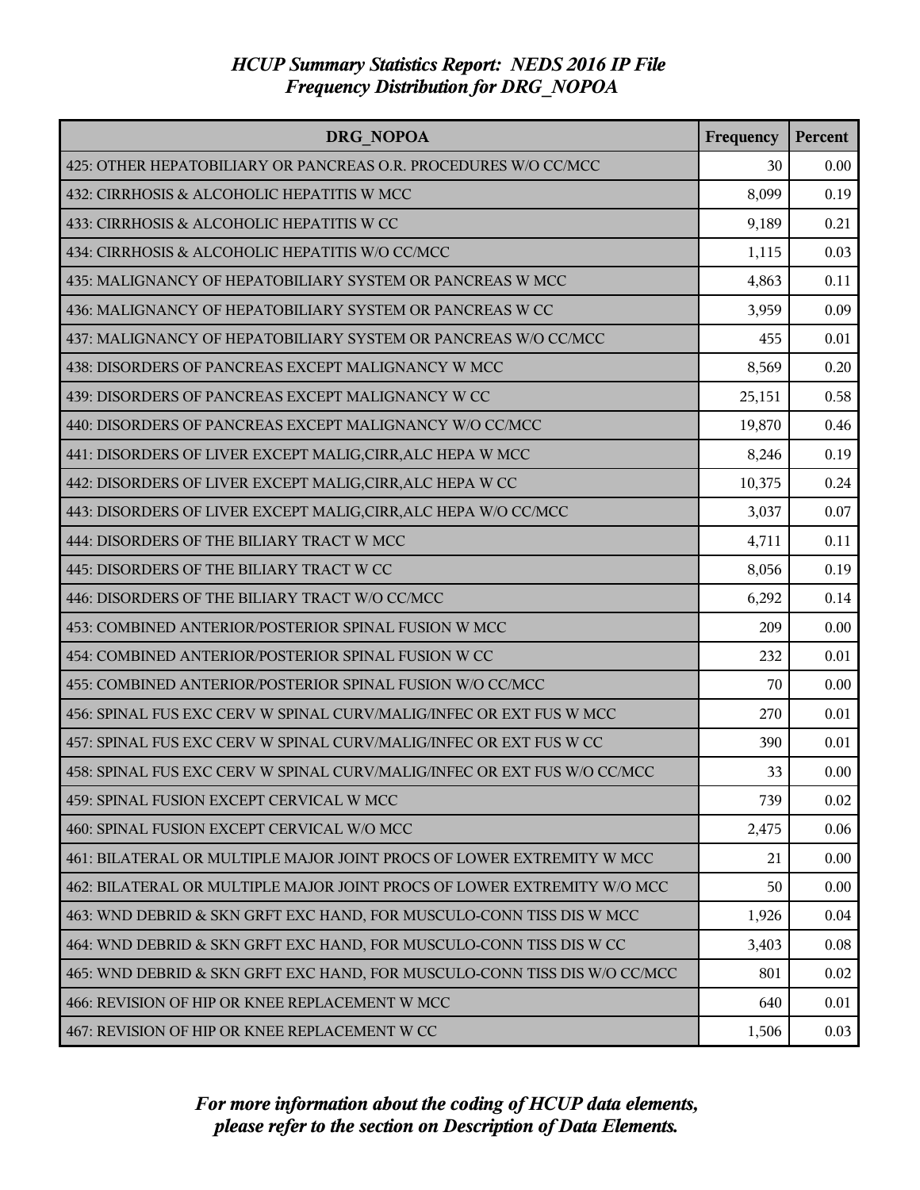*HCUP Summary Statistics Report: NEDS 2016 IP File*
*Frequency Distribution for DRG_NOPOA*

| DRG_NOPOA | Frequency | Percent |
|---|---|---|
| 425: OTHER HEPATOBILIARY OR PANCREAS O.R. PROCEDURES W/O CC/MCC | 30 | 0.00 |
| 432: CIRRHOSIS & ALCOHOLIC HEPATITIS W MCC | 8,099 | 0.19 |
| 433: CIRRHOSIS & ALCOHOLIC HEPATITIS W CC | 9,189 | 0.21 |
| 434: CIRRHOSIS & ALCOHOLIC HEPATITIS W/O CC/MCC | 1,115 | 0.03 |
| 435: MALIGNANCY OF HEPATOBILIARY SYSTEM OR PANCREAS W MCC | 4,863 | 0.11 |
| 436: MALIGNANCY OF HEPATOBILIARY SYSTEM OR PANCREAS W CC | 3,959 | 0.09 |
| 437: MALIGNANCY OF HEPATOBILIARY SYSTEM OR PANCREAS W/O CC/MCC | 455 | 0.01 |
| 438: DISORDERS OF PANCREAS EXCEPT MALIGNANCY W MCC | 8,569 | 0.20 |
| 439: DISORDERS OF PANCREAS EXCEPT MALIGNANCY W CC | 25,151 | 0.58 |
| 440: DISORDERS OF PANCREAS EXCEPT MALIGNANCY W/O CC/MCC | 19,870 | 0.46 |
| 441: DISORDERS OF LIVER EXCEPT MALIG,CIRR,ALC HEPA W MCC | 8,246 | 0.19 |
| 442: DISORDERS OF LIVER EXCEPT MALIG,CIRR,ALC HEPA W CC | 10,375 | 0.24 |
| 443: DISORDERS OF LIVER EXCEPT MALIG,CIRR,ALC HEPA W/O CC/MCC | 3,037 | 0.07 |
| 444: DISORDERS OF THE BILIARY TRACT W MCC | 4,711 | 0.11 |
| 445: DISORDERS OF THE BILIARY TRACT W CC | 8,056 | 0.19 |
| 446: DISORDERS OF THE BILIARY TRACT W/O CC/MCC | 6,292 | 0.14 |
| 453: COMBINED ANTERIOR/POSTERIOR SPINAL FUSION W MCC | 209 | 0.00 |
| 454: COMBINED ANTERIOR/POSTERIOR SPINAL FUSION W CC | 232 | 0.01 |
| 455: COMBINED ANTERIOR/POSTERIOR SPINAL FUSION W/O CC/MCC | 70 | 0.00 |
| 456: SPINAL FUS EXC CERV W SPINAL CURV/MALIG/INFEC OR EXT FUS W MCC | 270 | 0.01 |
| 457: SPINAL FUS EXC CERV W SPINAL CURV/MALIG/INFEC OR EXT FUS W CC | 390 | 0.01 |
| 458: SPINAL FUS EXC CERV W SPINAL CURV/MALIG/INFEC OR EXT FUS W/O CC/MCC | 33 | 0.00 |
| 459: SPINAL FUSION EXCEPT CERVICAL W MCC | 739 | 0.02 |
| 460: SPINAL FUSION EXCEPT CERVICAL W/O MCC | 2,475 | 0.06 |
| 461: BILATERAL OR MULTIPLE MAJOR JOINT PROCS OF LOWER EXTREMITY W MCC | 21 | 0.00 |
| 462: BILATERAL OR MULTIPLE MAJOR JOINT PROCS OF LOWER EXTREMITY W/O MCC | 50 | 0.00 |
| 463: WND DEBRID & SKN GRFT EXC HAND, FOR MUSCULO-CONN TISS DIS W MCC | 1,926 | 0.04 |
| 464: WND DEBRID & SKN GRFT EXC HAND, FOR MUSCULO-CONN TISS DIS W CC | 3,403 | 0.08 |
| 465: WND DEBRID & SKN GRFT EXC HAND, FOR MUSCULO-CONN TISS DIS W/O CC/MCC | 801 | 0.02 |
| 466: REVISION OF HIP OR KNEE REPLACEMENT W MCC | 640 | 0.01 |
| 467: REVISION OF HIP OR KNEE REPLACEMENT W CC | 1,506 | 0.03 |

*For more information about the coding of HCUP data elements, please refer to the section on Description of Data Elements.*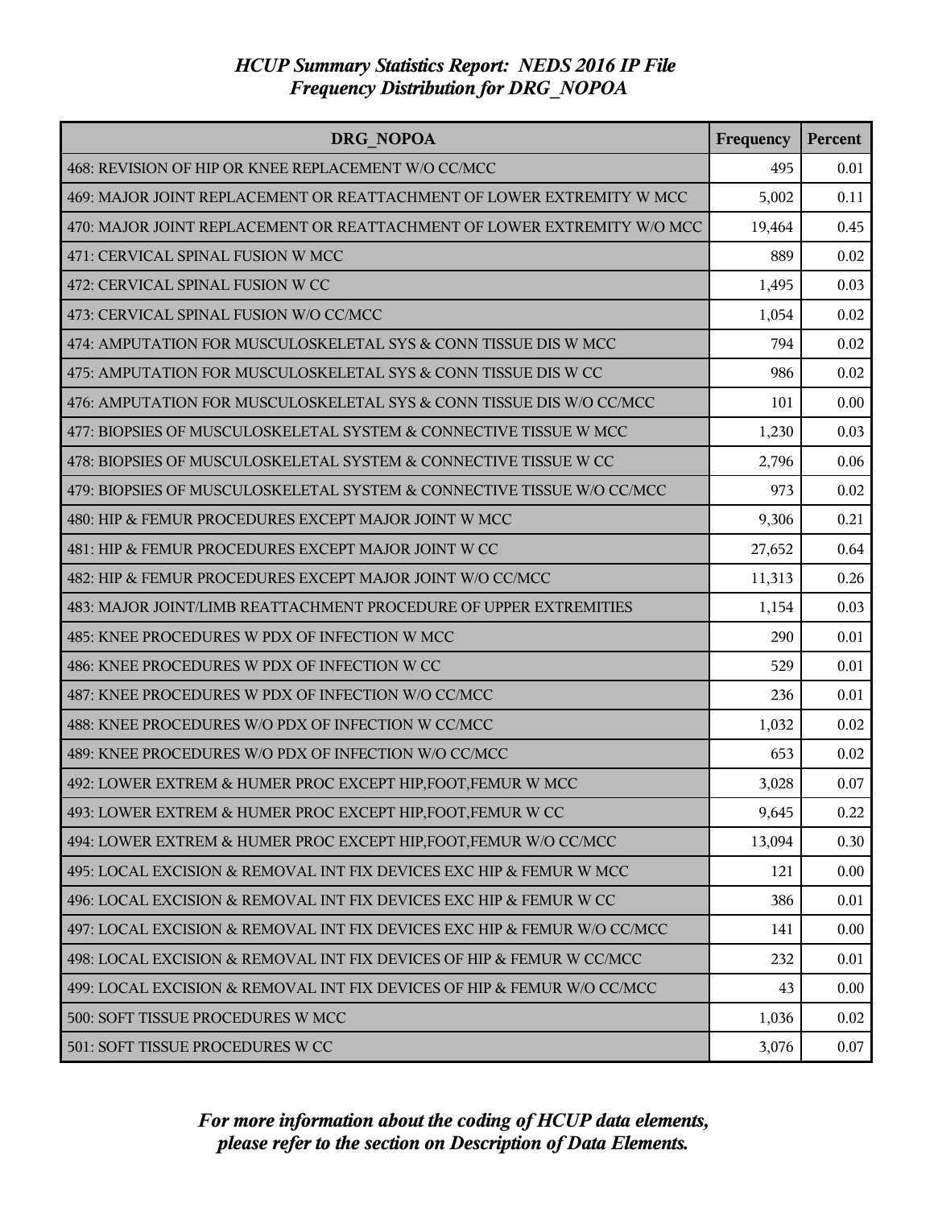# *HCUP Summary Statistics Report: NEDS 2016 IP File*
## *Frequency Distribution for DRG_NOPOA*

| DRG_NOPOA | Frequency | Percent |
|---|---|---|
| 468: REVISION OF HIP OR KNEE REPLACEMENT W/O CC/MCC | 495 | 0.01 |
| 469: MAJOR JOINT REPLACEMENT OR REATTACHMENT OF LOWER EXTREMITY W MCC | 5,002 | 0.11 |
| 470: MAJOR JOINT REPLACEMENT OR REATTACHMENT OF LOWER EXTREMITY W/O MCC | 19,464 | 0.45 |
| 471: CERVICAL SPINAL FUSION W MCC | 889 | 0.02 |
| 472: CERVICAL SPINAL FUSION W CC | 1,495 | 0.03 |
| 473: CERVICAL SPINAL FUSION W/O CC/MCC | 1,054 | 0.02 |
| 474: AMPUTATION FOR MUSCULOSKELETAL SYS & CONN TISSUE DIS W MCC | 794 | 0.02 |
| 475: AMPUTATION FOR MUSCULOSKELETAL SYS & CONN TISSUE DIS W CC | 986 | 0.02 |
| 476: AMPUTATION FOR MUSCULOSKELETAL SYS & CONN TISSUE DIS W/O CC/MCC | 101 | 0.00 |
| 477: BIOPSIES OF MUSCULOSKELETAL SYSTEM & CONNECTIVE TISSUE W MCC | 1,230 | 0.03 |
| 478: BIOPSIES OF MUSCULOSKELETAL SYSTEM & CONNECTIVE TISSUE W CC | 2,796 | 0.06 |
| 479: BIOPSIES OF MUSCULOSKELETAL SYSTEM & CONNECTIVE TISSUE W/O CC/MCC | 973 | 0.02 |
| 480: HIP & FEMUR PROCEDURES EXCEPT MAJOR JOINT W MCC | 9,306 | 0.21 |
| 481: HIP & FEMUR PROCEDURES EXCEPT MAJOR JOINT W CC | 27,652 | 0.64 |
| 482: HIP & FEMUR PROCEDURES EXCEPT MAJOR JOINT W/O CC/MCC | 11,313 | 0.26 |
| 483: MAJOR JOINT/LIMB REATTACHMENT PROCEDURE OF UPPER EXTREMITIES | 1,154 | 0.03 |
| 485: KNEE PROCEDURES W PDX OF INFECTION W MCC | 290 | 0.01 |
| 486: KNEE PROCEDURES W PDX OF INFECTION W CC | 529 | 0.01 |
| 487: KNEE PROCEDURES W PDX OF INFECTION W/O CC/MCC | 236 | 0.01 |
| 488: KNEE PROCEDURES W/O PDX OF INFECTION W CC/MCC | 1,032 | 0.02 |
| 489: KNEE PROCEDURES W/O PDX OF INFECTION W/O CC/MCC | 653 | 0.02 |
| 492: LOWER EXTREM & HUMER PROC EXCEPT HIP,FOOT,FEMUR W MCC | 3,028 | 0.07 |
| 493: LOWER EXTREM & HUMER PROC EXCEPT HIP,FOOT,FEMUR W CC | 9,645 | 0.22 |
| 494: LOWER EXTREM & HUMER PROC EXCEPT HIP,FOOT,FEMUR W/O CC/MCC | 13,094 | 0.30 |
| 495: LOCAL EXCISION & REMOVAL INT FIX DEVICES EXC HIP & FEMUR W MCC | 121 | 0.00 |
| 496: LOCAL EXCISION & REMOVAL INT FIX DEVICES EXC HIP & FEMUR W CC | 386 | 0.01 |
| 497: LOCAL EXCISION & REMOVAL INT FIX DEVICES EXC HIP & FEMUR W/O CC/MCC | 141 | 0.00 |
| 498: LOCAL EXCISION & REMOVAL INT FIX DEVICES OF HIP & FEMUR W CC/MCC | 232 | 0.01 |
| 499: LOCAL EXCISION & REMOVAL INT FIX DEVICES OF HIP & FEMUR W/O CC/MCC | 43 | 0.00 |
| 500: SOFT TISSUE PROCEDURES W MCC | 1,036 | 0.02 |
| 501: SOFT TISSUE PROCEDURES W CC | 3,076 | 0.07 |

*For more information about the coding of HCUP data elements, please refer to the section on Description of Data Elements.*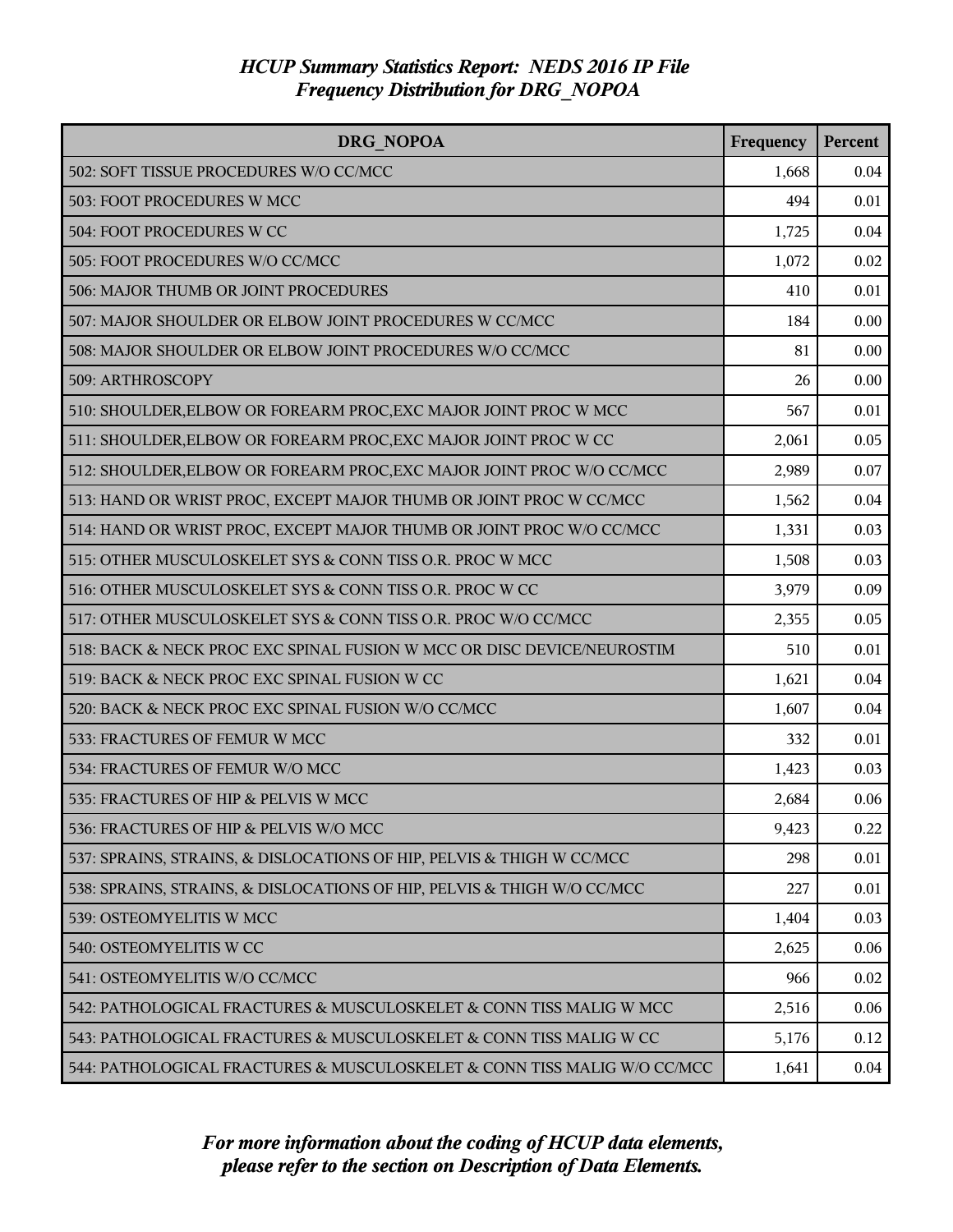# HCUP Summary Statistics Report: NEDS 2016 IP File
## Frequency Distribution for DRG_NOPOA

| DRG_NOPOA | Frequency | Percent |
|---|---|---|
| 502: SOFT TISSUE PROCEDURES W/O CC/MCC | 1,668 | 0.04 |
| 503: FOOT PROCEDURES W MCC | 494 | 0.01 |
| 504: FOOT PROCEDURES W CC | 1,725 | 0.04 |
| 505: FOOT PROCEDURES W/O CC/MCC | 1,072 | 0.02 |
| 506: MAJOR THUMB OR JOINT PROCEDURES | 410 | 0.01 |
| 507: MAJOR SHOULDER OR ELBOW JOINT PROCEDURES W CC/MCC | 184 | 0.00 |
| 508: MAJOR SHOULDER OR ELBOW JOINT PROCEDURES W/O CC/MCC | 81 | 0.00 |
| 509: ARTHROSCOPY | 26 | 0.00 |
| 510: SHOULDER,ELBOW OR FOREARM PROC,EXC MAJOR JOINT PROC W MCC | 567 | 0.01 |
| 511: SHOULDER,ELBOW OR FOREARM PROC,EXC MAJOR JOINT PROC W CC | 2,061 | 0.05 |
| 512: SHOULDER,ELBOW OR FOREARM PROC,EXC MAJOR JOINT PROC W/O CC/MCC | 2,989 | 0.07 |
| 513: HAND OR WRIST PROC, EXCEPT MAJOR THUMB OR JOINT PROC W CC/MCC | 1,562 | 0.04 |
| 514: HAND OR WRIST PROC, EXCEPT MAJOR THUMB OR JOINT PROC W/O CC/MCC | 1,331 | 0.03 |
| 515: OTHER MUSCULOSKELET SYS & CONN TISS O.R. PROC W MCC | 1,508 | 0.03 |
| 516: OTHER MUSCULOSKELET SYS & CONN TISS O.R. PROC W CC | 3,979 | 0.09 |
| 517: OTHER MUSCULOSKELET SYS & CONN TISS O.R. PROC W/O CC/MCC | 2,355 | 0.05 |
| 518: BACK & NECK PROC EXC SPINAL FUSION W MCC OR DISC DEVICE/NEUROSTIM | 510 | 0.01 |
| 519: BACK & NECK PROC EXC SPINAL FUSION W CC | 1,621 | 0.04 |
| 520: BACK & NECK PROC EXC SPINAL FUSION W/O CC/MCC | 1,607 | 0.04 |
| 533: FRACTURES OF FEMUR W MCC | 332 | 0.01 |
| 534: FRACTURES OF FEMUR W/O MCC | 1,423 | 0.03 |
| 535: FRACTURES OF HIP & PELVIS W MCC | 2,684 | 0.06 |
| 536: FRACTURES OF HIP & PELVIS W/O MCC | 9,423 | 0.22 |
| 537: SPRAINS, STRAINS, & DISLOCATIONS OF HIP, PELVIS & THIGH W CC/MCC | 298 | 0.01 |
| 538: SPRAINS, STRAINS, & DISLOCATIONS OF HIP, PELVIS & THIGH W/O CC/MCC | 227 | 0.01 |
| 539: OSTEOMYELITIS W MCC | 1,404 | 0.03 |
| 540: OSTEOMYELITIS W CC | 2,625 | 0.06 |
| 541: OSTEOMYELITIS W/O CC/MCC | 966 | 0.02 |
| 542: PATHOLOGICAL FRACTURES & MUSCULOSKELET & CONN TISS MALIG W MCC | 2,516 | 0.06 |
| 543: PATHOLOGICAL FRACTURES & MUSCULOSKELET & CONN TISS MALIG W CC | 5,176 | 0.12 |
| 544: PATHOLOGICAL FRACTURES & MUSCULOSKELET & CONN TISS MALIG W/O CC/MCC | 1,641 | 0.04 |

*For more information about the coding of HCUP data elements, please refer to the section on Description of Data Elements.*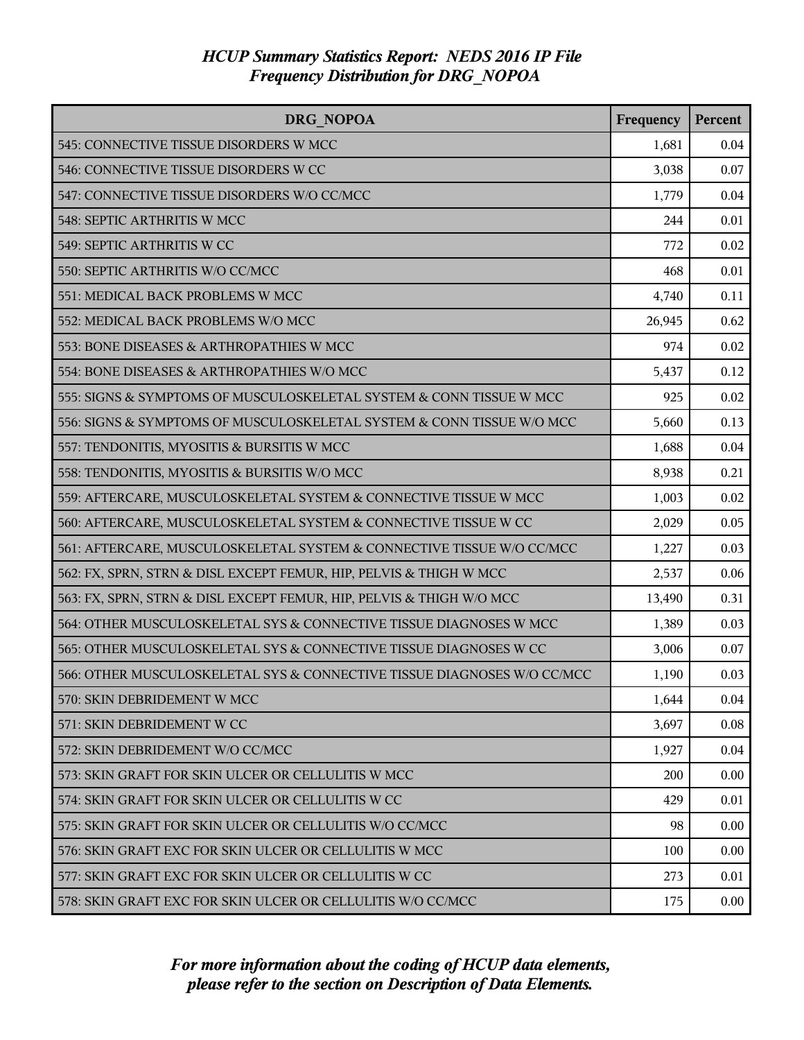# HCUP Summary Statistics Report: NEDS 2016 IP File
## Frequency Distribution for DRG_NOPOA

| DRG_NOPOA | Frequency | Percent |
|---|---|---|
| 545: CONNECTIVE TISSUE DISORDERS W MCC | 1,681 | 0.04 |
| 546: CONNECTIVE TISSUE DISORDERS W CC | 3,038 | 0.07 |
| 547: CONNECTIVE TISSUE DISORDERS W/O CC/MCC | 1,779 | 0.04 |
| 548: SEPTIC ARTHRITIS W MCC | 244 | 0.01 |
| 549: SEPTIC ARTHRITIS W CC | 772 | 0.02 |
| 550: SEPTIC ARTHRITIS W/O CC/MCC | 468 | 0.01 |
| 551: MEDICAL BACK PROBLEMS W MCC | 4,740 | 0.11 |
| 552: MEDICAL BACK PROBLEMS W/O MCC | 26,945 | 0.62 |
| 553: BONE DISEASES & ARTHROPATHIES W MCC | 974 | 0.02 |
| 554: BONE DISEASES & ARTHROPATHIES W/O MCC | 5,437 | 0.12 |
| 555: SIGNS & SYMPTOMS OF MUSCULOSKELETAL SYSTEM & CONN TISSUE W MCC | 925 | 0.02 |
| 556: SIGNS & SYMPTOMS OF MUSCULOSKELETAL SYSTEM & CONN TISSUE W/O MCC | 5,660 | 0.13 |
| 557: TENDONITIS, MYOSITIS & BURSITIS W MCC | 1,688 | 0.04 |
| 558: TENDONITIS, MYOSITIS & BURSITIS W/O MCC | 8,938 | 0.21 |
| 559: AFTERCARE, MUSCULOSKELETAL SYSTEM & CONNECTIVE TISSUE W MCC | 1,003 | 0.02 |
| 560: AFTERCARE, MUSCULOSKELETAL SYSTEM & CONNECTIVE TISSUE W CC | 2,029 | 0.05 |
| 561: AFTERCARE, MUSCULOSKELETAL SYSTEM & CONNECTIVE TISSUE W/O CC/MCC | 1,227 | 0.03 |
| 562: FX, SPRN, STRN & DISL EXCEPT FEMUR, HIP, PELVIS & THIGH W MCC | 2,537 | 0.06 |
| 563: FX, SPRN, STRN & DISL EXCEPT FEMUR, HIP, PELVIS & THIGH W/O MCC | 13,490 | 0.31 |
| 564: OTHER MUSCULOSKELETAL SYS & CONNECTIVE TISSUE DIAGNOSES W MCC | 1,389 | 0.03 |
| 565: OTHER MUSCULOSKELETAL SYS & CONNECTIVE TISSUE DIAGNOSES W CC | 3,006 | 0.07 |
| 566: OTHER MUSCULOSKELETAL SYS & CONNECTIVE TISSUE DIAGNOSES W/O CC/MCC | 1,190 | 0.03 |
| 570: SKIN DEBRIDEMENT W MCC | 1,644 | 0.04 |
| 571: SKIN DEBRIDEMENT W CC | 3,697 | 0.08 |
| 572: SKIN DEBRIDEMENT W/O CC/MCC | 1,927 | 0.04 |
| 573: SKIN GRAFT FOR SKIN ULCER OR CELLULITIS W MCC | 200 | 0.00 |
| 574: SKIN GRAFT FOR SKIN ULCER OR CELLULITIS W CC | 429 | 0.01 |
| 575: SKIN GRAFT FOR SKIN ULCER OR CELLULITIS W/O CC/MCC | 98 | 0.00 |
| 576: SKIN GRAFT EXC FOR SKIN ULCER OR CELLULITIS W MCC | 100 | 0.00 |
| 577: SKIN GRAFT EXC FOR SKIN ULCER OR CELLULITIS W CC | 273 | 0.01 |
| 578: SKIN GRAFT EXC FOR SKIN ULCER OR CELLULITIS W/O CC/MCC | 175 | 0.00 |

*For more information about the coding of HCUP data elements, please refer to the section on Description of Data Elements.*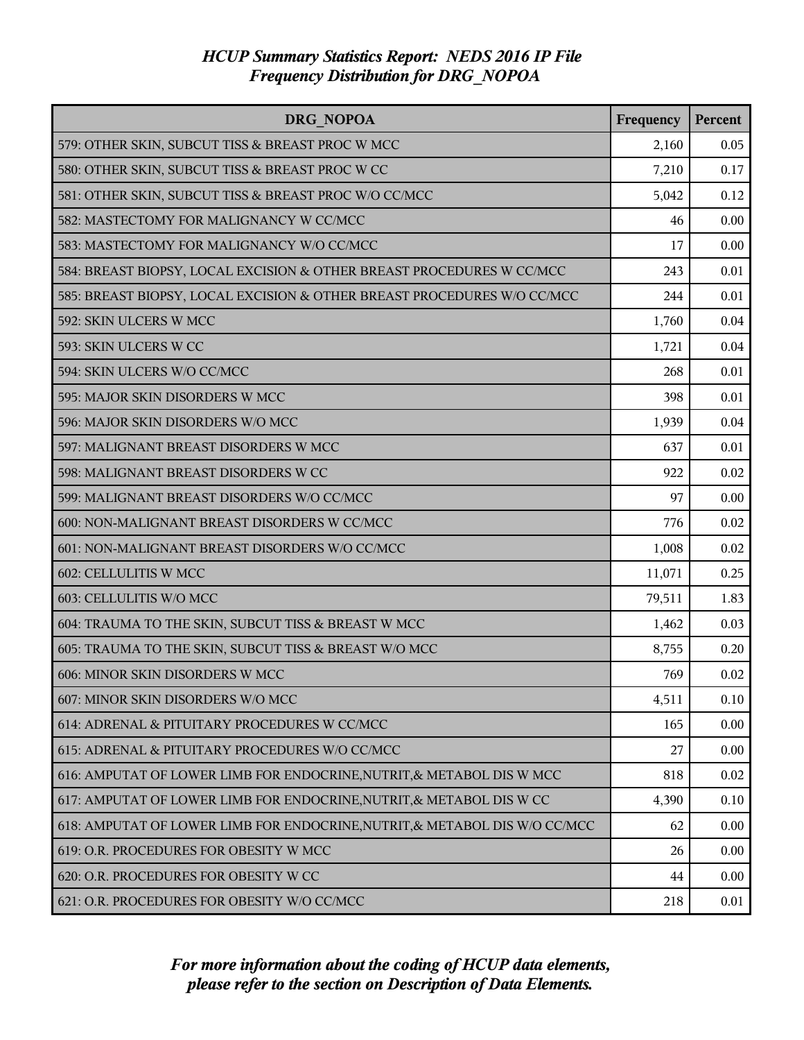# HCUP Summary Statistics Report: NEDS 2016 IP File
## Frequency Distribution for DRG_NOPOA

| DRG_NOPOA | Frequency | Percent |
|---|---|---|
| 579: OTHER SKIN, SUBCUT TISS & BREAST PROC W MCC | 2,160 | 0.05 |
| 580: OTHER SKIN, SUBCUT TISS & BREAST PROC W CC | 7,210 | 0.17 |
| 581: OTHER SKIN, SUBCUT TISS & BREAST PROC W/O CC/MCC | 5,042 | 0.12 |
| 582: MASTECTOMY FOR MALIGNANCY W CC/MCC | 46 | 0.00 |
| 583: MASTECTOMY FOR MALIGNANCY W/O CC/MCC | 17 | 0.00 |
| 584: BREAST BIOPSY, LOCAL EXCISION & OTHER BREAST PROCEDURES W CC/MCC | 243 | 0.01 |
| 585: BREAST BIOPSY, LOCAL EXCISION & OTHER BREAST PROCEDURES W/O CC/MCC | 244 | 0.01 |
| 592: SKIN ULCERS W MCC | 1,760 | 0.04 |
| 593: SKIN ULCERS W CC | 1,721 | 0.04 |
| 594: SKIN ULCERS W/O CC/MCC | 268 | 0.01 |
| 595: MAJOR SKIN DISORDERS W MCC | 398 | 0.01 |
| 596: MAJOR SKIN DISORDERS W/O MCC | 1,939 | 0.04 |
| 597: MALIGNANT BREAST DISORDERS W MCC | 637 | 0.01 |
| 598: MALIGNANT BREAST DISORDERS W CC | 922 | 0.02 |
| 599: MALIGNANT BREAST DISORDERS W/O CC/MCC | 97 | 0.00 |
| 600: NON-MALIGNANT BREAST DISORDERS W CC/MCC | 776 | 0.02 |
| 601: NON-MALIGNANT BREAST DISORDERS W/O CC/MCC | 1,008 | 0.02 |
| 602: CELLULITIS W MCC | 11,071 | 0.25 |
| 603: CELLULITIS W/O MCC | 79,511 | 1.83 |
| 604: TRAUMA TO THE SKIN, SUBCUT TISS & BREAST W MCC | 1,462 | 0.03 |
| 605: TRAUMA TO THE SKIN, SUBCUT TISS & BREAST W/O MCC | 8,755 | 0.20 |
| 606: MINOR SKIN DISORDERS W MCC | 769 | 0.02 |
| 607: MINOR SKIN DISORDERS W/O MCC | 4,511 | 0.10 |
| 614: ADRENAL & PITUITARY PROCEDURES W CC/MCC | 165 | 0.00 |
| 615: ADRENAL & PITUITARY PROCEDURES W/O CC/MCC | 27 | 0.00 |
| 616: AMPUTAT OF LOWER LIMB FOR ENDOCRINE,NUTRIT,& METABOL DIS W MCC | 818 | 0.02 |
| 617: AMPUTAT OF LOWER LIMB FOR ENDOCRINE,NUTRIT,& METABOL DIS W CC | 4,390 | 0.10 |
| 618: AMPUTAT OF LOWER LIMB FOR ENDOCRINE,NUTRIT,& METABOL DIS W/O CC/MCC | 62 | 0.00 |
| 619: O.R. PROCEDURES FOR OBESITY W MCC | 26 | 0.00 |
| 620: O.R. PROCEDURES FOR OBESITY W CC | 44 | 0.00 |
| 621: O.R. PROCEDURES FOR OBESITY W/O CC/MCC | 218 | 0.01 |

*For more information about the coding of HCUP data elements, please refer to the section on Description of Data Elements.*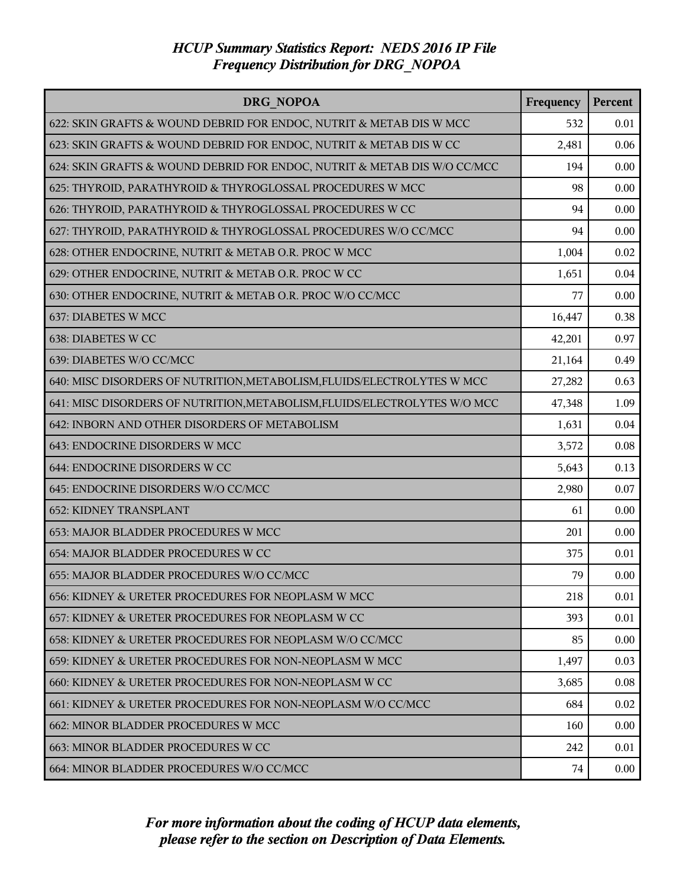# HCUP Summary Statistics Report: NEDS 2016 IP File
## Frequency Distribution for DRG_NOPOA

| DRG_NOPOA | Frequency | Percent |
|---|---|---|
| 622: SKIN GRAFTS & WOUND DEBRID FOR ENDOC, NUTRIT & METAB DIS W MCC | 532 | 0.01 |
| 623: SKIN GRAFTS & WOUND DEBRID FOR ENDOC, NUTRIT & METAB DIS W CC | 2,481 | 0.06 |
| 624: SKIN GRAFTS & WOUND DEBRID FOR ENDOC, NUTRIT & METAB DIS W/O CC/MCC | 194 | 0.00 |
| 625: THYROID, PARATHYROID & THYROGLOSSAL PROCEDURES W MCC | 98 | 0.00 |
| 626: THYROID, PARATHYROID & THYROGLOSSAL PROCEDURES W CC | 94 | 0.00 |
| 627: THYROID, PARATHYROID & THYROGLOSSAL PROCEDURES W/O CC/MCC | 94 | 0.00 |
| 628: OTHER ENDOCRINE, NUTRIT & METAB O.R. PROC W MCC | 1,004 | 0.02 |
| 629: OTHER ENDOCRINE, NUTRIT & METAB O.R. PROC W CC | 1,651 | 0.04 |
| 630: OTHER ENDOCRINE, NUTRIT & METAB O.R. PROC W/O CC/MCC | 77 | 0.00 |
| 637: DIABETES W MCC | 16,447 | 0.38 |
| 638: DIABETES W CC | 42,201 | 0.97 |
| 639: DIABETES W/O CC/MCC | 21,164 | 0.49 |
| 640: MISC DISORDERS OF NUTRITION,METABOLISM,FLUIDS/ELECTROLYTES W MCC | 27,282 | 0.63 |
| 641: MISC DISORDERS OF NUTRITION,METABOLISM,FLUIDS/ELECTROLYTES W/O MCC | 47,348 | 1.09 |
| 642: INBORN AND OTHER DISORDERS OF METABOLISM | 1,631 | 0.04 |
| 643: ENDOCRINE DISORDERS W MCC | 3,572 | 0.08 |
| 644: ENDOCRINE DISORDERS W CC | 5,643 | 0.13 |
| 645: ENDOCRINE DISORDERS W/O CC/MCC | 2,980 | 0.07 |
| 652: KIDNEY TRANSPLANT | 61 | 0.00 |
| 653: MAJOR BLADDER PROCEDURES W MCC | 201 | 0.00 |
| 654: MAJOR BLADDER PROCEDURES W CC | 375 | 0.01 |
| 655: MAJOR BLADDER PROCEDURES W/O CC/MCC | 79 | 0.00 |
| 656: KIDNEY & URETER PROCEDURES FOR NEOPLASM W MCC | 218 | 0.01 |
| 657: KIDNEY & URETER PROCEDURES FOR NEOPLASM W CC | 393 | 0.01 |
| 658: KIDNEY & URETER PROCEDURES FOR NEOPLASM W/O CC/MCC | 85 | 0.00 |
| 659: KIDNEY & URETER PROCEDURES FOR NON-NEOPLASM W MCC | 1,497 | 0.03 |
| 660: KIDNEY & URETER PROCEDURES FOR NON-NEOPLASM W CC | 3,685 | 0.08 |
| 661: KIDNEY & URETER PROCEDURES FOR NON-NEOPLASM W/O CC/MCC | 684 | 0.02 |
| 662: MINOR BLADDER PROCEDURES W MCC | 160 | 0.00 |
| 663: MINOR BLADDER PROCEDURES W CC | 242 | 0.01 |
| 664: MINOR BLADDER PROCEDURES W/O CC/MCC | 74 | 0.00 |

*For more information about the coding of HCUP data elements, please refer to the section on Description of Data Elements.*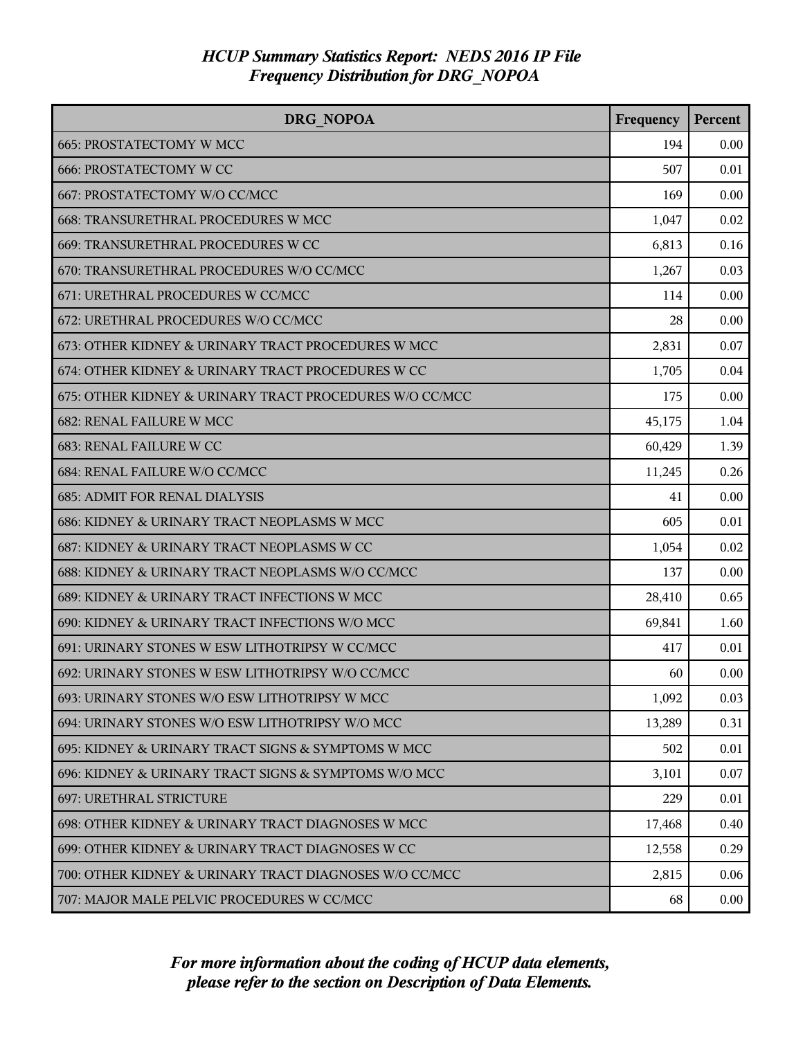# HCUP Summary Statistics Report: NEDS 2016 IP File
## Frequency Distribution for DRG_NOPOA

| DRG_NOPOA | Frequency | Percent |
|---|---|---|
| 665: PROSTATECTOMY W MCC | 194 | 0.00 |
| 666: PROSTATECTOMY W CC | 507 | 0.01 |
| 667: PROSTATECTOMY W/O CC/MCC | 169 | 0.00 |
| 668: TRANSURETHRAL PROCEDURES W MCC | 1,047 | 0.02 |
| 669: TRANSURETHRAL PROCEDURES W CC | 6,813 | 0.16 |
| 670: TRANSURETHRAL PROCEDURES W/O CC/MCC | 1,267 | 0.03 |
| 671: URETHRAL PROCEDURES W CC/MCC | 114 | 0.00 |
| 672: URETHRAL PROCEDURES W/O CC/MCC | 28 | 0.00 |
| 673: OTHER KIDNEY & URINARY TRACT PROCEDURES W MCC | 2,831 | 0.07 |
| 674: OTHER KIDNEY & URINARY TRACT PROCEDURES W CC | 1,705 | 0.04 |
| 675: OTHER KIDNEY & URINARY TRACT PROCEDURES W/O CC/MCC | 175 | 0.00 |
| 682: RENAL FAILURE W MCC | 45,175 | 1.04 |
| 683: RENAL FAILURE W CC | 60,429 | 1.39 |
| 684: RENAL FAILURE W/O CC/MCC | 11,245 | 0.26 |
| 685: ADMIT FOR RENAL DIALYSIS | 41 | 0.00 |
| 686: KIDNEY & URINARY TRACT NEOPLASMS W MCC | 605 | 0.01 |
| 687: KIDNEY & URINARY TRACT NEOPLASMS W CC | 1,054 | 0.02 |
| 688: KIDNEY & URINARY TRACT NEOPLASMS W/O CC/MCC | 137 | 0.00 |
| 689: KIDNEY & URINARY TRACT INFECTIONS W MCC | 28,410 | 0.65 |
| 690: KIDNEY & URINARY TRACT INFECTIONS W/O MCC | 69,841 | 1.60 |
| 691: URINARY STONES W ESW LITHOTRIPSY W CC/MCC | 417 | 0.01 |
| 692: URINARY STONES W ESW LITHOTRIPSY W/O CC/MCC | 60 | 0.00 |
| 693: URINARY STONES W/O ESW LITHOTRIPSY W MCC | 1,092 | 0.03 |
| 694: URINARY STONES W/O ESW LITHOTRIPSY W/O MCC | 13,289 | 0.31 |
| 695: KIDNEY & URINARY TRACT SIGNS & SYMPTOMS W MCC | 502 | 0.01 |
| 696: KIDNEY & URINARY TRACT SIGNS & SYMPTOMS W/O MCC | 3,101 | 0.07 |
| 697: URETHRAL STRICTURE | 229 | 0.01 |
| 698: OTHER KIDNEY & URINARY TRACT DIAGNOSES W MCC | 17,468 | 0.40 |
| 699: OTHER KIDNEY & URINARY TRACT DIAGNOSES W CC | 12,558 | 0.29 |
| 700: OTHER KIDNEY & URINARY TRACT DIAGNOSES W/O CC/MCC | 2,815 | 0.06 |
| 707: MAJOR MALE PELVIC PROCEDURES W CC/MCC | 68 | 0.00 |

*For more information about the coding of HCUP data elements, please refer to the section on Description of Data Elements.*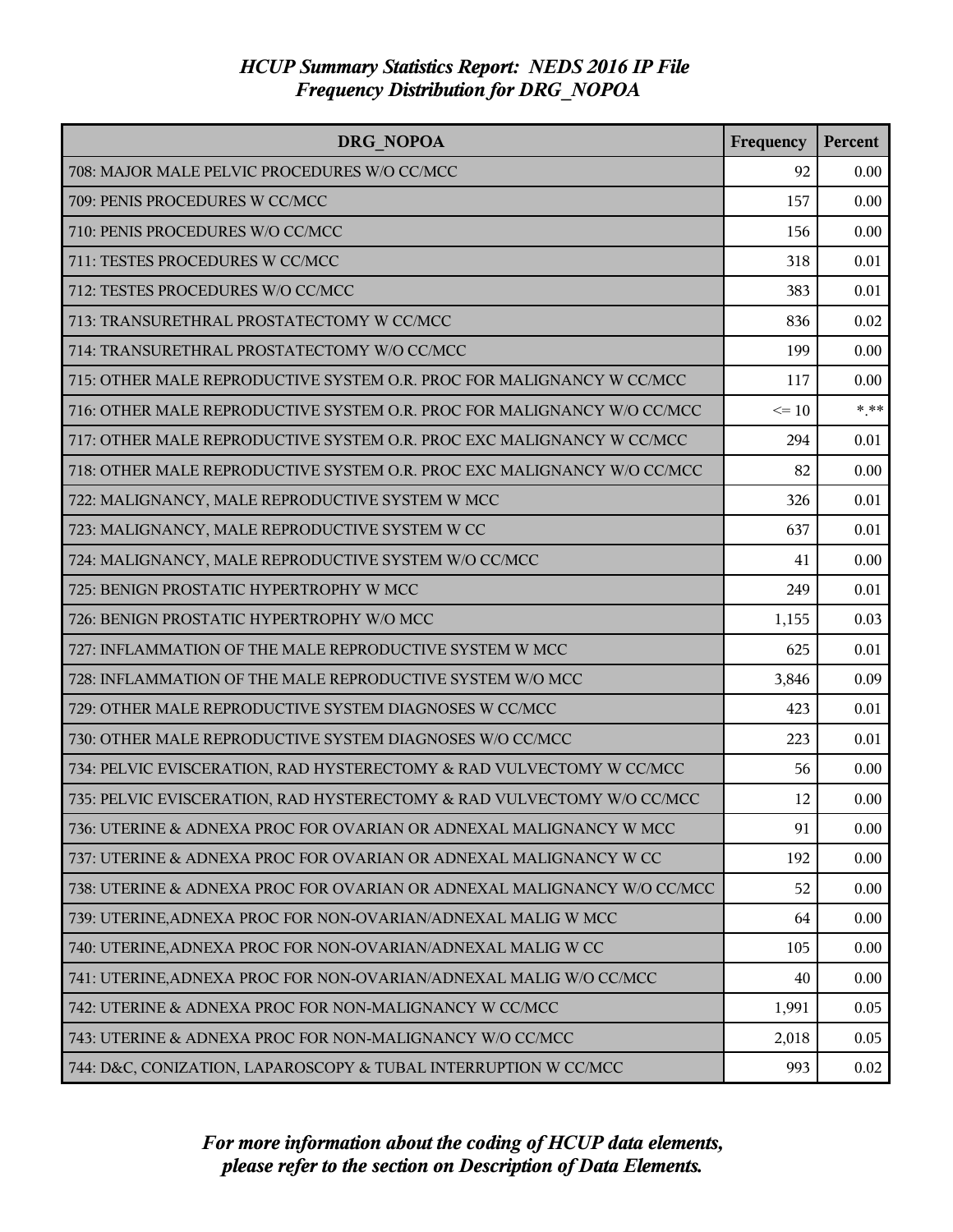# *HCUP Summary Statistics Report: NEDS 2016 IP File*
## *Frequency Distribution for DRG_NOPOA*

| DRG_NOPOA | Frequency | Percent |
|---|---|---|
| 708: MAJOR MALE PELVIC PROCEDURES W/O CC/MCC | 92 | 0.00 |
| 709: PENIS PROCEDURES W CC/MCC | 157 | 0.00 |
| 710: PENIS PROCEDURES W/O CC/MCC | 156 | 0.00 |
| 711: TESTES PROCEDURES W CC/MCC | 318 | 0.01 |
| 712: TESTES PROCEDURES W/O CC/MCC | 383 | 0.01 |
| 713: TRANSURETHRAL PROSTATECTOMY W CC/MCC | 836 | 0.02 |
| 714: TRANSURETHRAL PROSTATECTOMY W/O CC/MCC | 199 | 0.00 |
| 715: OTHER MALE REPRODUCTIVE SYSTEM O.R. PROC FOR MALIGNANCY W CC/MCC | 117 | 0.00 |
| 716: OTHER MALE REPRODUCTIVE SYSTEM O.R. PROC FOR MALIGNANCY W/O CC/MCC | <= 10 | *.** |
| 717: OTHER MALE REPRODUCTIVE SYSTEM O.R. PROC EXC MALIGNANCY W CC/MCC | 294 | 0.01 |
| 718: OTHER MALE REPRODUCTIVE SYSTEM O.R. PROC EXC MALIGNANCY W/O CC/MCC | 82 | 0.00 |
| 722: MALIGNANCY, MALE REPRODUCTIVE SYSTEM W MCC | 326 | 0.01 |
| 723: MALIGNANCY, MALE REPRODUCTIVE SYSTEM W CC | 637 | 0.01 |
| 724: MALIGNANCY, MALE REPRODUCTIVE SYSTEM W/O CC/MCC | 41 | 0.00 |
| 725: BENIGN PROSTATIC HYPERTROPHY W MCC | 249 | 0.01 |
| 726: BENIGN PROSTATIC HYPERTROPHY W/O MCC | 1,155 | 0.03 |
| 727: INFLAMMATION OF THE MALE REPRODUCTIVE SYSTEM W MCC | 625 | 0.01 |
| 728: INFLAMMATION OF THE MALE REPRODUCTIVE SYSTEM W/O MCC | 3,846 | 0.09 |
| 729: OTHER MALE REPRODUCTIVE SYSTEM DIAGNOSES W CC/MCC | 423 | 0.01 |
| 730: OTHER MALE REPRODUCTIVE SYSTEM DIAGNOSES W/O CC/MCC | 223 | 0.01 |
| 734: PELVIC EVISCERATION, RAD HYSTERECTOMY & RAD VULVECTOMY W CC/MCC | 56 | 0.00 |
| 735: PELVIC EVISCERATION, RAD HYSTERECTOMY & RAD VULVECTOMY W/O CC/MCC | 12 | 0.00 |
| 736: UTERINE & ADNEXA PROC FOR OVARIAN OR ADNEXAL MALIGNANCY W MCC | 91 | 0.00 |
| 737: UTERINE & ADNEXA PROC FOR OVARIAN OR ADNEXAL MALIGNANCY W CC | 192 | 0.00 |
| 738: UTERINE & ADNEXA PROC FOR OVARIAN OR ADNEXAL MALIGNANCY W/O CC/MCC | 52 | 0.00 |
| 739: UTERINE,ADNEXA PROC FOR NON-OVARIAN/ADNEXAL MALIG W MCC | 64 | 0.00 |
| 740: UTERINE,ADNEXA PROC FOR NON-OVARIAN/ADNEXAL MALIG W CC | 105 | 0.00 |
| 741: UTERINE,ADNEXA PROC FOR NON-OVARIAN/ADNEXAL MALIG W/O CC/MCC | 40 | 0.00 |
| 742: UTERINE & ADNEXA PROC FOR NON-MALIGNANCY W CC/MCC | 1,991 | 0.05 |
| 743: UTERINE & ADNEXA PROC FOR NON-MALIGNANCY W/O CC/MCC | 2,018 | 0.05 |
| 744: D&C, CONIZATION, LAPAROSCOPY & TUBAL INTERRUPTION W CC/MCC | 993 | 0.02 |

*For more information about the coding of HCUP data elements, please refer to the section on Description of Data Elements.*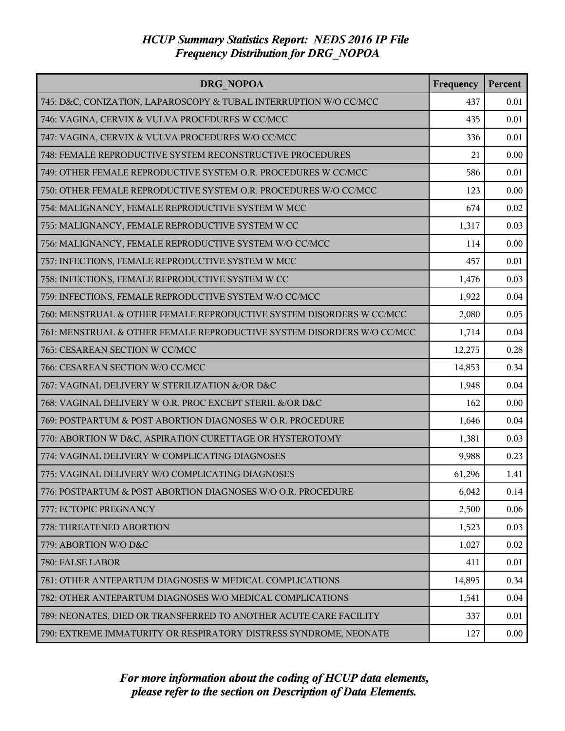*HCUP Summary Statistics Report: NEDS 2016 IP File*
*Frequency Distribution for DRG_NOPOA*

| DRG_NOPOA | Frequency | Percent |
| --- | --- | --- |
| 745: D&C, CONIZATION, LAPAROSCOPY & TUBAL INTERRUPTION W/O CC/MCC | 437 | 0.01 |
| 746: VAGINA, CERVIX & VULVA PROCEDURES W CC/MCC | 435 | 0.01 |
| 747: VAGINA, CERVIX & VULVA PROCEDURES W/O CC/MCC | 336 | 0.01 |
| 748: FEMALE REPRODUCTIVE SYSTEM RECONSTRUCTIVE PROCEDURES | 21 | 0.00 |
| 749: OTHER FEMALE REPRODUCTIVE SYSTEM O.R. PROCEDURES W CC/MCC | 586 | 0.01 |
| 750: OTHER FEMALE REPRODUCTIVE SYSTEM O.R. PROCEDURES W/O CC/MCC | 123 | 0.00 |
| 754: MALIGNANCY, FEMALE REPRODUCTIVE SYSTEM W MCC | 674 | 0.02 |
| 755: MALIGNANCY, FEMALE REPRODUCTIVE SYSTEM W CC | 1,317 | 0.03 |
| 756: MALIGNANCY, FEMALE REPRODUCTIVE SYSTEM W/O CC/MCC | 114 | 0.00 |
| 757: INFECTIONS, FEMALE REPRODUCTIVE SYSTEM W MCC | 457 | 0.01 |
| 758: INFECTIONS, FEMALE REPRODUCTIVE SYSTEM W CC | 1,476 | 0.03 |
| 759: INFECTIONS, FEMALE REPRODUCTIVE SYSTEM W/O CC/MCC | 1,922 | 0.04 |
| 760: MENSTRUAL & OTHER FEMALE REPRODUCTIVE SYSTEM DISORDERS W CC/MCC | 2,080 | 0.05 |
| 761: MENSTRUAL & OTHER FEMALE REPRODUCTIVE SYSTEM DISORDERS W/O CC/MCC | 1,714 | 0.04 |
| 765: CESAREAN SECTION W CC/MCC | 12,275 | 0.28 |
| 766: CESAREAN SECTION W/O CC/MCC | 14,853 | 0.34 |
| 767: VAGINAL DELIVERY W STERILIZATION &/OR D&C | 1,948 | 0.04 |
| 768: VAGINAL DELIVERY W O.R. PROC EXCEPT STERIL &/OR D&C | 162 | 0.00 |
| 769: POSTPARTUM & POST ABORTION DIAGNOSES W O.R. PROCEDURE | 1,646 | 0.04 |
| 770: ABORTION W D&C, ASPIRATION CURETTAGE OR HYSTEROTOMY | 1,381 | 0.03 |
| 774: VAGINAL DELIVERY W COMPLICATING DIAGNOSES | 9,988 | 0.23 |
| 775: VAGINAL DELIVERY W/O COMPLICATING DIAGNOSES | 61,296 | 1.41 |
| 776: POSTPARTUM & POST ABORTION DIAGNOSES W/O O.R. PROCEDURE | 6,042 | 0.14 |
| 777: ECTOPIC PREGNANCY | 2,500 | 0.06 |
| 778: THREATENED ABORTION | 1,523 | 0.03 |
| 779: ABORTION W/O D&C | 1,027 | 0.02 |
| 780: FALSE LABOR | 411 | 0.01 |
| 781: OTHER ANTEPARTUM DIAGNOSES W MEDICAL COMPLICATIONS | 14,895 | 0.34 |
| 782: OTHER ANTEPARTUM DIAGNOSES W/O MEDICAL COMPLICATIONS | 1,541 | 0.04 |
| 789: NEONATES, DIED OR TRANSFERRED TO ANOTHER ACUTE CARE FACILITY | 337 | 0.01 |
| 790: EXTREME IMMATURITY OR RESPIRATORY DISTRESS SYNDROME, NEONATE | 127 | 0.00 |

*For more information about the coding of HCUP data elements, please refer to the section on Description of Data Elements.*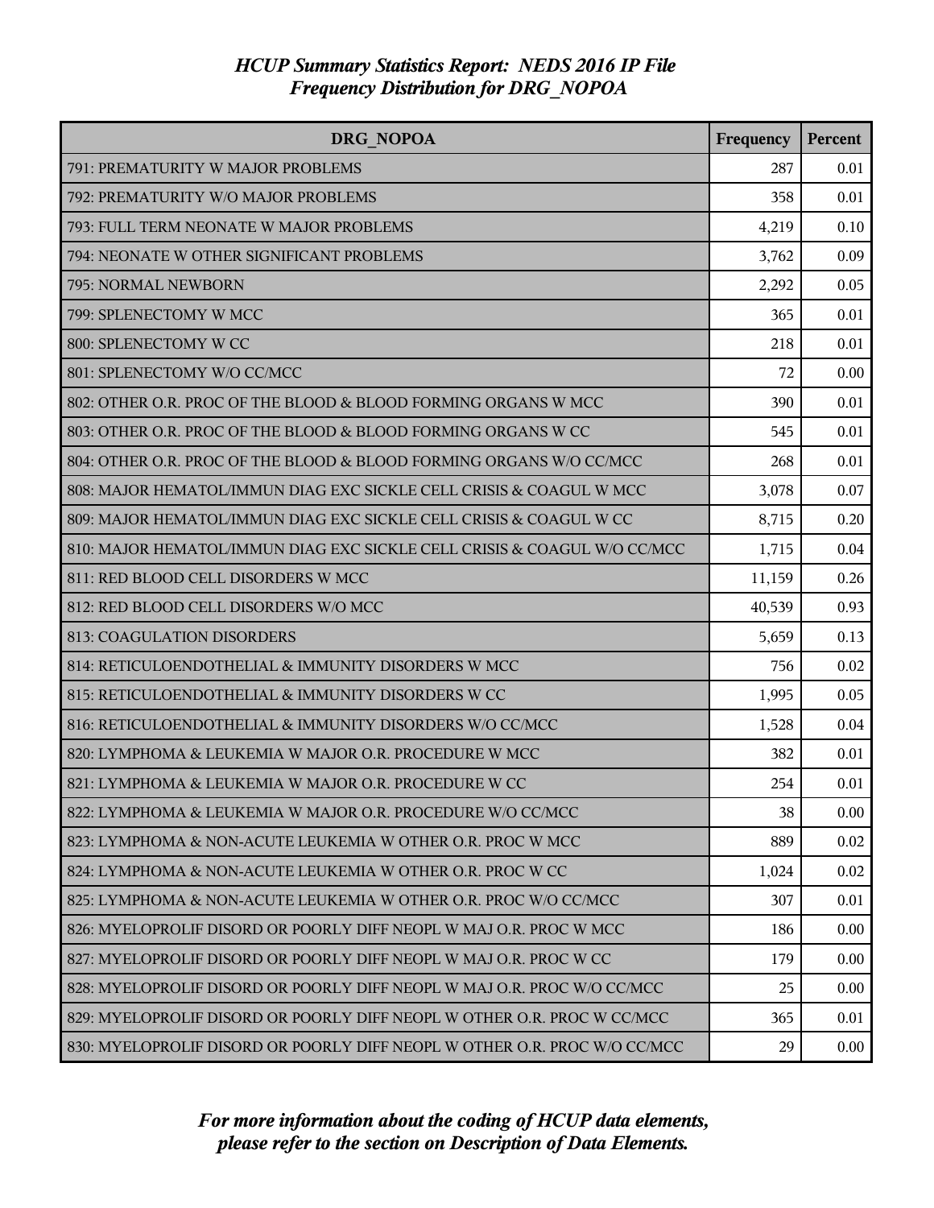# *HCUP Summary Statistics Report: NEDS 2016 IP File*
## *Frequency Distribution for DRG_NOPOA*

| DRG_NOPOA | Frequency | Percent |
|---|---|---|
| 791: PREMATURITY W MAJOR PROBLEMS | 287 | 0.01 |
| 792: PREMATURITY W/O MAJOR PROBLEMS | 358 | 0.01 |
| 793: FULL TERM NEONATE W MAJOR PROBLEMS | 4,219 | 0.10 |
| 794: NEONATE W OTHER SIGNIFICANT PROBLEMS | 3,762 | 0.09 |
| 795: NORMAL NEWBORN | 2,292 | 0.05 |
| 799: SPLENECTOMY W MCC | 365 | 0.01 |
| 800: SPLENECTOMY W CC | 218 | 0.01 |
| 801: SPLENECTOMY W/O CC/MCC | 72 | 0.00 |
| 802: OTHER O.R. PROC OF THE BLOOD & BLOOD FORMING ORGANS W MCC | 390 | 0.01 |
| 803: OTHER O.R. PROC OF THE BLOOD & BLOOD FORMING ORGANS W CC | 545 | 0.01 |
| 804: OTHER O.R. PROC OF THE BLOOD & BLOOD FORMING ORGANS W/O CC/MCC | 268 | 0.01 |
| 808: MAJOR HEMATOL/IMMUN DIAG EXC SICKLE CELL CRISIS & COAGUL W MCC | 3,078 | 0.07 |
| 809: MAJOR HEMATOL/IMMUN DIAG EXC SICKLE CELL CRISIS & COAGUL W CC | 8,715 | 0.20 |
| 810: MAJOR HEMATOL/IMMUN DIAG EXC SICKLE CELL CRISIS & COAGUL W/O CC/MCC | 1,715 | 0.04 |
| 811: RED BLOOD CELL DISORDERS W MCC | 11,159 | 0.26 |
| 812: RED BLOOD CELL DISORDERS W/O MCC | 40,539 | 0.93 |
| 813: COAGULATION DISORDERS | 5,659 | 0.13 |
| 814: RETICULOENDOTHELIAL & IMMUNITY DISORDERS W MCC | 756 | 0.02 |
| 815: RETICULOENDOTHELIAL & IMMUNITY DISORDERS W CC | 1,995 | 0.05 |
| 816: RETICULOENDOTHELIAL & IMMUNITY DISORDERS W/O CC/MCC | 1,528 | 0.04 |
| 820: LYMPHOMA & LEUKEMIA W MAJOR O.R. PROCEDURE W MCC | 382 | 0.01 |
| 821: LYMPHOMA & LEUKEMIA W MAJOR O.R. PROCEDURE W CC | 254 | 0.01 |
| 822: LYMPHOMA & LEUKEMIA W MAJOR O.R. PROCEDURE W/O CC/MCC | 38 | 0.00 |
| 823: LYMPHOMA & NON-ACUTE LEUKEMIA W OTHER O.R. PROC W MCC | 889 | 0.02 |
| 824: LYMPHOMA & NON-ACUTE LEUKEMIA W OTHER O.R. PROC W CC | 1,024 | 0.02 |
| 825: LYMPHOMA & NON-ACUTE LEUKEMIA W OTHER O.R. PROC W/O CC/MCC | 307 | 0.01 |
| 826: MYELOPROLIF DISORD OR POORLY DIFF NEOPL W MAJ O.R. PROC W MCC | 186 | 0.00 |
| 827: MYELOPROLIF DISORD OR POORLY DIFF NEOPL W MAJ O.R. PROC W CC | 179 | 0.00 |
| 828: MYELOPROLIF DISORD OR POORLY DIFF NEOPL W MAJ O.R. PROC W/O CC/MCC | 25 | 0.00 |
| 829: MYELOPROLIF DISORD OR POORLY DIFF NEOPL W OTHER O.R. PROC W CC/MCC | 365 | 0.01 |
| 830: MYELOPROLIF DISORD OR POORLY DIFF NEOPL W OTHER O.R. PROC W/O CC/MCC | 29 | 0.00 |

*For more information about the coding of HCUP data elements, please refer to the section on Description of Data Elements.*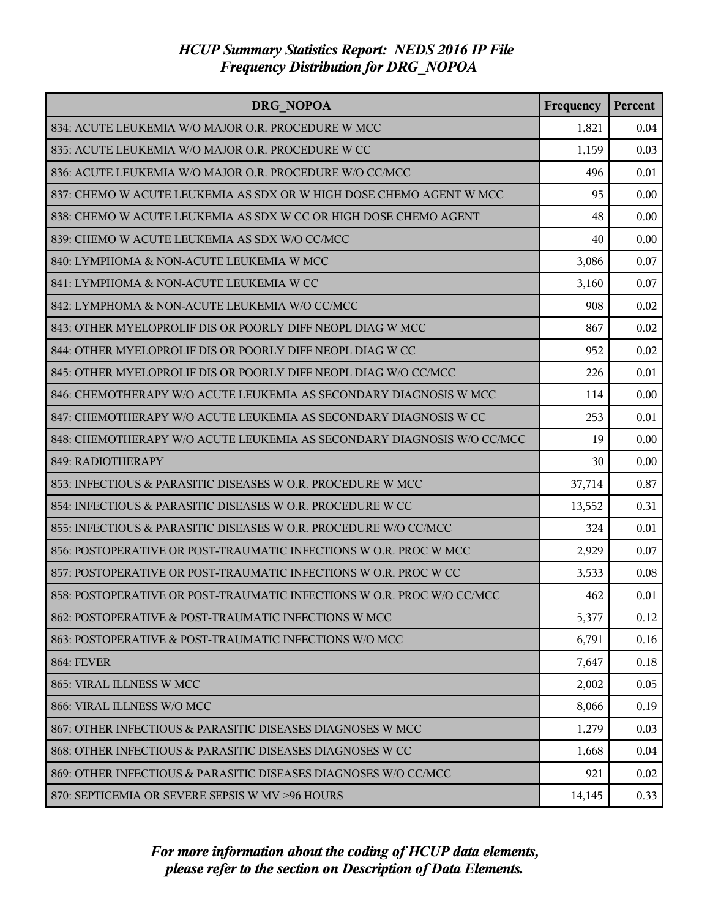# *HCUP Summary Statistics Report: NEDS 2016 IP File*
## *Frequency Distribution for DRG_NOPOA*

| DRG_NOPOA | Frequency | Percent |
|---|---|---|
| 834: ACUTE LEUKEMIA W/O MAJOR O.R. PROCEDURE W MCC | 1,821 | 0.04 |
| 835: ACUTE LEUKEMIA W/O MAJOR O.R. PROCEDURE W CC | 1,159 | 0.03 |
| 836: ACUTE LEUKEMIA W/O MAJOR O.R. PROCEDURE W/O CC/MCC | 496 | 0.01 |
| 837: CHEMO W ACUTE LEUKEMIA AS SDX OR W HIGH DOSE CHEMO AGENT W MCC | 95 | 0.00 |
| 838: CHEMO W ACUTE LEUKEMIA AS SDX W CC OR HIGH DOSE CHEMO AGENT | 48 | 0.00 |
| 839: CHEMO W ACUTE LEUKEMIA AS SDX W/O CC/MCC | 40 | 0.00 |
| 840: LYMPHOMA & NON-ACUTE LEUKEMIA W MCC | 3,086 | 0.07 |
| 841: LYMPHOMA & NON-ACUTE LEUKEMIA W CC | 3,160 | 0.07 |
| 842: LYMPHOMA & NON-ACUTE LEUKEMIA W/O CC/MCC | 908 | 0.02 |
| 843: OTHER MYELOPROLIF DIS OR POORLY DIFF NEOPL DIAG W MCC | 867 | 0.02 |
| 844: OTHER MYELOPROLIF DIS OR POORLY DIFF NEOPL DIAG W CC | 952 | 0.02 |
| 845: OTHER MYELOPROLIF DIS OR POORLY DIFF NEOPL DIAG W/O CC/MCC | 226 | 0.01 |
| 846: CHEMOTHERAPY W/O ACUTE LEUKEMIA AS SECONDARY DIAGNOSIS W MCC | 114 | 0.00 |
| 847: CHEMOTHERAPY W/O ACUTE LEUKEMIA AS SECONDARY DIAGNOSIS W CC | 253 | 0.01 |
| 848: CHEMOTHERAPY W/O ACUTE LEUKEMIA AS SECONDARY DIAGNOSIS W/O CC/MCC | 19 | 0.00 |
| 849: RADIOTHERAPY | 30 | 0.00 |
| 853: INFECTIOUS & PARASITIC DISEASES W O.R. PROCEDURE W MCC | 37,714 | 0.87 |
| 854: INFECTIOUS & PARASITIC DISEASES W O.R. PROCEDURE W CC | 13,552 | 0.31 |
| 855: INFECTIOUS & PARASITIC DISEASES W O.R. PROCEDURE W/O CC/MCC | 324 | 0.01 |
| 856: POSTOPERATIVE OR POST-TRAUMATIC INFECTIONS W O.R. PROC W MCC | 2,929 | 0.07 |
| 857: POSTOPERATIVE OR POST-TRAUMATIC INFECTIONS W O.R. PROC W CC | 3,533 | 0.08 |
| 858: POSTOPERATIVE OR POST-TRAUMATIC INFECTIONS W O.R. PROC W/O CC/MCC | 462 | 0.01 |
| 862: POSTOPERATIVE & POST-TRAUMATIC INFECTIONS W MCC | 5,377 | 0.12 |
| 863: POSTOPERATIVE & POST-TRAUMATIC INFECTIONS W/O MCC | 6,791 | 0.16 |
| 864: FEVER | 7,647 | 0.18 |
| 865: VIRAL ILLNESS W MCC | 2,002 | 0.05 |
| 866: VIRAL ILLNESS W/O MCC | 8,066 | 0.19 |
| 867: OTHER INFECTIOUS & PARASITIC DISEASES DIAGNOSES W MCC | 1,279 | 0.03 |
| 868: OTHER INFECTIOUS & PARASITIC DISEASES DIAGNOSES W CC | 1,668 | 0.04 |
| 869: OTHER INFECTIOUS & PARASITIC DISEASES DIAGNOSES W/O CC/MCC | 921 | 0.02 |
| 870: SEPTICEMIA OR SEVERE SEPSIS W MV >96 HOURS | 14,145 | 0.33 |

*For more information about the coding of HCUP data elements, please refer to the section on Description of Data Elements.*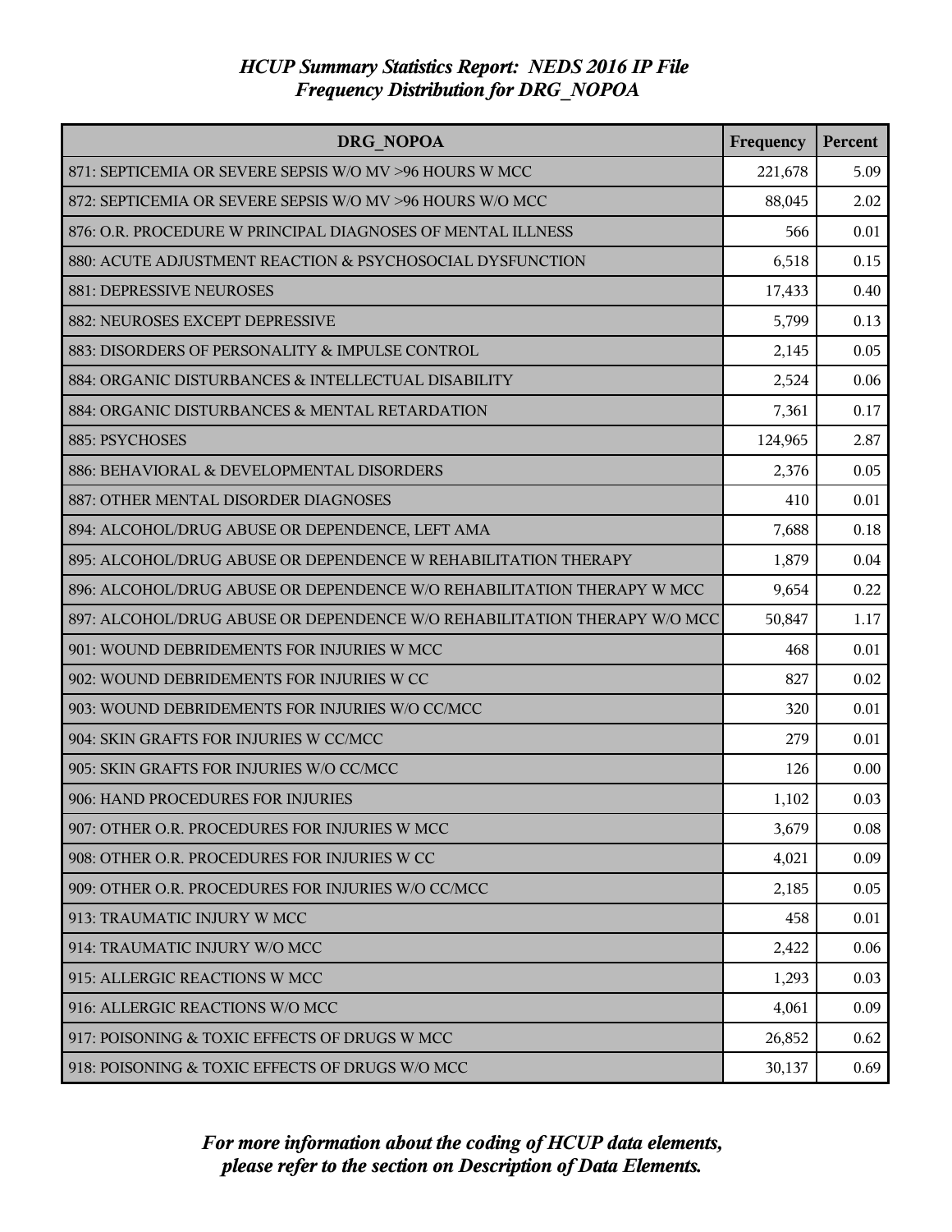*HCUP Summary Statistics Report: NEDS 2016 IP File*
*Frequency Distribution for DRG_NOPOA*

| DRG_NOPOA | Frequency | Percent |
|---|---|---|
| 871: SEPTICEMIA OR SEVERE SEPSIS W/O MV >96 HOURS W MCC | 221,678 | 5.09 |
| 872: SEPTICEMIA OR SEVERE SEPSIS W/O MV >96 HOURS W/O MCC | 88,045 | 2.02 |
| 876: O.R. PROCEDURE W PRINCIPAL DIAGNOSES OF MENTAL ILLNESS | 566 | 0.01 |
| 880: ACUTE ADJUSTMENT REACTION & PSYCHOSOCIAL DYSFUNCTION | 6,518 | 0.15 |
| 881: DEPRESSIVE NEUROSES | 17,433 | 0.40 |
| 882: NEUROSES EXCEPT DEPRESSIVE | 5,799 | 0.13 |
| 883: DISORDERS OF PERSONALITY & IMPULSE CONTROL | 2,145 | 0.05 |
| 884: ORGANIC DISTURBANCES & INTELLECTUAL DISABILITY | 2,524 | 0.06 |
| 884: ORGANIC DISTURBANCES & MENTAL RETARDATION | 7,361 | 0.17 |
| 885: PSYCHOSES | 124,965 | 2.87 |
| 886: BEHAVIORAL & DEVELOPMENTAL DISORDERS | 2,376 | 0.05 |
| 887: OTHER MENTAL DISORDER DIAGNOSES | 410 | 0.01 |
| 894: ALCOHOL/DRUG ABUSE OR DEPENDENCE, LEFT AMA | 7,688 | 0.18 |
| 895: ALCOHOL/DRUG ABUSE OR DEPENDENCE W REHABILITATION THERAPY | 1,879 | 0.04 |
| 896: ALCOHOL/DRUG ABUSE OR DEPENDENCE W/O REHABILITATION THERAPY W MCC | 9,654 | 0.22 |
| 897: ALCOHOL/DRUG ABUSE OR DEPENDENCE W/O REHABILITATION THERAPY W/O MCC | 50,847 | 1.17 |
| 901: WOUND DEBRIDEMENTS FOR INJURIES W MCC | 468 | 0.01 |
| 902: WOUND DEBRIDEMENTS FOR INJURIES W CC | 827 | 0.02 |
| 903: WOUND DEBRIDEMENTS FOR INJURIES W/O CC/MCC | 320 | 0.01 |
| 904: SKIN GRAFTS FOR INJURIES W CC/MCC | 279 | 0.01 |
| 905: SKIN GRAFTS FOR INJURIES W/O CC/MCC | 126 | 0.00 |
| 906: HAND PROCEDURES FOR INJURIES | 1,102 | 0.03 |
| 907: OTHER O.R. PROCEDURES FOR INJURIES W MCC | 3,679 | 0.08 |
| 908: OTHER O.R. PROCEDURES FOR INJURIES W CC | 4,021 | 0.09 |
| 909: OTHER O.R. PROCEDURES FOR INJURIES W/O CC/MCC | 2,185 | 0.05 |
| 913: TRAUMATIC INJURY W MCC | 458 | 0.01 |
| 914: TRAUMATIC INJURY W/O MCC | 2,422 | 0.06 |
| 915: ALLERGIC REACTIONS W MCC | 1,293 | 0.03 |
| 916: ALLERGIC REACTIONS W/O MCC | 4,061 | 0.09 |
| 917: POISONING & TOXIC EFFECTS OF DRUGS W MCC | 26,852 | 0.62 |
| 918: POISONING & TOXIC EFFECTS OF DRUGS W/O MCC | 30,137 | 0.69 |

*For more information about the coding of HCUP data elements, please refer to the section on Description of Data Elements.*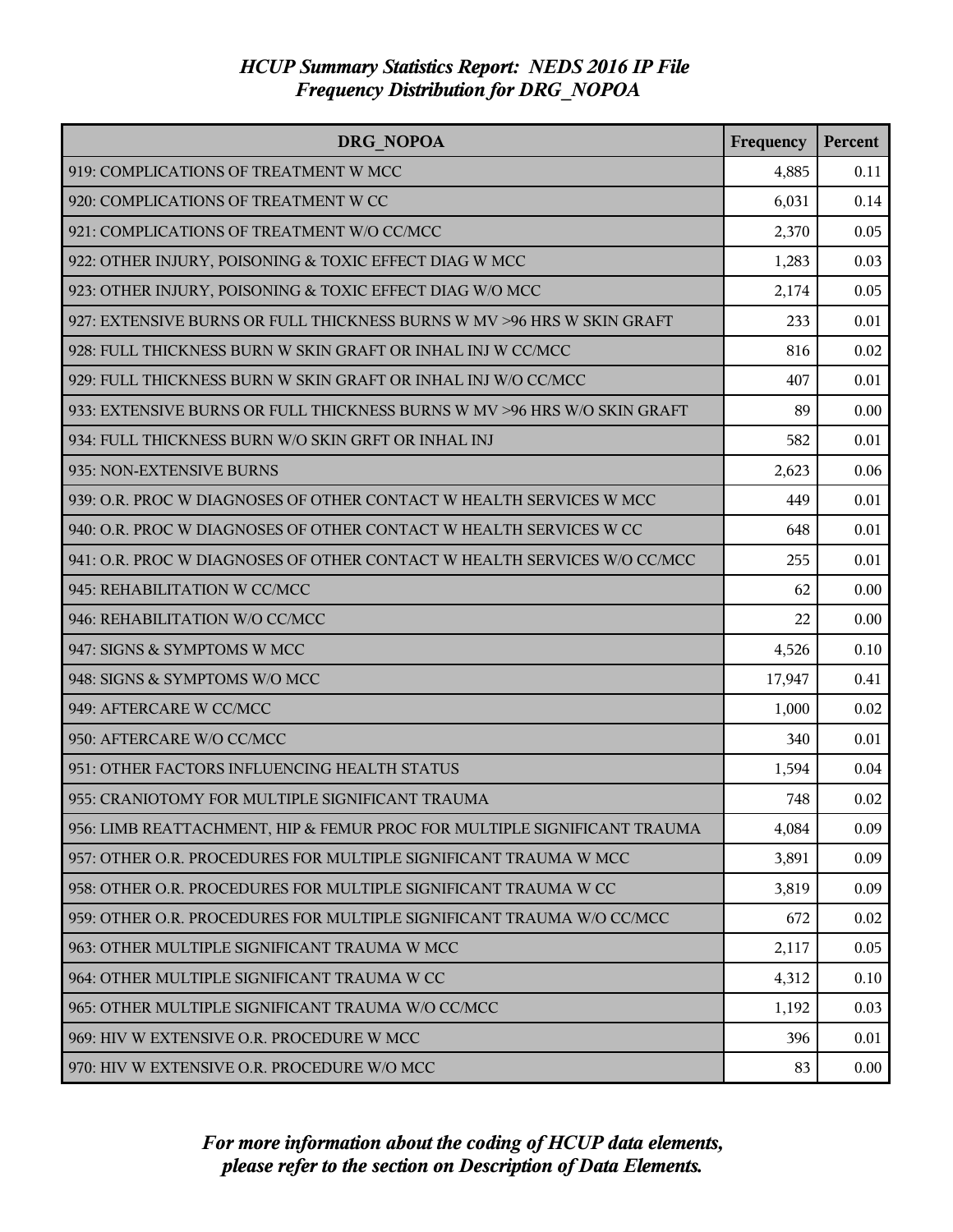*HCUP Summary Statistics Report: NEDS 2016 IP File*
*Frequency Distribution for DRG_NOPOA*

| DRG_NOPOA | Frequency | Percent |
|---|---|---|
| 919: COMPLICATIONS OF TREATMENT W MCC | 4,885 | 0.11 |
| 920: COMPLICATIONS OF TREATMENT W CC | 6,031 | 0.14 |
| 921: COMPLICATIONS OF TREATMENT W/O CC/MCC | 2,370 | 0.05 |
| 922: OTHER INJURY, POISONING & TOXIC EFFECT DIAG W MCC | 1,283 | 0.03 |
| 923: OTHER INJURY, POISONING & TOXIC EFFECT DIAG W/O MCC | 2,174 | 0.05 |
| 927: EXTENSIVE BURNS OR FULL THICKNESS BURNS W MV >96 HRS W SKIN GRAFT | 233 | 0.01 |
| 928: FULL THICKNESS BURN W SKIN GRAFT OR INHAL INJ W CC/MCC | 816 | 0.02 |
| 929: FULL THICKNESS BURN W SKIN GRAFT OR INHAL INJ W/O CC/MCC | 407 | 0.01 |
| 933: EXTENSIVE BURNS OR FULL THICKNESS BURNS W MV >96 HRS W/O SKIN GRAFT | 89 | 0.00 |
| 934: FULL THICKNESS BURN W/O SKIN GRFT OR INHAL INJ | 582 | 0.01 |
| 935: NON-EXTENSIVE BURNS | 2,623 | 0.06 |
| 939: O.R. PROC W DIAGNOSES OF OTHER CONTACT W HEALTH SERVICES W MCC | 449 | 0.01 |
| 940: O.R. PROC W DIAGNOSES OF OTHER CONTACT W HEALTH SERVICES W CC | 648 | 0.01 |
| 941: O.R. PROC W DIAGNOSES OF OTHER CONTACT W HEALTH SERVICES W/O CC/MCC | 255 | 0.01 |
| 945: REHABILITATION W CC/MCC | 62 | 0.00 |
| 946: REHABILITATION W/O CC/MCC | 22 | 0.00 |
| 947: SIGNS & SYMPTOMS W MCC | 4,526 | 0.10 |
| 948: SIGNS & SYMPTOMS W/O MCC | 17,947 | 0.41 |
| 949: AFTERCARE W CC/MCC | 1,000 | 0.02 |
| 950: AFTERCARE W/O CC/MCC | 340 | 0.01 |
| 951: OTHER FACTORS INFLUENCING HEALTH STATUS | 1,594 | 0.04 |
| 955: CRANIOTOMY FOR MULTIPLE SIGNIFICANT TRAUMA | 748 | 0.02 |
| 956: LIMB REATTACHMENT, HIP & FEMUR PROC FOR MULTIPLE SIGNIFICANT TRAUMA | 4,084 | 0.09 |
| 957: OTHER O.R. PROCEDURES FOR MULTIPLE SIGNIFICANT TRAUMA W MCC | 3,891 | 0.09 |
| 958: OTHER O.R. PROCEDURES FOR MULTIPLE SIGNIFICANT TRAUMA W CC | 3,819 | 0.09 |
| 959: OTHER O.R. PROCEDURES FOR MULTIPLE SIGNIFICANT TRAUMA W/O CC/MCC | 672 | 0.02 |
| 963: OTHER MULTIPLE SIGNIFICANT TRAUMA W MCC | 2,117 | 0.05 |
| 964: OTHER MULTIPLE SIGNIFICANT TRAUMA W CC | 4,312 | 0.10 |
| 965: OTHER MULTIPLE SIGNIFICANT TRAUMA W/O CC/MCC | 1,192 | 0.03 |
| 969: HIV W EXTENSIVE O.R. PROCEDURE W MCC | 396 | 0.01 |
| 970: HIV W EXTENSIVE O.R. PROCEDURE W/O MCC | 83 | 0.00 |

*For more information about the coding of HCUP data elements, please refer to the section on Description of Data Elements.*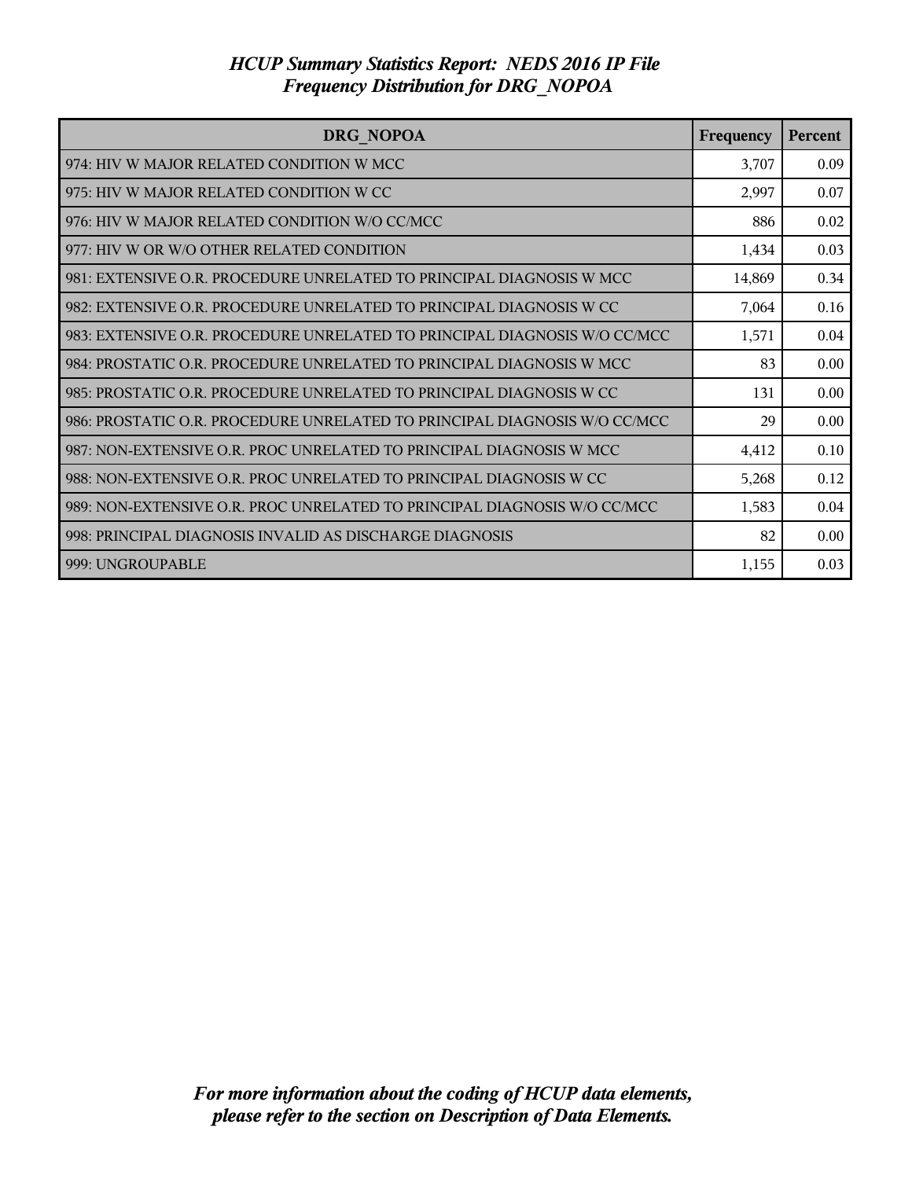*HCUP Summary Statistics Report: NEDS 2016 IP File*
*Frequency Distribution for DRG_NOPOA*

| DRG_NOPOA | Frequency | Percent |
|---|---|---|
| 974: HIV W MAJOR RELATED CONDITION W MCC | 3,707 | 0.09 |
| 975: HIV W MAJOR RELATED CONDITION W CC | 2,997 | 0.07 |
| 976: HIV W MAJOR RELATED CONDITION W/O CC/MCC | 886 | 0.02 |
| 977: HIV W OR W/O OTHER RELATED CONDITION | 1,434 | 0.03 |
| 981: EXTENSIVE O.R. PROCEDURE UNRELATED TO PRINCIPAL DIAGNOSIS W MCC | 14,869 | 0.34 |
| 982: EXTENSIVE O.R. PROCEDURE UNRELATED TO PRINCIPAL DIAGNOSIS W CC | 7,064 | 0.16 |
| 983: EXTENSIVE O.R. PROCEDURE UNRELATED TO PRINCIPAL DIAGNOSIS W/O CC/MCC | 1,571 | 0.04 |
| 984: PROSTATIC O.R. PROCEDURE UNRELATED TO PRINCIPAL DIAGNOSIS W MCC | 83 | 0.00 |
| 985: PROSTATIC O.R. PROCEDURE UNRELATED TO PRINCIPAL DIAGNOSIS W CC | 131 | 0.00 |
| 986: PROSTATIC O.R. PROCEDURE UNRELATED TO PRINCIPAL DIAGNOSIS W/O CC/MCC | 29 | 0.00 |
| 987: NON-EXTENSIVE O.R. PROC UNRELATED TO PRINCIPAL DIAGNOSIS W MCC | 4,412 | 0.10 |
| 988: NON-EXTENSIVE O.R. PROC UNRELATED TO PRINCIPAL DIAGNOSIS W CC | 5,268 | 0.12 |
| 989: NON-EXTENSIVE O.R. PROC UNRELATED TO PRINCIPAL DIAGNOSIS W/O CC/MCC | 1,583 | 0.04 |
| 998: PRINCIPAL DIAGNOSIS INVALID AS DISCHARGE DIAGNOSIS | 82 | 0.00 |
| 999: UNGROUPABLE | 1,155 | 0.03 |

*For more information about the coding of HCUP data elements, please refer to the section on Description of Data Elements.*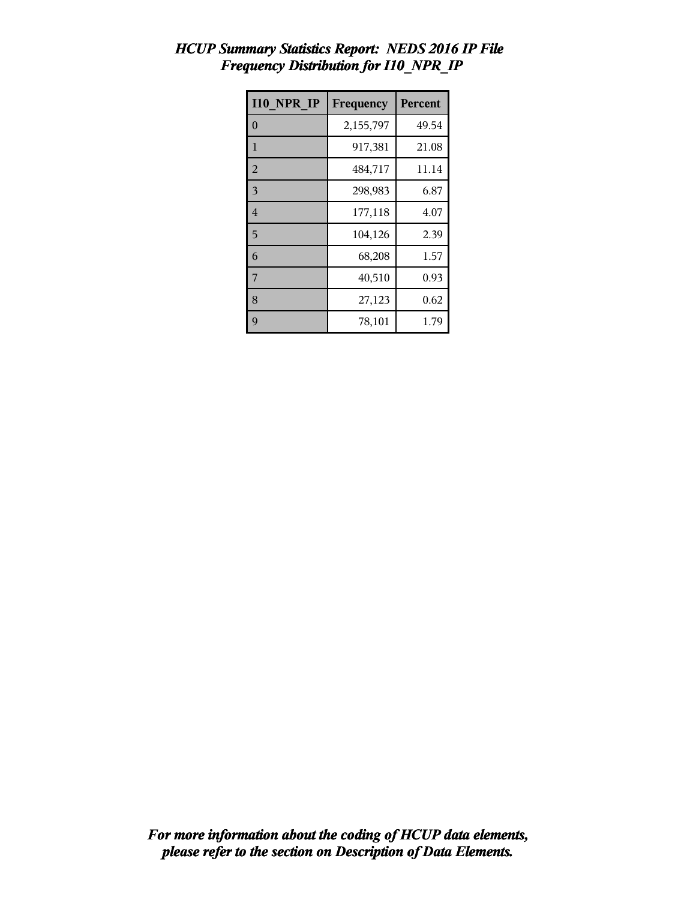# *HCUP Summary Statistics Report: NEDS 2016 IP File*
## *Frequency Distribution for I10_NPR_IP*

| I10_NPR_IP | Frequency | Percent |
|---|---|---|
| 0 | 2,155,797 | 49.54 |
| 1 | 917,381 | 21.08 |
| 2 | 484,717 | 11.14 |
| 3 | 298,983 | 6.87 |
| 4 | 177,118 | 4.07 |
| 5 | 104,126 | 2.39 |
| 6 | 68,208 | 1.57 |
| 7 | 40,510 | 0.93 |
| 8 | 27,123 | 0.62 |
| 9 | 78,101 | 1.79 |

***For more information about the coding of HCUP data elements, please refer to the section on Description of Data Elements.***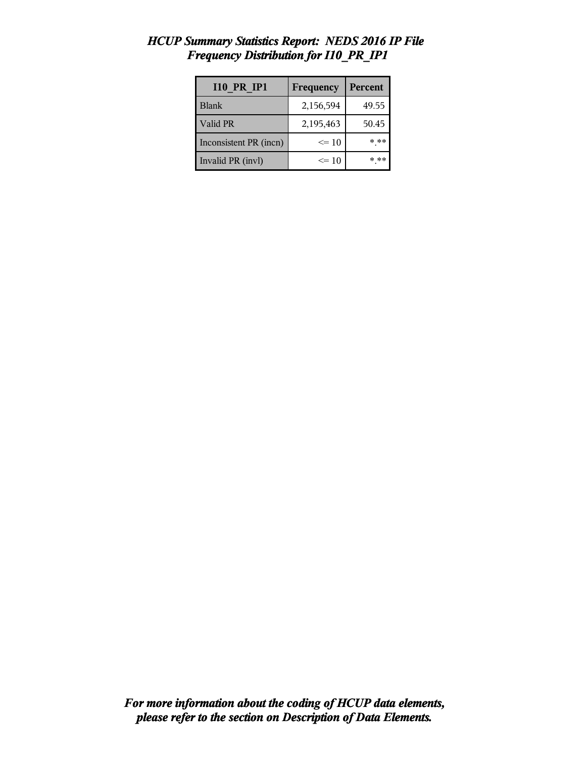# *HCUP Summary Statistics Report: NEDS 2016 IP File*
## *Frequency Distribution for I10_PR_IP1*

| I10_PR_IP1 | Frequency | Percent |
|---|---|---|
| Blank | 2,156,594 | 49.55 |
| Valid PR | 2,195,463 | 50.45 |
| Inconsistent PR (incn) | <= 10 | *.** |
| Invalid PR (invl) | <= 10 | *.** |

***For more information about the coding of HCUP data elements, please refer to the section on Description of Data Elements.***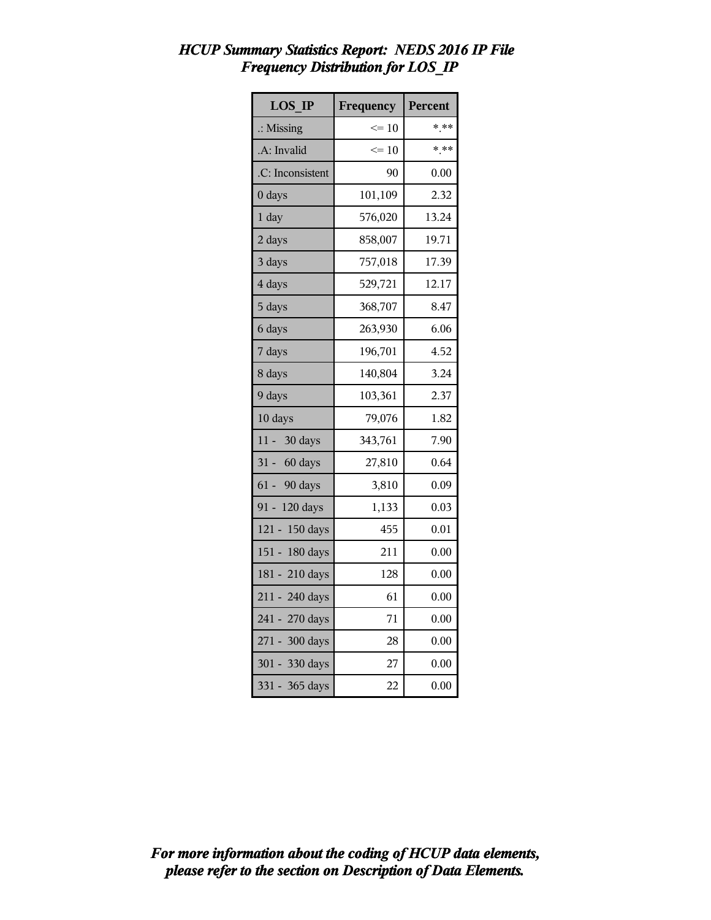# *HCUP Summary Statistics Report: NEDS 2016 IP File*
## *Frequency Distribution for LOS_IP*

| LOS_IP | Frequency | Percent |
|---|---|---|
| .: Missing | <= 10 | *.** |
| .A: Invalid | <= 10 | *.** |
| .C: Inconsistent | 90 | 0.00 |
| 0 days | 101,109 | 2.32 |
| 1 day | 576,020 | 13.24 |
| 2 days | 858,007 | 19.71 |
| 3 days | 757,018 | 17.39 |
| 4 days | 529,721 | 12.17 |
| 5 days | 368,707 | 8.47 |
| 6 days | 263,930 | 6.06 |
| 7 days | 196,701 | 4.52 |
| 8 days | 140,804 | 3.24 |
| 9 days | 103,361 | 2.37 |
| 10 days | 79,076 | 1.82 |
| 11 - 30 days | 343,761 | 7.90 |
| 31 - 60 days | 27,810 | 0.64 |
| 61 - 90 days | 3,810 | 0.09 |
| 91 - 120 days | 1,133 | 0.03 |
| 121 - 150 days | 455 | 0.01 |
| 151 - 180 days | 211 | 0.00 |
| 181 - 210 days | 128 | 0.00 |
| 211 - 240 days | 61 | 0.00 |
| 241 - 270 days | 71 | 0.00 |
| 271 - 300 days | 28 | 0.00 |
| 301 - 330 days | 27 | 0.00 |
| 331 - 365 days | 22 | 0.00 |

*For more information about the coding of HCUP data elements, please refer to the section on Description of Data Elements.*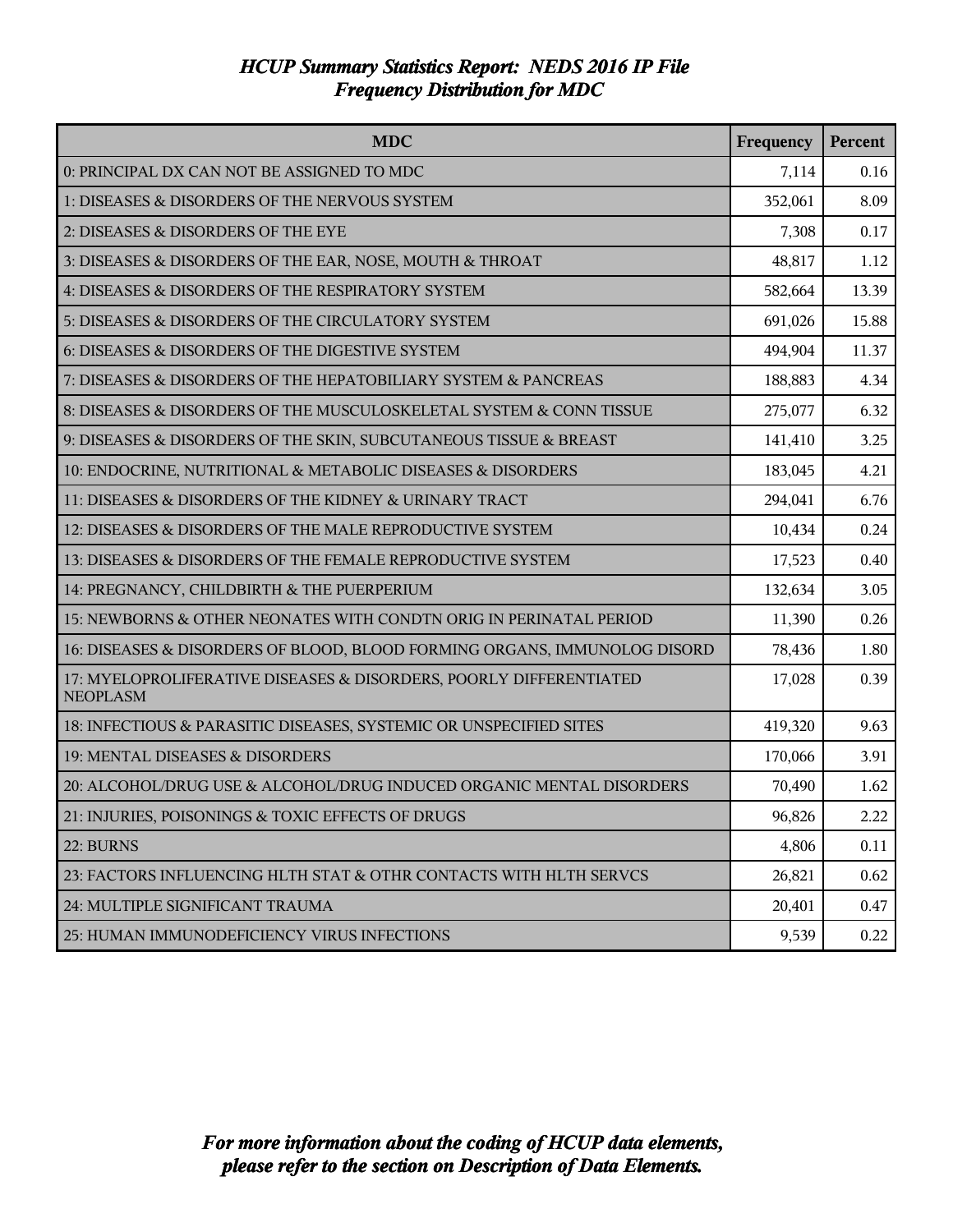# *HCUP Summary Statistics Report: NEDS 2016 IP File*
## *Frequency Distribution for MDC*

| MDC | Frequency | Percent |
|---|---|---|
| 0: PRINCIPAL DX CAN NOT BE ASSIGNED TO MDC | 7,114 | 0.16 |
| 1: DISEASES & DISORDERS OF THE NERVOUS SYSTEM | 352,061 | 8.09 |
| 2: DISEASES & DISORDERS OF THE EYE | 7,308 | 0.17 |
| 3: DISEASES & DISORDERS OF THE EAR, NOSE, MOUTH & THROAT | 48,817 | 1.12 |
| 4: DISEASES & DISORDERS OF THE RESPIRATORY SYSTEM | 582,664 | 13.39 |
| 5: DISEASES & DISORDERS OF THE CIRCULATORY SYSTEM | 691,026 | 15.88 |
| 6: DISEASES & DISORDERS OF THE DIGESTIVE SYSTEM | 494,904 | 11.37 |
| 7: DISEASES & DISORDERS OF THE HEPATOBILIARY SYSTEM & PANCREAS | 188,883 | 4.34 |
| 8: DISEASES & DISORDERS OF THE MUSCULOSKELETAL SYSTEM & CONN TISSUE | 275,077 | 6.32 |
| 9: DISEASES & DISORDERS OF THE SKIN, SUBCUTANEOUS TISSUE & BREAST | 141,410 | 3.25 |
| 10: ENDOCRINE, NUTRITIONAL & METABOLIC DISEASES & DISORDERS | 183,045 | 4.21 |
| 11: DISEASES & DISORDERS OF THE KIDNEY & URINARY TRACT | 294,041 | 6.76 |
| 12: DISEASES & DISORDERS OF THE MALE REPRODUCTIVE SYSTEM | 10,434 | 0.24 |
| 13: DISEASES & DISORDERS OF THE FEMALE REPRODUCTIVE SYSTEM | 17,523 | 0.40 |
| 14: PREGNANCY, CHILDBIRTH & THE PUERPERIUM | 132,634 | 3.05 |
| 15: NEWBORNS & OTHER NEONATES WITH CONDTN ORIG IN PERINATAL PERIOD | 11,390 | 0.26 |
| 16: DISEASES & DISORDERS OF BLOOD, BLOOD FORMING ORGANS, IMMUNOLOG DISORD | 78,436 | 1.80 |
| 17: MYELOPROLIFERATIVE DISEASES & DISORDERS, POORLY DIFFERENTIATED NEOPLASM | 17,028 | 0.39 |
| 18: INFECTIOUS & PARASITIC DISEASES, SYSTEMIC OR UNSPECIFIED SITES | 419,320 | 9.63 |
| 19: MENTAL DISEASES & DISORDERS | 170,066 | 3.91 |
| 20: ALCOHOL/DRUG USE & ALCOHOL/DRUG INDUCED ORGANIC MENTAL DISORDERS | 70,490 | 1.62 |
| 21: INJURIES, POISONINGS & TOXIC EFFECTS OF DRUGS | 96,826 | 2.22 |
| 22: BURNS | 4,806 | 0.11 |
| 23: FACTORS INFLUENCING HLTH STAT & OTHR CONTACTS WITH HLTH SERVCS | 26,821 | 0.62 |
| 24: MULTIPLE SIGNIFICANT TRAUMA | 20,401 | 0.47 |
| 25: HUMAN IMMUNODEFICIENCY VIRUS INFECTIONS | 9,539 | 0.22 |

*For more information about the coding of HCUP data elements, please refer to the section on Description of Data Elements.*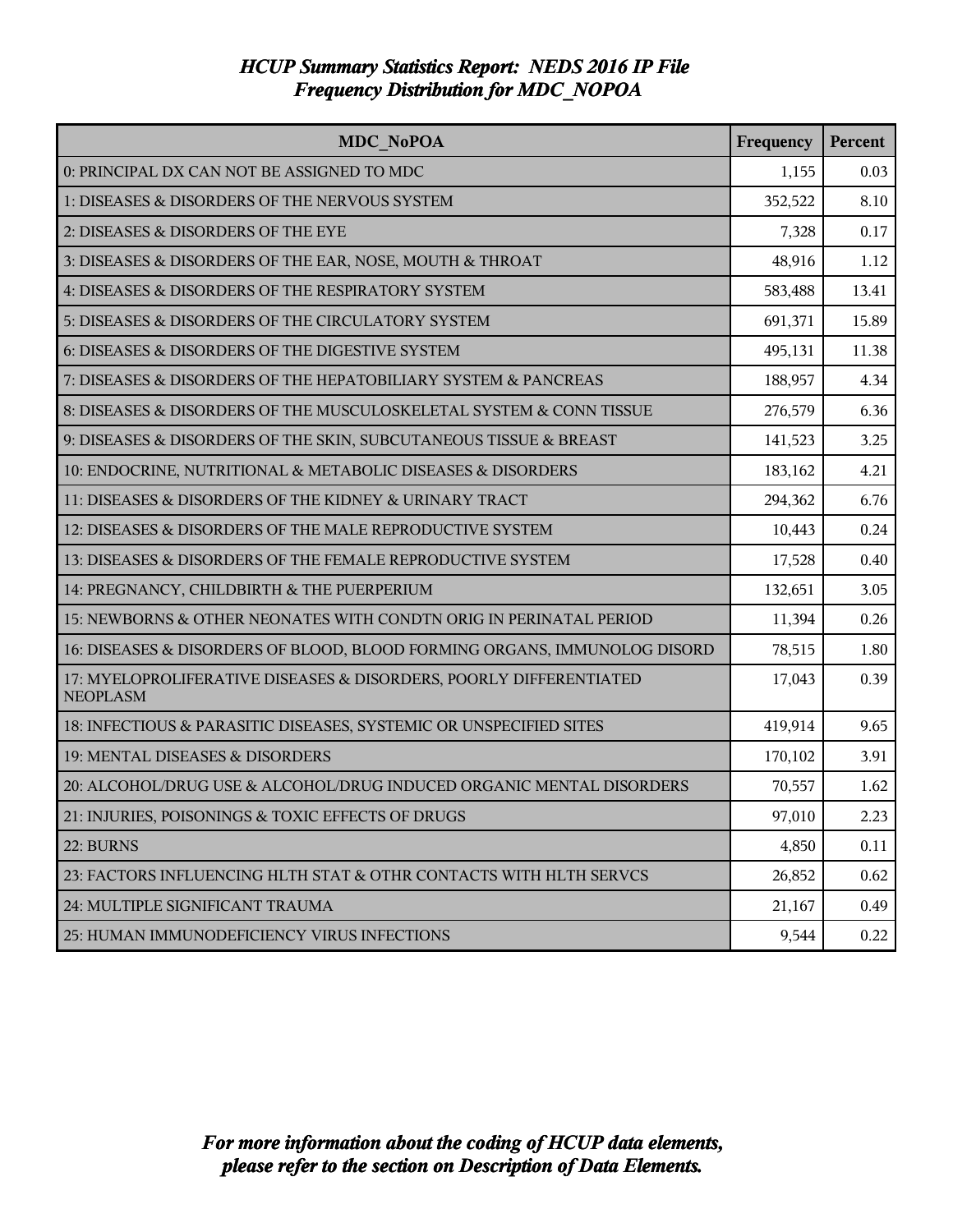# *HCUP Summary Statistics Report: NEDS 2016 IP File*
## *Frequency Distribution for MDC_NOPOA*

| MDC_NoPOA | Frequency | Percent |
|---|---|---|
| 0: PRINCIPAL DX CAN NOT BE ASSIGNED TO MDC | 1,155 | 0.03 |
| 1: DISEASES & DISORDERS OF THE NERVOUS SYSTEM | 352,522 | 8.10 |
| 2: DISEASES & DISORDERS OF THE EYE | 7,328 | 0.17 |
| 3: DISEASES & DISORDERS OF THE EAR, NOSE, MOUTH & THROAT | 48,916 | 1.12 |
| 4: DISEASES & DISORDERS OF THE RESPIRATORY SYSTEM | 583,488 | 13.41 |
| 5: DISEASES & DISORDERS OF THE CIRCULATORY SYSTEM | 691,371 | 15.89 |
| 6: DISEASES & DISORDERS OF THE DIGESTIVE SYSTEM | 495,131 | 11.38 |
| 7: DISEASES & DISORDERS OF THE HEPATOBILIARY SYSTEM & PANCREAS | 188,957 | 4.34 |
| 8: DISEASES & DISORDERS OF THE MUSCULOSKELETAL SYSTEM & CONN TISSUE | 276,579 | 6.36 |
| 9: DISEASES & DISORDERS OF THE SKIN, SUBCUTANEOUS TISSUE & BREAST | 141,523 | 3.25 |
| 10: ENDOCRINE, NUTRITIONAL & METABOLIC DISEASES & DISORDERS | 183,162 | 4.21 |
| 11: DISEASES & DISORDERS OF THE KIDNEY & URINARY TRACT | 294,362 | 6.76 |
| 12: DISEASES & DISORDERS OF THE MALE REPRODUCTIVE SYSTEM | 10,443 | 0.24 |
| 13: DISEASES & DISORDERS OF THE FEMALE REPRODUCTIVE SYSTEM | 17,528 | 0.40 |
| 14: PREGNANCY, CHILDBIRTH & THE PUERPERIUM | 132,651 | 3.05 |
| 15: NEWBORNS & OTHER NEONATES WITH CONDTN ORIG IN PERINATAL PERIOD | 11,394 | 0.26 |
| 16: DISEASES & DISORDERS OF BLOOD, BLOOD FORMING ORGANS, IMMUNOLOG DISORD | 78,515 | 1.80 |
| 17: MYELOPROLIFERATIVE DISEASES & DISORDERS, POORLY DIFFERENTIATED NEOPLASM | 17,043 | 0.39 |
| 18: INFECTIOUS & PARASITIC DISEASES, SYSTEMIC OR UNSPECIFIED SITES | 419,914 | 9.65 |
| 19: MENTAL DISEASES & DISORDERS | 170,102 | 3.91 |
| 20: ALCOHOL/DRUG USE & ALCOHOL/DRUG INDUCED ORGANIC MENTAL DISORDERS | 70,557 | 1.62 |
| 21: INJURIES, POISONINGS & TOXIC EFFECTS OF DRUGS | 97,010 | 2.23 |
| 22: BURNS | 4,850 | 0.11 |
| 23: FACTORS INFLUENCING HLTH STAT & OTHR CONTACTS WITH HLTH SERVCS | 26,852 | 0.62 |
| 24: MULTIPLE SIGNIFICANT TRAUMA | 21,167 | 0.49 |
| 25: HUMAN IMMUNODEFICIENCY VIRUS INFECTIONS | 9,544 | 0.22 |

***For more information about the coding of HCUP data elements, please refer to the section on Description of Data Elements.***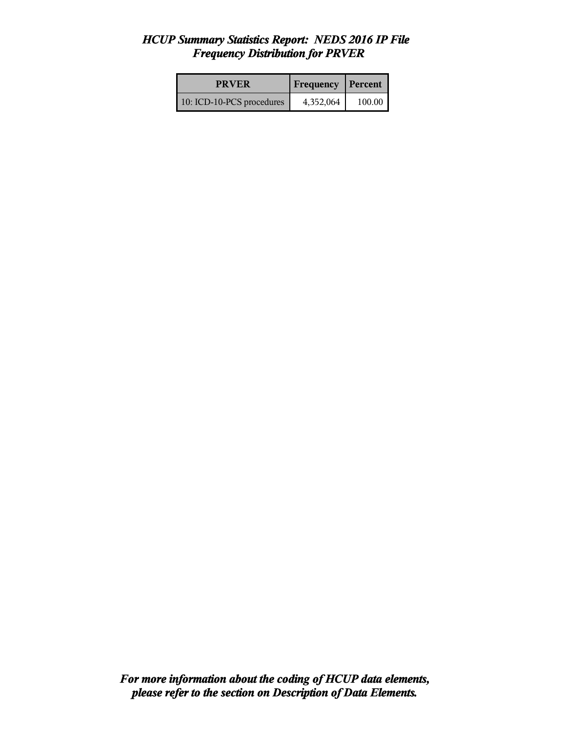# *HCUP Summary Statistics Report: NEDS 2016 IP File*
## *Frequency Distribution for PRVER*

| PRVER | Frequency | Percent |
|---|---|---|
| 10: ICD-10-PCS procedures | 4,352,064 | 100.00 |

***For more information about the coding of HCUP data elements, please refer to the section on Description of Data Elements.***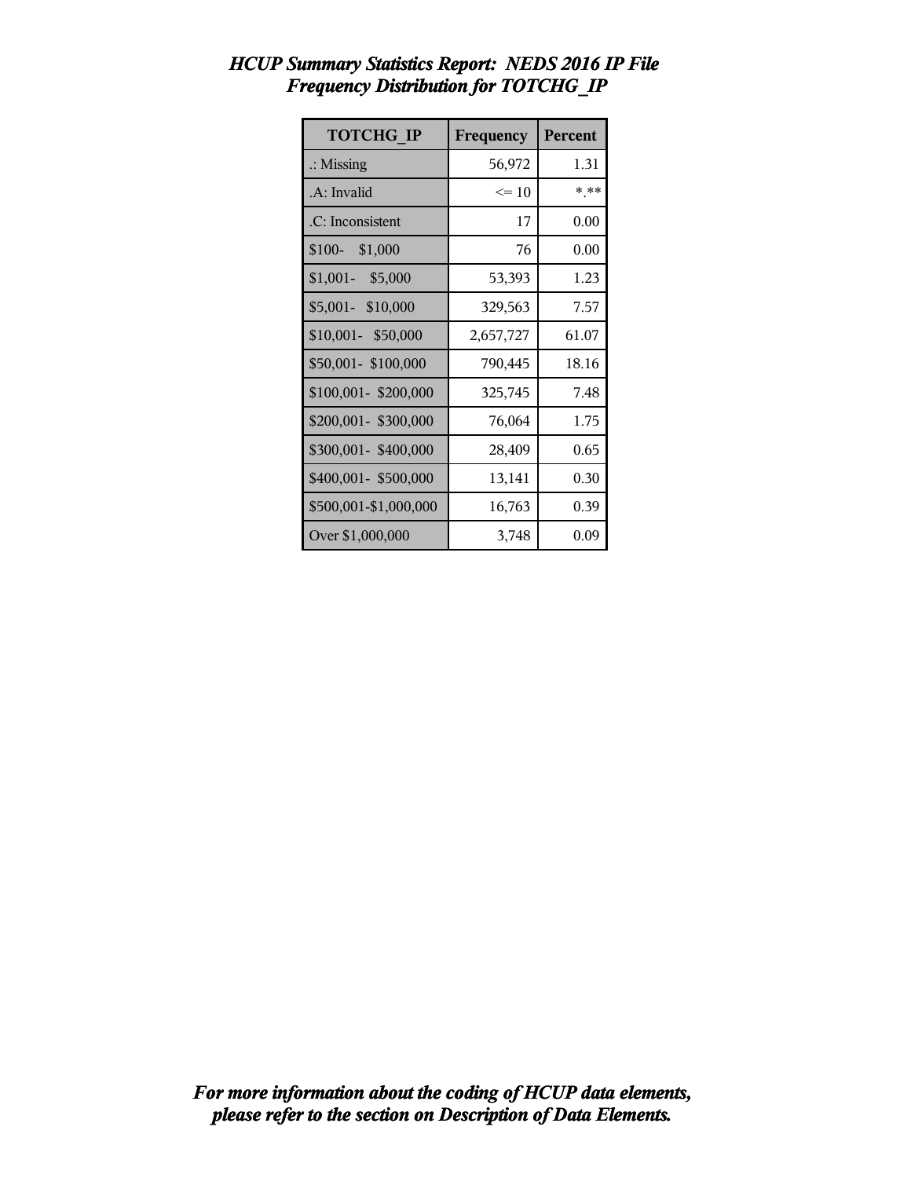# *HCUP Summary Statistics Report: NEDS 2016 IP File*
## *Frequency Distribution for TOTCHG_IP*

| TOTCHG_IP | Frequency | Percent |
|---|---|---|
| .: Missing | 56,972 | 1.31 |
| .A: Invalid | <= 10 | *.** |
| .C: Inconsistent | 17 | 0.00 |
| $100- $1,000 | 76 | 0.00 |
| $1,001- $5,000 | 53,393 | 1.23 |
| $5,001- $10,000 | 329,563 | 7.57 |
| $10,001- $50,000 | 2,657,727 | 61.07 |
| $50,001- $100,000 | 790,445 | 18.16 |
| $100,001- $200,000 | 325,745 | 7.48 |
| $200,001- $300,000 | 76,064 | 1.75 |
| $300,001- $400,000 | 28,409 | 0.65 |
| $400,001- $500,000 | 13,141 | 0.30 |
| $500,001-$1,000,000 | 16,763 | 0.39 |
| Over $1,000,000 | 3,748 | 0.09 |

***For more information about the coding of HCUP data elements, please refer to the section on Description of Data Elements.***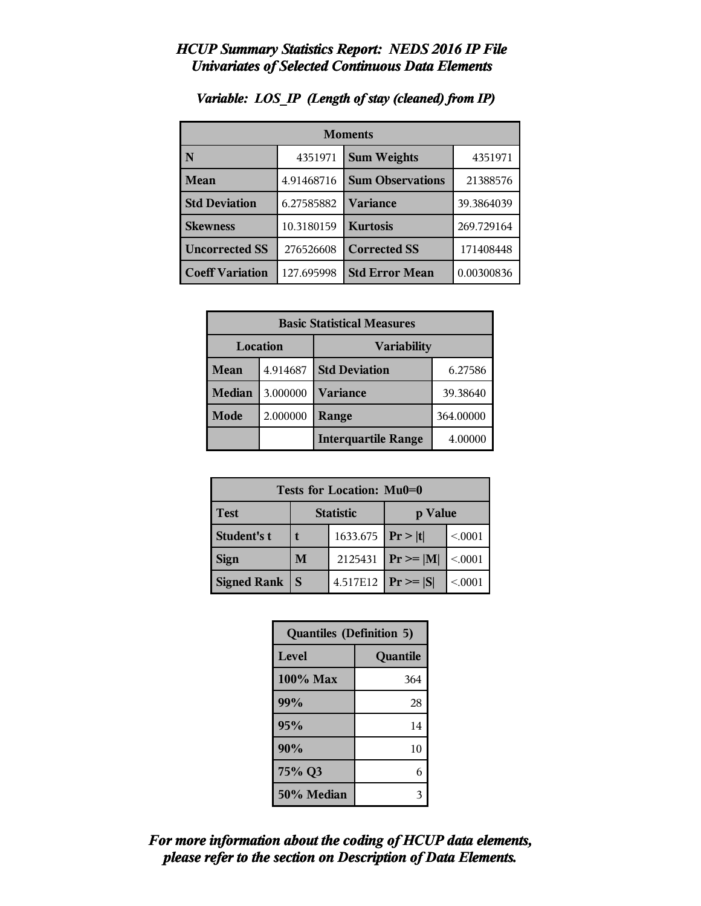*HCUP Summary Statistics Report: NEDS 2016 IP File*
*Univariates of Selected Continuous Data Elements*

*Variable: LOS_IP (Length of stay (cleaned) from IP)*

| Moments | | | |
|---|---|---|---|
| **N** | 4351971 | **Sum Weights** | 4351971 |
| **Mean** | 4.91468716 | **Sum Observations** | 21388576 |
| **Std Deviation** | 6.27585882 | **Variance** | 39.3864039 |
| **Skewness** | 10.3180159 | **Kurtosis** | 269.729164 |
| **Uncorrected SS** | 276526608 | **Corrected SS** | 171408448 |
| **Coeff Variation** | 127.695998 | **Std Error Mean** | 0.00300836 |

| Basic Statistical Measures | | | |
|---|---|---|---|
| Location | | Variability | |
| **Mean** | 4.914687 | **Std Deviation** | 6.27586 |
| **Median** | 3.000000 | **Variance** | 39.38640 |
| **Mode** | 2.000000 | **Range** | 364.00000 |
| | | **Interquartile Range** | 4.00000 |

| Tests for Location: Mu0=0 | | | | |
|---|---|---|---|---|
| **Test** | Statistic | | p Value | |
| **Student's t** | **t** | 1633.675 | **Pr > \|t\|** | <.0001 |
| **Sign** | **M** | 2125431 | **Pr >= \|M\|** | <.0001 |
| **Signed Rank** | **S** | 4.517E12 | **Pr >= \|S\|** | <.0001 |

| Quantiles (Definition 5) | |
|---|---|
| **Level** | **Quantile** |
| **100% Max** | 364 |
| **99%** | 28 |
| **95%** | 14 |
| **90%** | 10 |
| **75% Q3** | 6 |
| **50% Median** | 3 |

***For more information about the coding of HCUP data elements, please refer to the section on Description of Data Elements.***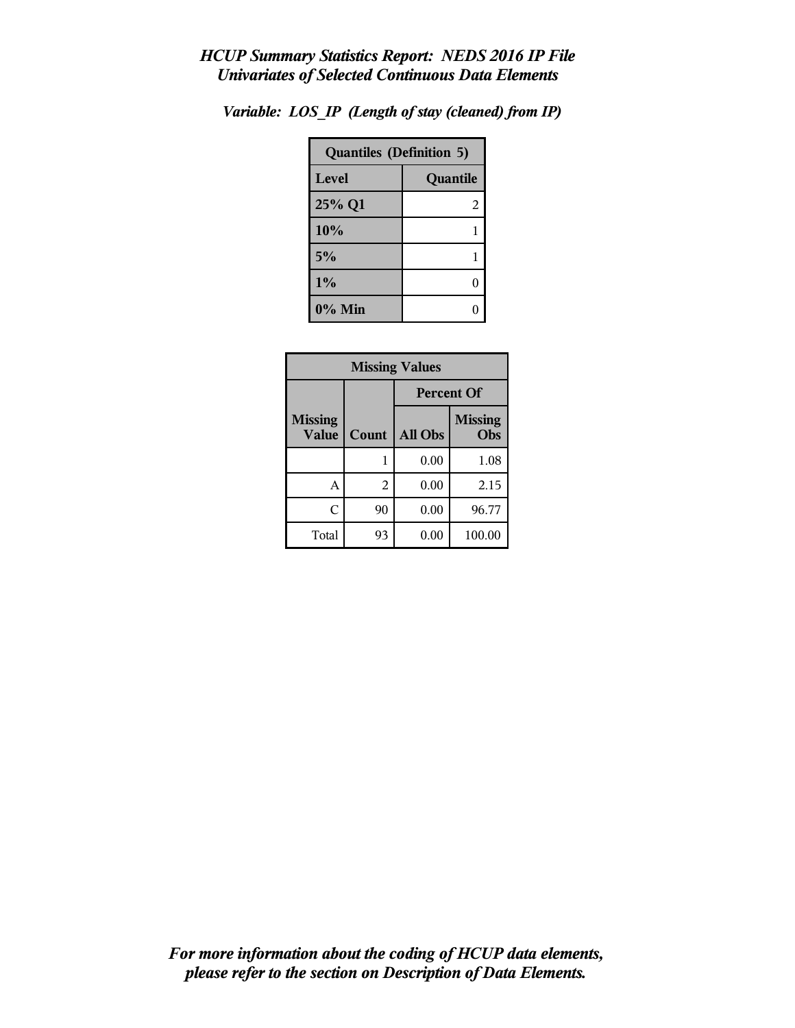*HCUP Summary Statistics Report: NEDS 2016 IP File*
*Univariates of Selected Continuous Data Elements*

*Variable: LOS_IP (Length of stay (cleaned) from IP)*

| Quantiles (Definition 5) | |
|---|---|
| **Level** | **Quantile** |
| **25% Q1** | 2 |
| **10%** | 1 |
| **5%** | 1 |
| **1%** | 0 |
| **0% Min** | 0 |

| Missing Values | | | |
|---|---|---|---|
| | | Percent Of | |
| Missing Value | Count | All Obs | Missing Obs |
| | 1 | 0.00 | 1.08 |
| A | 2 | 0.00 | 2.15 |
| C | 90 | 0.00 | 96.77 |
| Total | 93 | 0.00 | 100.00 |

*For more information about the coding of HCUP data elements, please refer to the section on Description of Data Elements.*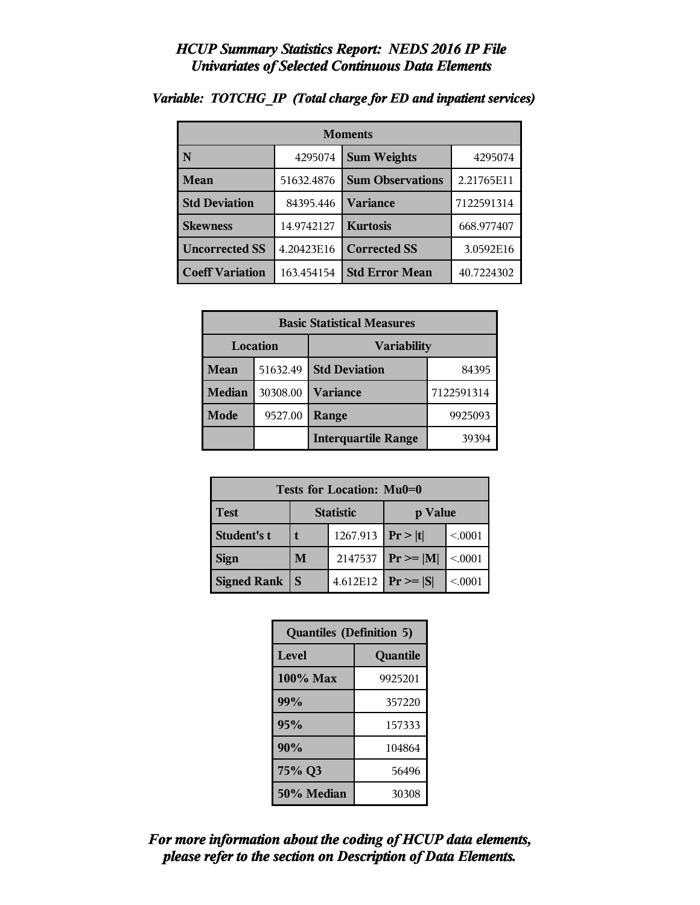# *HCUP Summary Statistics Report: NEDS 2016 IP File*
## *Univariates of Selected Continuous Data Elements*

### *Variable: TOTCHG_IP (Total charge for ED and inpatient services)*

| Moments | | | |
|---|---|---|---|
| **N** | 4295074 | **Sum Weights** | 4295074 |
| **Mean** | 51632.4876 | **Sum Observations** | 2.21765E11 |
| **Std Deviation** | 84395.446 | **Variance** | 7122591314 |
| **Skewness** | 14.9742127 | **Kurtosis** | 668.977407 |
| **Uncorrected SS** | 4.20423E16 | **Corrected SS** | 3.0592E16 |
| **Coeff Variation** | 163.454154 | **Std Error Mean** | 40.7224302 |

| Basic Statistical Measures | | | |
|---|---|---|---|
| Location | | Variability | |
| **Mean** | 51632.49 | **Std Deviation** | 84395 |
| **Median** | 30308.00 | **Variance** | 7122591314 |
| **Mode** | 9527.00 | **Range** | 9925093 |
| | | **Interquartile Range** | 39394 |

| Tests for Location: Mu0=0 | | | | |
|---|---|---|---|---|
| **Test** | Statistic | | p Value | |
| **Student's t** | **t** | 1267.913 | **Pr > \|t\|** | <.0001 |
| **Sign** | **M** | 2147537 | **Pr >= \|M\|** | <.0001 |
| **Signed Rank** | **S** | 4.612E12 | **Pr >= \|S\|** | <.0001 |

| Quantiles (Definition 5) | |
|---|---|
| **Level** | **Quantile** |
| **100% Max** | 9925201 |
| **99%** | 357220 |
| **95%** | 157333 |
| **90%** | 104864 |
| **75% Q3** | 56496 |
| **50% Median** | 30308 |

***For more information about the coding of HCUP data elements, please refer to the section on Description of Data Elements.***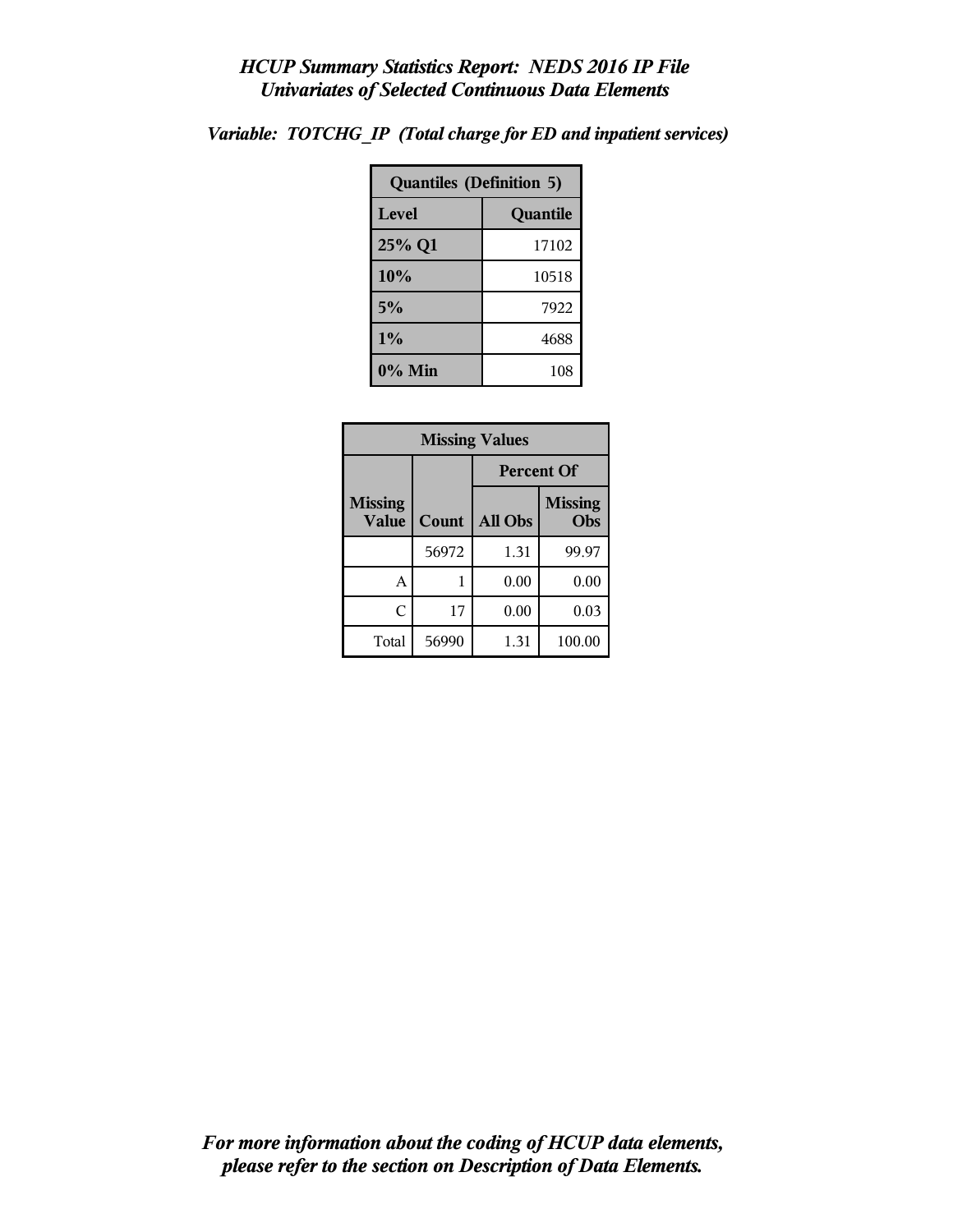*HCUP Summary Statistics Report: NEDS 2016 IP File*
*Univariates of Selected Continuous Data Elements*

*Variable: TOTCHG_IP (Total charge for ED and inpatient services)*

| Quantiles (Definition 5) | |
|---|---|
| **Level** | **Quantile** |
| **25% Q1** | 17102 |
| **10%** | 10518 |
| **5%** | 7922 |
| **1%** | 4688 |
| **0% Min** | 108 |

| Missing Values | | | |
|---|---|---|---|
| | | Percent Of | |
| Missing Value | Count | All Obs | Missing Obs |
| | 56972 | 1.31 | 99.97 |
| A | 1 | 0.00 | 0.00 |
| C | 17 | 0.00 | 0.03 |
| Total | 56990 | 1.31 | 100.00 |

*For more information about the coding of HCUP data elements, please refer to the section on Description of Data Elements.*